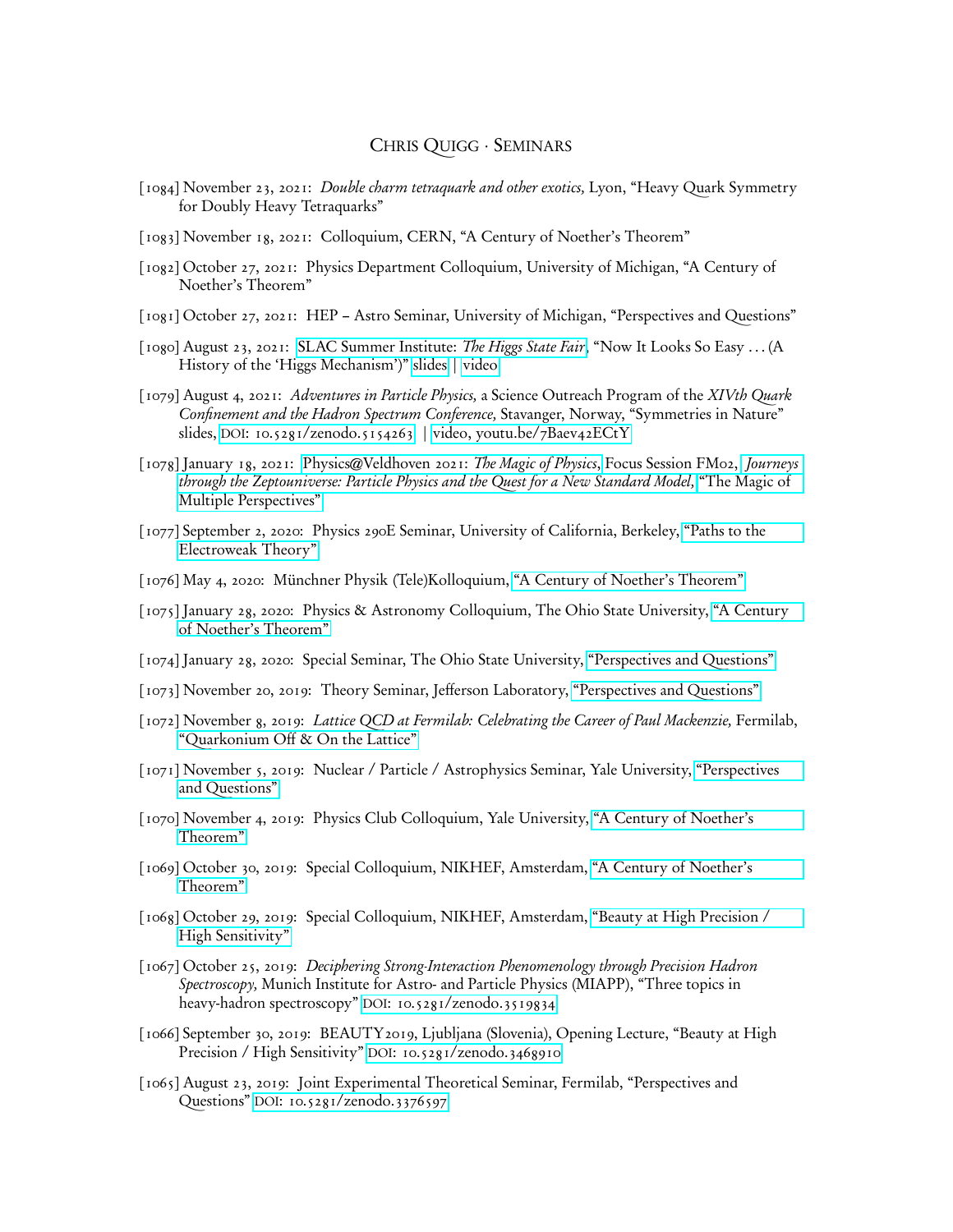# Chris Quigg · Seminars

[1084] November 23, 2021: *Double charm tetraquark and other exotics,* Lyon, "Heavy Quark Symmetry for Doubly Heavy Tetraquarks"

[1083] November 18, 2021: Colloquium, CERN, "A Century of Noether's Theorem"

[1082] October 27, 2021: Physics Department Colloquium, University of Michigan, "A Century of Noether's Theorem"

[1081] October 27, 2021: HEP – Astro Seminar, University of Michigan, "Perspectives and Questions"

[1080] August 23, 2021: SLAC Summer Institute: *The Higgs State Fair,* "Now It Looks So Easy . . . (A History of the 'Higgs Mechanism')" slides | video

[1079] August 4, 2021: *Adventures in Particle Physics,* a Science Outreach Program of the *XIVth Quark Confinement and the Hadron Spectrum Conference,* Stavanger, Norway, "Symmetries in Nature" slides, DOI: 10.5281/zenodo.5154263 | video, youtu.be/7Baev42ECtY

[1078] January 18, 2021: Physics@Veldhoven 2021: *The Magic of Physics,* Focus Session FM02, *Journeys through the Zeptouniverse: Particle Physics and the Quest for a New Standard Model,* "The Magic of Multiple Perspectives"

[1077] September 2, 2020: Physics 290E Seminar, University of California, Berkeley, "Paths to the Electroweak Theory"

[1076] May 4, 2020: Münchner Physik (Tele)Kolloquium, "A Century of Noether's Theorem"

[1075] January 28, 2020: Physics & Astronomy Colloquium, The Ohio State University, "A Century of Noether's Theorem"

[1074] January 28, 2020: Special Seminar, The Ohio State University, "Perspectives and Questions"

[1073] November 20, 2019: Theory Seminar, Jefferson Laboratory, "Perspectives and Questions"

[1072] November 8, 2019: *Lattice QCD at Fermilab: Celebrating the Career of Paul Mackenzie,* Fermilab, "Quarkonium Off & On the Lattice"

[1071] November 5, 2019: Nuclear / Particle / Astrophysics Seminar, Yale University, "Perspectives and Questions"

[1070] November 4, 2019: Physics Club Colloquium, Yale University, "A Century of Noether's Theorem"

[1069] October 30, 2019: Special Colloquium, NIKHEF, Amsterdam, "A Century of Noether's Theorem"

[1068] October 29, 2019: Special Colloquium, NIKHEF, Amsterdam, "Beauty at High Precision / High Sensitivity"

[1067] October 25, 2019: *Deciphering Strong-Interaction Phenomenology through Precision Hadron Spectroscopy,* Munich Institute for Astro- and Particle Physics (MIAPP), "Three topics in heavy-hadron spectroscopy" DOI: 10.5281/zenodo.3519834

[1066] September 30, 2019: BEAUTY2019, Ljubljana (Slovenia), Opening Lecture, "Beauty at High Precision / High Sensitivity" DOI: 10.5281/zenodo.3468910

[1065] August 23, 2019: Joint Experimental Theoretical Seminar, Fermilab, "Perspectives and Questions" DOI: 10.5281/zenodo.3376597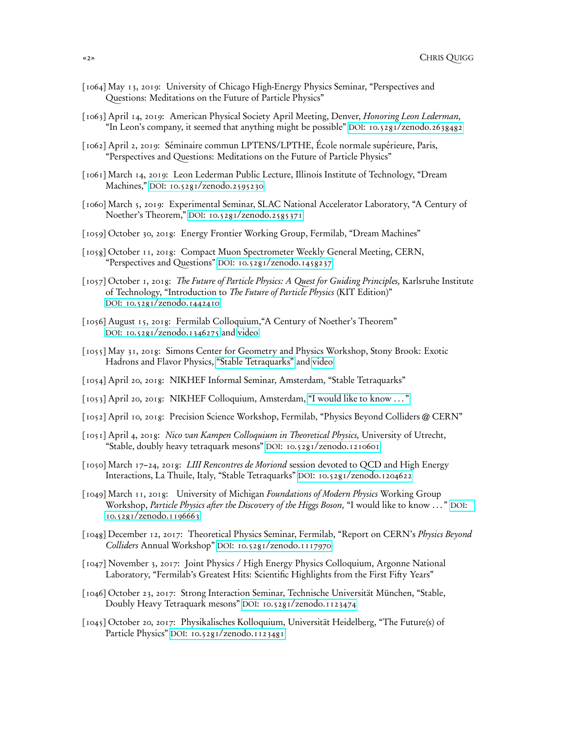[1064] May 13, 2019: University of Chicago High-Energy Physics Seminar, "Perspectives and Questions: Meditations on the Future of Particle Physics"

[1063] April 14, 2019: American Physical Society April Meeting, Denver, *Honoring Leon Lederman,* "In Leon's company, it seemed that anything might be possible" DOI: 10.5281/zenodo.2638482

[1062] April 2, 2019: Séminaire commun LPTENS/LPTHE, École normale supérieure, Paris, "Perspectives and Questions: Meditations on the Future of Particle Physics"

[1061] March 14, 2019: Leon Lederman Public Lecture, Illinois Institute of Technology, "Dream Machines," DOI: 10.5281/zenodo.2595230

[1060] March 5, 2019: Experimental Seminar, SLAC National Accelerator Laboratory, "A Century of Noether's Theorem," DOI: 10.5281/zenodo.2585371

[1059] October 30, 2018: Energy Frontier Working Group, Fermilab, "Dream Machines"

[1058] October 11, 2018: Compact Muon Spectrometer Weekly General Meeting, CERN, "Perspectives and Questions" DOI: 10.5281/zenodo.1458237

[1057] October 1, 2018: *The Future of Particle Physics: A Quest for Guiding Principles,* Karlsruhe Institute of Technology, "Introduction to *The Future of Particle Physics* (KIT Edition)" DOI: 10.5281/zenodo.1442410

[1056] August 15, 2018: Fermilab Colloquium,"A Century of Noether's Theorem" DOI: 10.5281/zenodo.1346275 and video

[1055] May 31, 2018: Simons Center for Geometry and Physics Workshop, Stony Brook: Exotic Hadrons and Flavor Physics, "Stable Tetraquarks" and video

[1054] April 20, 2018: NIKHEF Informal Seminar, Amsterdam, "Stable Tetraquarks"

[1053] April 20, 2018: NIKHEF Colloquium, Amsterdam, "I would like to know . . . "

[1052] April 10, 2018: Precision Science Workshop, Fermilab, "Physics Beyond Colliders @ CERN"

[1051] April 4, 2018: *Nico van Kampen Colloquium in Theoretical Physics,* University of Utrecht, "Stable, doubly heavy tetraquark mesons" DOI: 10.5281/zenodo.1210601

[1050] March 17–24, 2018: *LIII Rencontres de Moriond* session devoted to QCD and High Energy Interactions, La Thuile, Italy, "Stable Tetraquarks" DOI: 10.5281/zenodo.1204622

[1049] March 11, 2018: University of Michigan *Foundations of Modern Physics* Working Group Workshop, *Particle Physics after the Discovery of the Higgs Boson,* "I would like to know . . . " DOI: 10.5281/zenodo.1196663

[1048] December 12, 2017: Theoretical Physics Seminar, Fermilab, "Report on CERN's *Physics Beyond Colliders* Annual Workshop" DOI: 10.5281/zenodo.1117970

[1047] November 3, 2017: Joint Physics / High Energy Physics Colloquium, Argonne National Laboratory, "Fermilab's Greatest Hits: Scientific Highlights from the First Fifty Years"

[1046] October 23, 2017: Strong Interaction Seminar, Technische Universität München, "Stable, Doubly Heavy Tetraquark mesons" DOI: 10.5281/zenodo.1123474

[1045] October 20, 2017: Physikalisches Kolloquium, Universität Heidelberg, "The Future(s) of Particle Physics" DOI: 10.5281/zenodo.1123481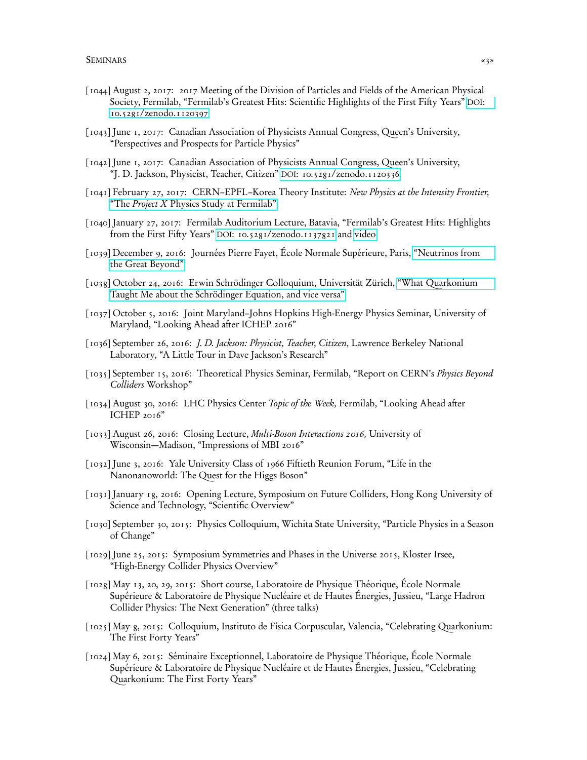[1044] August 2, 2017: 2017 Meeting of the Division of Particles and Fields of the American Physical Society, Fermilab, "Fermilab's Greatest Hits: Scientific Highlights of the First Fifty Years" DOI: 10.5281/zenodo.1120397

[1043] June 1, 2017: Canadian Association of Physicists Annual Congress, Queen's University, "Perspectives and Prospects for Particle Physics"

[1042] June 1, 2017: Canadian Association of Physicists Annual Congress, Queen's University, "J. D. Jackson, Physicist, Teacher, Citizen" DOI: 10.5281/zenodo.1120336

[1041] February 27, 2017: CERN–EPFL–Korea Theory Institute: *New Physics at the Intensity Frontier,* "The *Project X* Physics Study at Fermilab"

[1040] January 27, 2017: Fermilab Auditorium Lecture, Batavia, "Fermilab's Greatest Hits: Highlights from the First Fifty Years" DOI: 10.5281/zenodo.1137821 and video

[1039] December 9, 2016: Journées Pierre Fayet, École Normale Supérieure, Paris, "Neutrinos from the Great Beyond"

[1038] October 24, 2016: Erwin Schrödinger Colloquium, Universität Zürich, "What Quarkonium Taught Me about the Schrödinger Equation, and vice versa"

[1037] October 5, 2016: Joint Maryland–Johns Hopkins High-Energy Physics Seminar, University of Maryland, "Looking Ahead after ICHEP 2016"

[1036] September 26, 2016: *J. D. Jackson: Physicist, Teacher, Citizen,* Lawrence Berkeley National Laboratory, "A Little Tour in Dave Jackson's Research"

[1035] September 15, 2016: Theoretical Physics Seminar, Fermilab, "Report on CERN's *Physics Beyond Colliders* Workshop"

[1034] August 30, 2016: LHC Physics Center *Topic of the Week,* Fermilab, "Looking Ahead after ICHEP 2016"

[1033] August 26, 2016: Closing Lecture, *Multi-Boson Interactions 2016,* University of Wisconsin—Madison, "Impressions of MBI 2016"

[1032] June 3, 2016: Yale University Class of 1966 Fiftieth Reunion Forum, "Life in the Nanonanoworld: The Quest for the Higgs Boson"

[1031] January 18, 2016: Opening Lecture, Symposium on Future Colliders, Hong Kong University of Science and Technology, "Scientific Overview"

[1030] September 30, 2015: Physics Colloquium, Wichita State University, "Particle Physics in a Season of Change"

[1029] June 25, 2015: Symposium Symmetries and Phases in the Universe 2015, Kloster Irsee, "High-Energy Collider Physics Overview"

[1028] May 13, 20, 29, 2015: Short course, Laboratoire de Physique Théorique, École Normale Supérieure & Laboratoire de Physique Nucléaire et de Hautes Énergies, Jussieu, "Large Hadron Collider Physics: The Next Generation" (three talks)

[1025] May 8, 2015: Colloquium, Instituto de Física Corpuscular, Valencia, "Celebrating Quarkonium: The First Forty Years"

[1024] May 6, 2015: Séminaire Exceptionnel, Laboratoire de Physique Théorique, École Normale Supérieure & Laboratoire de Physique Nucléaire et de Hautes Énergies, Jussieu, "Celebrating Quarkonium: The First Forty Years"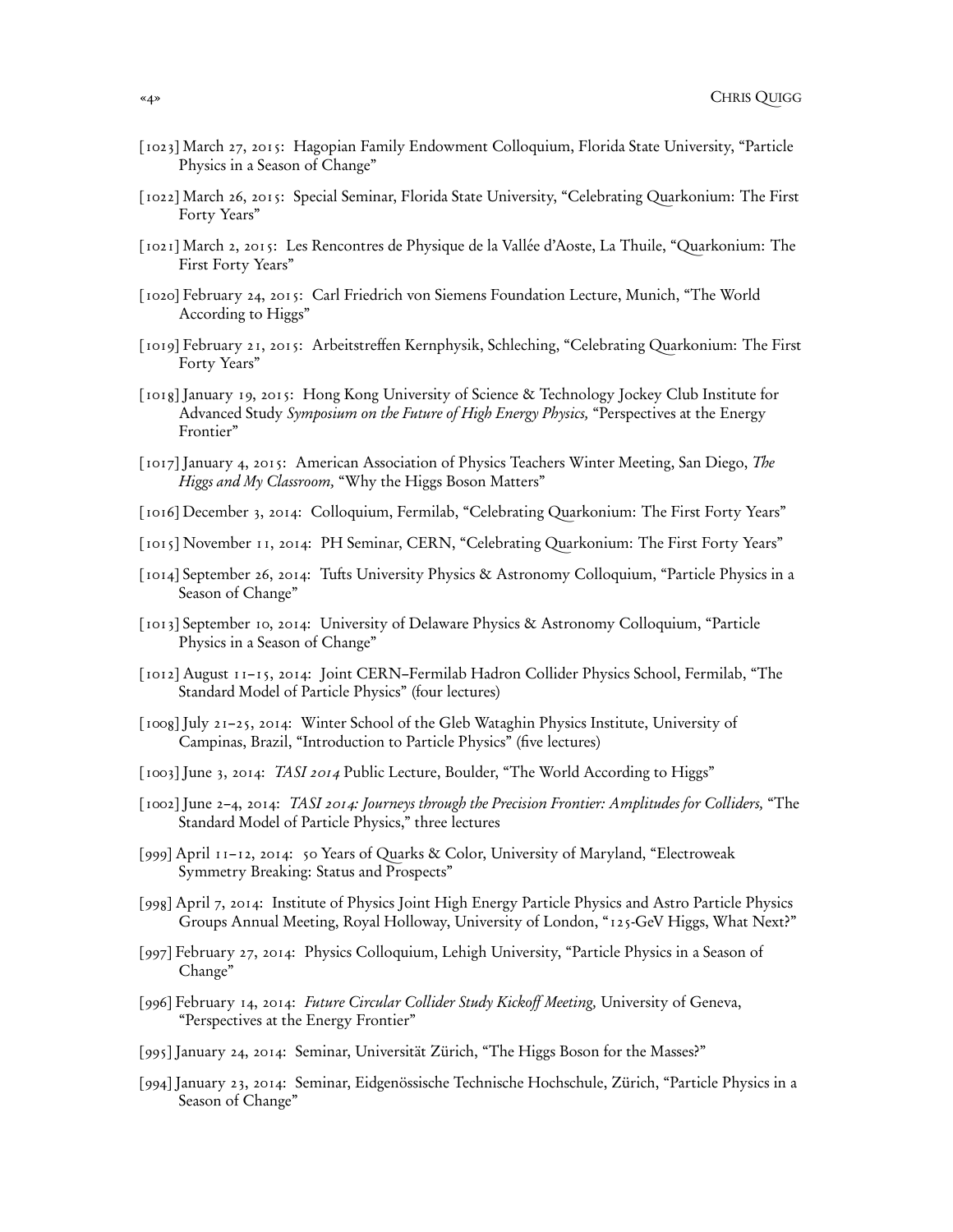[1023] March 27, 2015: Hagopian Family Endowment Colloquium, Florida State University, “Particle Physics in a Season of Change”

[1022] March 26, 2015: Special Seminar, Florida State University, “Celebrating Quarkonium: The First Forty Years”

[1021] March 2, 2015: Les Rencontres de Physique de la Vallée d’Aoste, La Thuile, “Quarkonium: The First Forty Years”

[1020] February 24, 2015: Carl Friedrich von Siemens Foundation Lecture, Munich, “The World According to Higgs”

[1019] February 21, 2015: Arbeitstreffen Kernphysik, Schleching, “Celebrating Quarkonium: The First Forty Years”

[1018] January 19, 2015: Hong Kong University of Science & Technology Jockey Club Institute for Advanced Study *Symposium on the Future of High Energy Physics,* “Perspectives at the Energy Frontier”

[1017] January 4, 2015: American Association of Physics Teachers Winter Meeting, San Diego, *The Higgs and My Classroom,* “Why the Higgs Boson Matters”

[1016] December 3, 2014: Colloquium, Fermilab, “Celebrating Quarkonium: The First Forty Years”

[1015] November 11, 2014: PH Seminar, CERN, “Celebrating Quarkonium: The First Forty Years”

[1014] September 26, 2014: Tufts University Physics & Astronomy Colloquium, “Particle Physics in a Season of Change”

[1013] September 10, 2014: University of Delaware Physics & Astronomy Colloquium, “Particle Physics in a Season of Change”

[1012] August 11–15, 2014: Joint CERN–Fermilab Hadron Collider Physics School, Fermilab, “The Standard Model of Particle Physics” (four lectures)

[1008] July 21–25, 2014: Winter School of the Gleb Wataghin Physics Institute, University of Campinas, Brazil, “Introduction to Particle Physics” (five lectures)

[1003] June 3, 2014: *TASI 2014* Public Lecture, Boulder, “The World According to Higgs”

[1002] June 2–4, 2014: *TASI 2014: Journeys through the Precision Frontier: Amplitudes for Colliders,* “The Standard Model of Particle Physics,” three lectures

[999] April 11–12, 2014: 50 Years of Quarks & Color, University of Maryland, “Electroweak Symmetry Breaking: Status and Prospects”

[998] April 7, 2014: Institute of Physics Joint High Energy Particle Physics and Astro Particle Physics Groups Annual Meeting, Royal Holloway, University of London, “125-GeV Higgs, What Next?”

[997] February 27, 2014: Physics Colloquium, Lehigh University, “Particle Physics in a Season of Change”

[996] February 14, 2014: *Future Circular Collider Study Kickoff Meeting,* University of Geneva, “Perspectives at the Energy Frontier”

[995] January 24, 2014: Seminar, Universität Zürich, “The Higgs Boson for the Masses?”

[994] January 23, 2014: Seminar, Eidgenössische Technische Hochschule, Zürich, “Particle Physics in a Season of Change”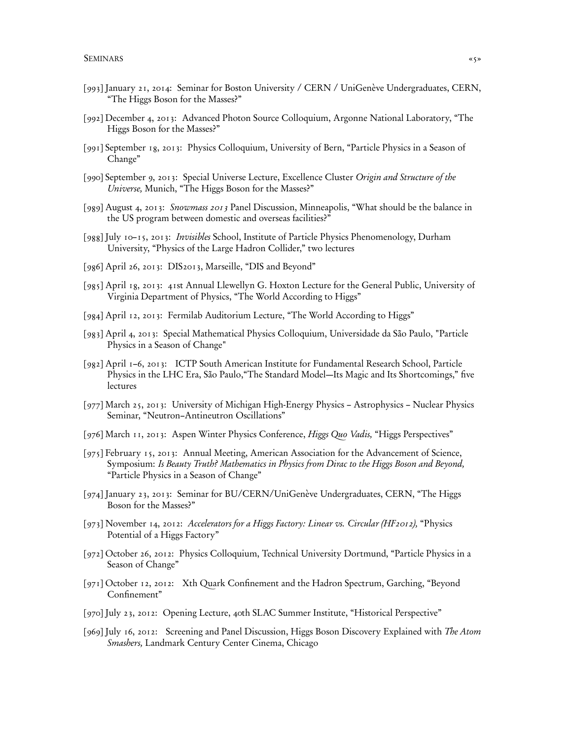[993] January 21, 2014: Seminar for Boston University / CERN / UniGenève Undergraduates, CERN, "The Higgs Boson for the Masses?"

[992] December 4, 2013: Advanced Photon Source Colloquium, Argonne National Laboratory, "The Higgs Boson for the Masses?"

[991] September 18, 2013: Physics Colloquium, University of Bern, "Particle Physics in a Season of Change"

[990] September 9, 2013: Special Universe Lecture, Excellence Cluster *Origin and Structure of the Universe,* Munich, "The Higgs Boson for the Masses?"

[989] August 4, 2013: *Snowmass 2013* Panel Discussion, Minneapolis, "What should be the balance in the US program between domestic and overseas facilities?"

[988] July 10–15, 2013: *Invisibles* School, Institute of Particle Physics Phenomenology, Durham University, "Physics of the Large Hadron Collider," two lectures

[986] April 26, 2013: DIS2013, Marseille, "DIS and Beyond"

[985] April 18, 2013: 41st Annual Llewellyn G. Hoxton Lecture for the General Public, University of Virginia Department of Physics, "The World According to Higgs"

[984] April 12, 2013: Fermilab Auditorium Lecture, "The World According to Higgs"

[983] April 4, 2013: Special Mathematical Physics Colloquium, Universidade da São Paulo, "Particle Physics in a Season of Change"

[982] April 1–6, 2013: ICTP South American Institute for Fundamental Research School, Particle Physics in the LHC Era, São Paulo,"The Standard Model—Its Magic and Its Shortcomings," five lectures

[977] March 25, 2013: University of Michigan High-Energy Physics – Astrophysics – Nuclear Physics Seminar, "Neutron–Antineutron Oscillations"

[976] March 11, 2013: Aspen Winter Physics Conference, *Higgs Quo Vadis,* "Higgs Perspectives"

[975] February 15, 2013: Annual Meeting, American Association for the Advancement of Science, Symposium: *Is Beauty Truth? Mathematics in Physics from Dirac to the Higgs Boson and Beyond,* "Particle Physics in a Season of Change"

[974] January 23, 2013: Seminar for BU/CERN/UniGenève Undergraduates, CERN, "The Higgs Boson for the Masses?"

[973] November 14, 2012: *Accelerators for a Higgs Factory: Linear vs. Circular (HF2012),* "Physics Potential of a Higgs Factory"

[972] October 26, 2012: Physics Colloquium, Technical University Dortmund, "Particle Physics in a Season of Change"

[971] October 12, 2012: Xth Quark Confinement and the Hadron Spectrum, Garching, "Beyond Confinement"

[970] July 23, 2012: Opening Lecture, 40th SLAC Summer Institute, "Historical Perspective"

[969] July 16, 2012: Screening and Panel Discussion, Higgs Boson Discovery Explained with *The Atom Smashers,* Landmark Century Center Cinema, Chicago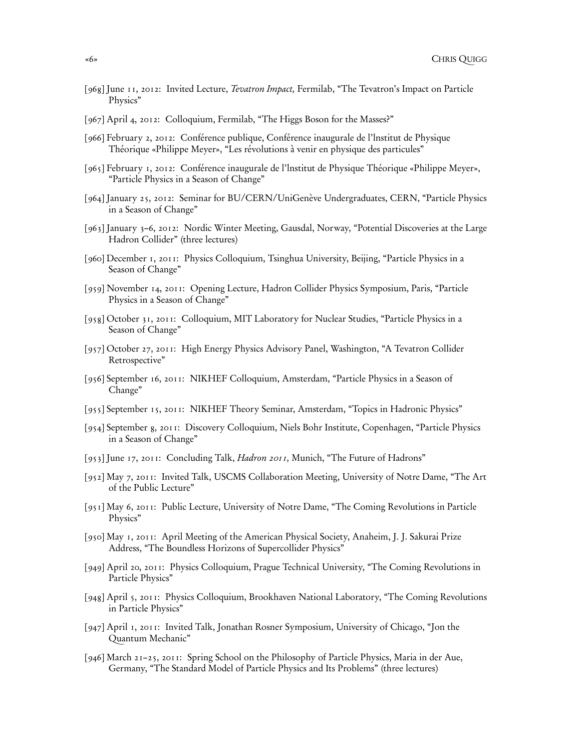[968] June 11, 2012: Invited Lecture, *Tevatron Impact,* Fermilab, "The Tevatron's Impact on Particle Physics"

[967] April 4, 2012: Colloquium, Fermilab, "The Higgs Boson for the Masses?"

[966] February 2, 2012: Conférence publique, Conférence inaugurale de l'Institut de Physique Théorique «Philippe Meyer», "Les révolutions à venir en physique des particules"

[965] February 1, 2012: Conférence inaugurale de l'Institut de Physique Théorique «Philippe Meyer», "Particle Physics in a Season of Change"

[964] January 25, 2012: Seminar for BU/CERN/UniGenève Undergraduates, CERN, "Particle Physics in a Season of Change"

[963] January 3–6, 2012: Nordic Winter Meeting, Gausdal, Norway, "Potential Discoveries at the Large Hadron Collider" (three lectures)

[960] December 1, 2011: Physics Colloquium, Tsinghua University, Beijing, "Particle Physics in a Season of Change"

[959] November 14, 2011: Opening Lecture, Hadron Collider Physics Symposium, Paris, "Particle Physics in a Season of Change"

[958] October 31, 2011: Colloquium, MIT Laboratory for Nuclear Studies, "Particle Physics in a Season of Change"

[957] October 27, 2011: High Energy Physics Advisory Panel, Washington, "A Tevatron Collider Retrospective"

[956] September 16, 2011: NIKHEF Colloquium, Amsterdam, "Particle Physics in a Season of Change"

[955] September 15, 2011: NIKHEF Theory Seminar, Amsterdam, "Topics in Hadronic Physics"

[954] September 8, 2011: Discovery Colloquium, Niels Bohr Institute, Copenhagen, "Particle Physics in a Season of Change"

[953] June 17, 2011: Concluding Talk, *Hadron 2011,* Munich, "The Future of Hadrons"

[952] May 7, 2011: Invited Talk, USCMS Collaboration Meeting, University of Notre Dame, "The Art of the Public Lecture"

[951] May 6, 2011: Public Lecture, University of Notre Dame, "The Coming Revolutions in Particle Physics"

[950] May 1, 2011: April Meeting of the American Physical Society, Anaheim, J. J. Sakurai Prize Address, "The Boundless Horizons of Supercollider Physics"

[949] April 20, 2011: Physics Colloquium, Prague Technical University, "The Coming Revolutions in Particle Physics"

[948] April 5, 2011: Physics Colloquium, Brookhaven National Laboratory, "The Coming Revolutions in Particle Physics"

[947] April 1, 2011: Invited Talk, Jonathan Rosner Symposium, University of Chicago, "Jon the Quantum Mechanic"

[946] March 21–25, 2011: Spring School on the Philosophy of Particle Physics, Maria in der Aue, Germany, "The Standard Model of Particle Physics and Its Problems" (three lectures)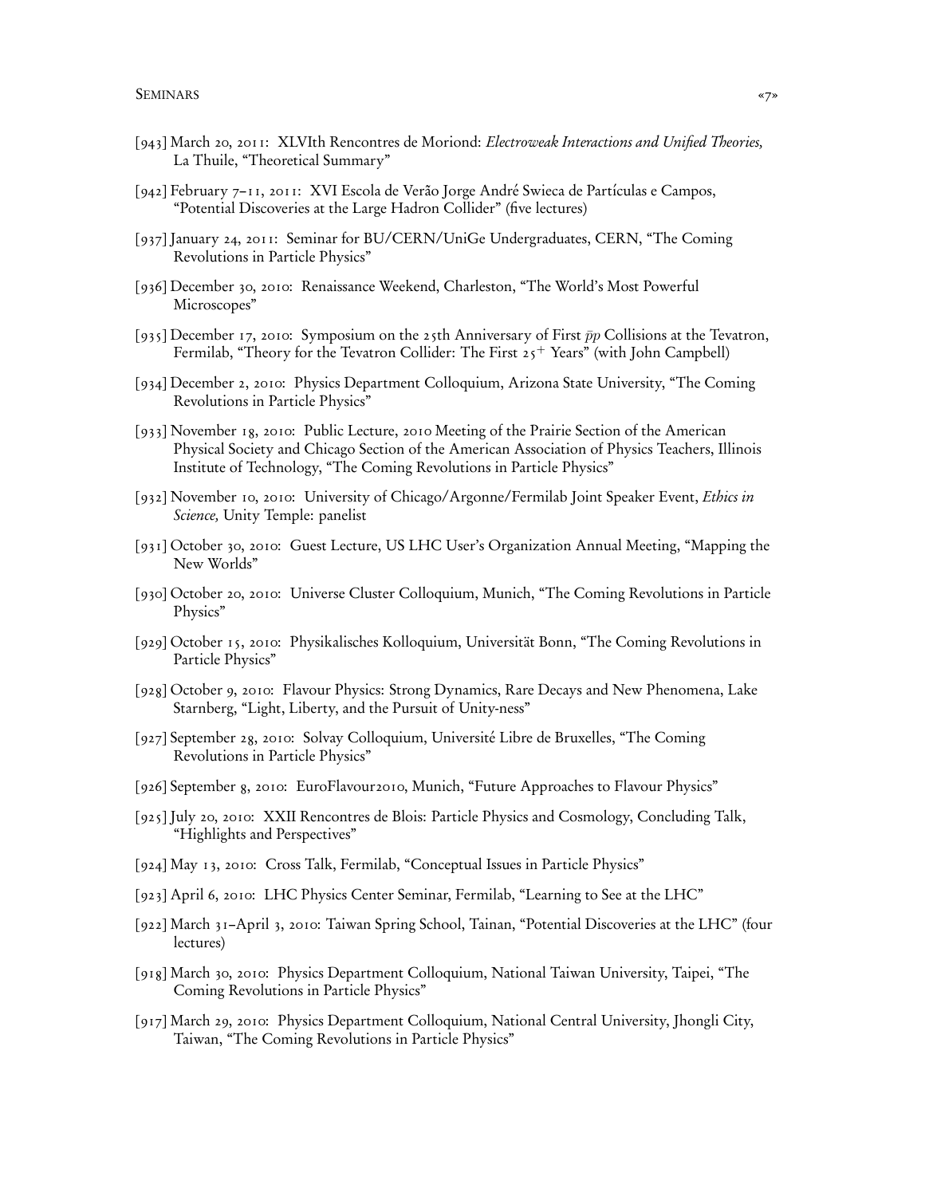[943] March 20, 2011: XLVIth Rencontres de Moriond: *Electroweak Interactions and Unified Theories,* La Thuile, "Theoretical Summary"

[942] February 7–11, 2011: XVI Escola de Verão Jorge André Swieca de Partículas e Campos, "Potential Discoveries at the Large Hadron Collider" (five lectures)

[937] January 24, 2011: Seminar for BU/CERN/UniGe Undergraduates, CERN, "The Coming Revolutions in Particle Physics"

[936] December 30, 2010: Renaissance Weekend, Charleston, "The World's Most Powerful Microscopes"

[935] December 17, 2010: Symposium on the 25th Anniversary of First $\bar{p}p$ Collisions at the Tevatron, Fermilab, "Theory for the Tevatron Collider: The First $25^{+}$ Years" (with John Campbell)

[934] December 2, 2010: Physics Department Colloquium, Arizona State University, "The Coming Revolutions in Particle Physics"

[933] November 18, 2010: Public Lecture, 2010 Meeting of the Prairie Section of the American Physical Society and Chicago Section of the American Association of Physics Teachers, Illinois Institute of Technology, "The Coming Revolutions in Particle Physics"

[932] November 10, 2010: University of Chicago/Argonne/Fermilab Joint Speaker Event, *Ethics in Science,* Unity Temple: panelist

[931] October 30, 2010: Guest Lecture, US LHC User's Organization Annual Meeting, "Mapping the New Worlds"

[930] October 20, 2010: Universe Cluster Colloquium, Munich, "The Coming Revolutions in Particle Physics"

[929] October 15, 2010: Physikalisches Kolloquium, Universität Bonn, "The Coming Revolutions in Particle Physics"

[928] October 9, 2010: Flavour Physics: Strong Dynamics, Rare Decays and New Phenomena, Lake Starnberg, "Light, Liberty, and the Pursuit of Unity-ness"

[927] September 28, 2010: Solvay Colloquium, Université Libre de Bruxelles, "The Coming Revolutions in Particle Physics"

[926] September 8, 2010: EuroFlavour2010, Munich, "Future Approaches to Flavour Physics"

[925] July 20, 2010: XXII Rencontres de Blois: Particle Physics and Cosmology, Concluding Talk, "Highlights and Perspectives"

[924] May 13, 2010: Cross Talk, Fermilab, "Conceptual Issues in Particle Physics"

[923] April 6, 2010: LHC Physics Center Seminar, Fermilab, "Learning to See at the LHC"

[922] March 31–April 3, 2010: Taiwan Spring School, Tainan, "Potential Discoveries at the LHC" (four lectures)

[918] March 30, 2010: Physics Department Colloquium, National Taiwan University, Taipei, "The Coming Revolutions in Particle Physics"

[917] March 29, 2010: Physics Department Colloquium, National Central University, Jhongli City, Taiwan, "The Coming Revolutions in Particle Physics"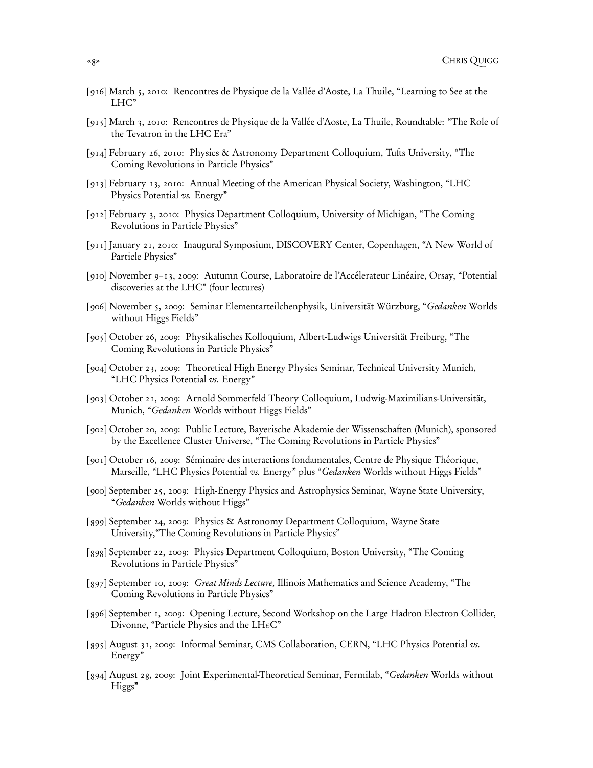[916] March 5, 2010: Rencontres de Physique de la Vallée d'Aoste, La Thuile, "Learning to See at the LHC"

[915] March 3, 2010: Rencontres de Physique de la Vallée d'Aoste, La Thuile, Roundtable: "The Role of the Tevatron in the LHC Era"

[914] February 26, 2010: Physics & Astronomy Department Colloquium, Tufts University, "The Coming Revolutions in Particle Physics"

[913] February 13, 2010: Annual Meeting of the American Physical Society, Washington, "LHC Physics Potential *vs.* Energy"

[912] February 3, 2010: Physics Department Colloquium, University of Michigan, "The Coming Revolutions in Particle Physics"

[911] January 21, 2010: Inaugural Symposium, DISCOVERY Center, Copenhagen, "A New World of Particle Physics"

[910] November 9–13, 2009: Autumn Course, Laboratoire de l'Accélerateur Linéaire, Orsay, "Potential discoveries at the LHC" (four lectures)

[906] November 5, 2009: Seminar Elementarteilchenphysik, Universität Würzburg, "*Gedanken* Worlds without Higgs Fields"

[905] October 26, 2009: Physikalisches Kolloquium, Albert-Ludwigs Universität Freiburg, "The Coming Revolutions in Particle Physics"

[904] October 23, 2009: Theoretical High Energy Physics Seminar, Technical University Munich, "LHC Physics Potential *vs.* Energy"

[903] October 21, 2009: Arnold Sommerfeld Theory Colloquium, Ludwig-Maximilians-Universität, Munich, "*Gedanken* Worlds without Higgs Fields"

[902] October 20, 2009: Public Lecture, Bayerische Akademie der Wissenschaften (Munich), sponsored by the Excellence Cluster Universe, "The Coming Revolutions in Particle Physics"

[901] October 16, 2009: Séminaire des interactions fondamentales, Centre de Physique Théorique, Marseille, "LHC Physics Potential *vs.* Energy" plus "*Gedanken* Worlds without Higgs Fields"

[900] September 25, 2009: High-Energy Physics and Astrophysics Seminar, Wayne State University, "*Gedanken* Worlds without Higgs"

[899] September 24, 2009: Physics & Astronomy Department Colloquium, Wayne State University,"The Coming Revolutions in Particle Physics"

[898] September 22, 2009: Physics Department Colloquium, Boston University, "The Coming Revolutions in Particle Physics"

[897] September 10, 2009: *Great Minds Lecture,* Illinois Mathematics and Science Academy, "The Coming Revolutions in Particle Physics"

[896] September 1, 2009: Opening Lecture, Second Workshop on the Large Hadron Electron Collider, Divonne, "Particle Physics and the LH*e*C"

[895] August 31, 2009: Informal Seminar, CMS Collaboration, CERN, "LHC Physics Potential *vs.* Energy"

[894] August 28, 2009: Joint Experimental-Theoretical Seminar, Fermilab, "*Gedanken* Worlds without Higgs"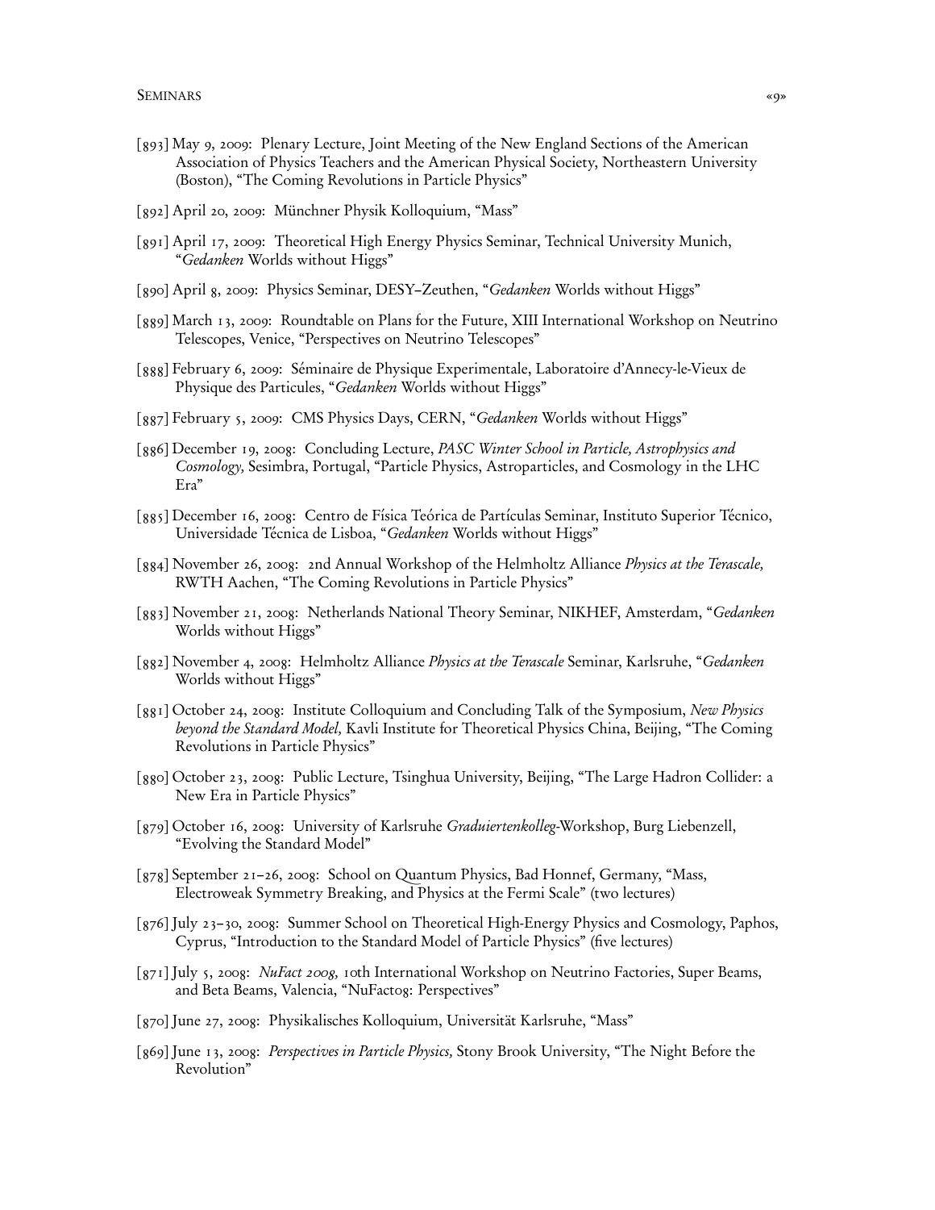[893] May 9, 2009: Plenary Lecture, Joint Meeting of the New England Sections of the American Association of Physics Teachers and the American Physical Society, Northeastern University (Boston), "The Coming Revolutions in Particle Physics"

[892] April 20, 2009: Münchner Physik Kolloquium, "Mass"

[891] April 17, 2009: Theoretical High Energy Physics Seminar, Technical University Munich, "*Gedanken* Worlds without Higgs"

[890] April 8, 2009: Physics Seminar, DESY–Zeuthen, "*Gedanken* Worlds without Higgs"

[889] March 13, 2009: Roundtable on Plans for the Future, XIII International Workshop on Neutrino Telescopes, Venice, "Perspectives on Neutrino Telescopes"

[888] February 6, 2009: Séminaire de Physique Experimentale, Laboratoire d'Annecy-le-Vieux de Physique des Particules, "*Gedanken* Worlds without Higgs"

[887] February 5, 2009: CMS Physics Days, CERN, "*Gedanken* Worlds without Higgs"

[886] December 19, 2008: Concluding Lecture, *PASC Winter School in Particle, Astrophysics and Cosmology,* Sesimbra, Portugal, "Particle Physics, Astroparticles, and Cosmology in the LHC Era"

[885] December 16, 2008: Centro de Física Teórica de Partículas Seminar, Instituto Superior Técnico, Universidade Técnica de Lisboa, "*Gedanken* Worlds without Higgs"

[884] November 26, 2008: 2nd Annual Workshop of the Helmholtz Alliance *Physics at the Terascale,* RWTH Aachen, "The Coming Revolutions in Particle Physics"

[883] November 21, 2008: Netherlands National Theory Seminar, NIKHEF, Amsterdam, "*Gedanken* Worlds without Higgs"

[882] November 4, 2008: Helmholtz Alliance *Physics at the Terascale* Seminar, Karlsruhe, "*Gedanken* Worlds without Higgs"

[881] October 24, 2008: Institute Colloquium and Concluding Talk of the Symposium, *New Physics beyond the Standard Model,* Kavli Institute for Theoretical Physics China, Beijing, "The Coming Revolutions in Particle Physics"

[880] October 23, 2008: Public Lecture, Tsinghua University, Beijing, "The Large Hadron Collider: a New Era in Particle Physics"

[879] October 16, 2008: University of Karlsruhe *Graduiertenkolleg*-Workshop, Burg Liebenzell, "Evolving the Standard Model"

[878] September 21–26, 2008: School on Quantum Physics, Bad Honnef, Germany, "Mass, Electroweak Symmetry Breaking, and Physics at the Fermi Scale" (two lectures)

[876] July 23–30, 2008: Summer School on Theoretical High-Energy Physics and Cosmology, Paphos, Cyprus, "Introduction to the Standard Model of Particle Physics" (five lectures)

[871] July 5, 2008: *NuFact 2008,* 10th International Workshop on Neutrino Factories, Super Beams, and Beta Beams, Valencia, "NuFact08: Perspectives"

[870] June 27, 2008: Physikalisches Kolloquium, Universität Karlsruhe, "Mass"

[869] June 13, 2008: *Perspectives in Particle Physics,* Stony Brook University, "The Night Before the Revolution"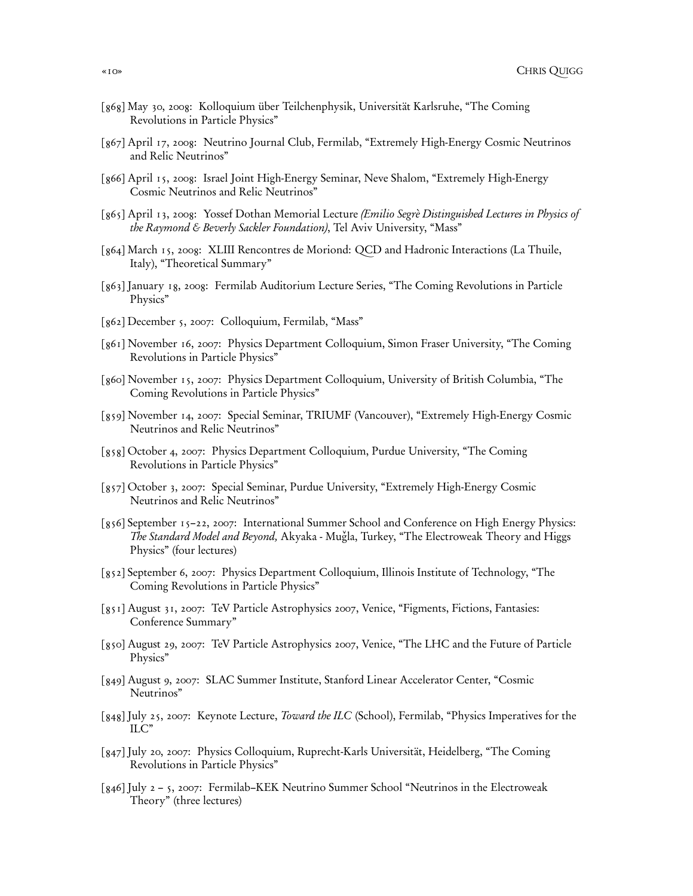[868] May 30, 2008: Kolloquium über Teilchenphysik, Universität Karlsruhe, "The Coming Revolutions in Particle Physics"

[867] April 17, 2008: Neutrino Journal Club, Fermilab, "Extremely High-Energy Cosmic Neutrinos and Relic Neutrinos"

[866] April 15, 2008: Israel Joint High-Energy Seminar, Neve Shalom, "Extremely High-Energy Cosmic Neutrinos and Relic Neutrinos"

[865] April 13, 2008: Yossef Dothan Memorial Lecture *(Emilio Segrè Distinguished Lectures in Physics of the Raymond & Beverly Sackler Foundation)*, Tel Aviv University, "Mass"

[864] March 15, 2008: XLIII Rencontres de Moriond: QCD and Hadronic Interactions (La Thuile, Italy), "Theoretical Summary"

[863] January 18, 2008: Fermilab Auditorium Lecture Series, "The Coming Revolutions in Particle Physics"

[862] December 5, 2007: Colloquium, Fermilab, "Mass"

[861] November 16, 2007: Physics Department Colloquium, Simon Fraser University, "The Coming Revolutions in Particle Physics"

[860] November 15, 2007: Physics Department Colloquium, University of British Columbia, "The Coming Revolutions in Particle Physics"

[859] November 14, 2007: Special Seminar, TRIUMF (Vancouver), "Extremely High-Energy Cosmic Neutrinos and Relic Neutrinos"

[858] October 4, 2007: Physics Department Colloquium, Purdue University, "The Coming Revolutions in Particle Physics"

[857] October 3, 2007: Special Seminar, Purdue University, "Extremely High-Energy Cosmic Neutrinos and Relic Neutrinos"

[856] September 15–22, 2007: International Summer School and Conference on High Energy Physics: *The Standard Model and Beyond,* Akyaka - Muğla, Turkey, "The Electroweak Theory and Higgs Physics" (four lectures)

[852] September 6, 2007: Physics Department Colloquium, Illinois Institute of Technology, "The Coming Revolutions in Particle Physics"

[851] August 31, 2007: TeV Particle Astrophysics 2007, Venice, "Figments, Fictions, Fantasies: Conference Summary"

[850] August 29, 2007: TeV Particle Astrophysics 2007, Venice, "The LHC and the Future of Particle Physics"

[849] August 9, 2007: SLAC Summer Institute, Stanford Linear Accelerator Center, "Cosmic Neutrinos"

[848] July 25, 2007: Keynote Lecture, *Toward the ILC* (School), Fermilab, "Physics Imperatives for the ILC"

[847] July 20, 2007: Physics Colloquium, Ruprecht-Karls Universität, Heidelberg, "The Coming Revolutions in Particle Physics"

[846] July 2 – 5, 2007: Fermilab–KEK Neutrino Summer School "Neutrinos in the Electroweak Theory" (three lectures)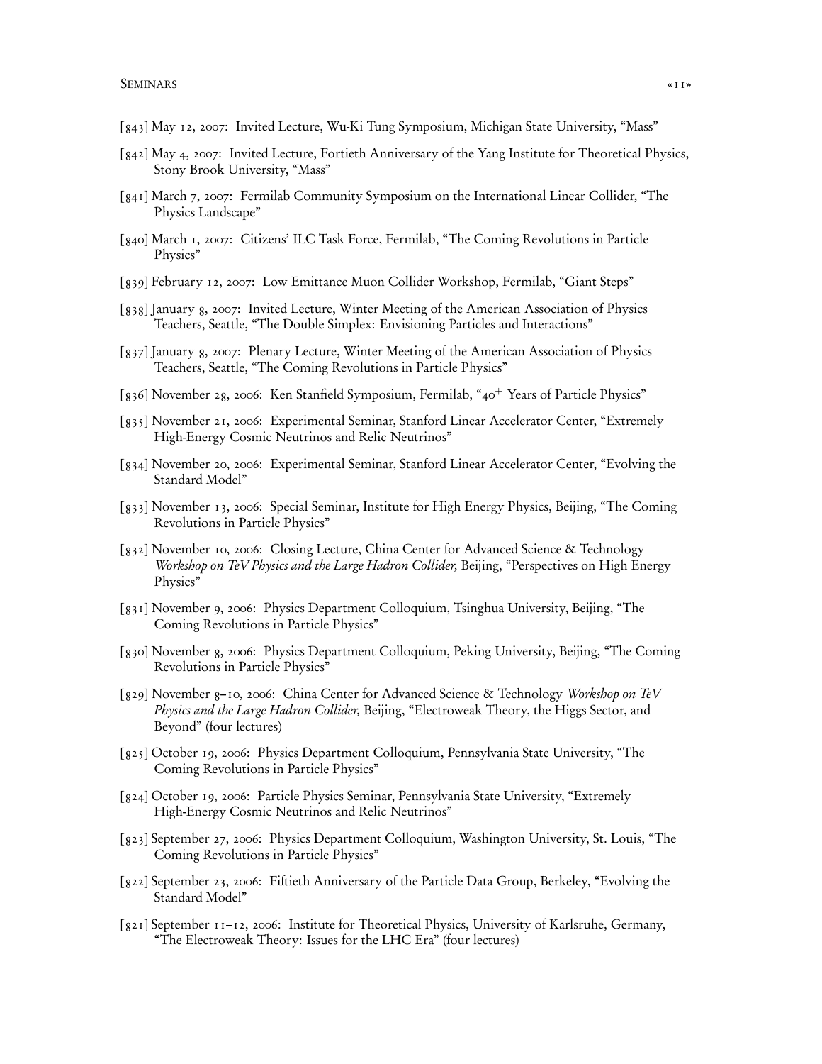[843] May 12, 2007: Invited Lecture, Wu-Ki Tung Symposium, Michigan State University, "Mass"

[842] May 4, 2007: Invited Lecture, Fortieth Anniversary of the Yang Institute for Theoretical Physics, Stony Brook University, "Mass"

[841] March 7, 2007: Fermilab Community Symposium on the International Linear Collider, "The Physics Landscape"

[840] March 1, 2007: Citizens' ILC Task Force, Fermilab, "The Coming Revolutions in Particle Physics"

[839] February 12, 2007: Low Emittance Muon Collider Workshop, Fermilab, "Giant Steps"

[838] January 8, 2007: Invited Lecture, Winter Meeting of the American Association of Physics Teachers, Seattle, "The Double Simplex: Envisioning Particles and Interactions"

[837] January 8, 2007: Plenary Lecture, Winter Meeting of the American Association of Physics Teachers, Seattle, "The Coming Revolutions in Particle Physics"

[836] November 28, 2006: Ken Stanfield Symposium, Fermilab, "$40^{+}$ Years of Particle Physics"

[835] November 21, 2006: Experimental Seminar, Stanford Linear Accelerator Center, "Extremely High-Energy Cosmic Neutrinos and Relic Neutrinos"

[834] November 20, 2006: Experimental Seminar, Stanford Linear Accelerator Center, "Evolving the Standard Model"

[833] November 13, 2006: Special Seminar, Institute for High Energy Physics, Beijing, "The Coming Revolutions in Particle Physics"

[832] November 10, 2006: Closing Lecture, China Center for Advanced Science & Technology *Workshop on TeV Physics and the Large Hadron Collider,* Beijing, "Perspectives on High Energy Physics"

[831] November 9, 2006: Physics Department Colloquium, Tsinghua University, Beijing, "The Coming Revolutions in Particle Physics"

[830] November 8, 2006: Physics Department Colloquium, Peking University, Beijing, "The Coming Revolutions in Particle Physics"

[829] November 8–10, 2006: China Center for Advanced Science & Technology *Workshop on TeV Physics and the Large Hadron Collider,* Beijing, "Electroweak Theory, the Higgs Sector, and Beyond" (four lectures)

[825] October 19, 2006: Physics Department Colloquium, Pennsylvania State University, "The Coming Revolutions in Particle Physics"

[824] October 19, 2006: Particle Physics Seminar, Pennsylvania State University, "Extremely High-Energy Cosmic Neutrinos and Relic Neutrinos"

[823] September 27, 2006: Physics Department Colloquium, Washington University, St. Louis, "The Coming Revolutions in Particle Physics"

[822] September 23, 2006: Fiftieth Anniversary of the Particle Data Group, Berkeley, "Evolving the Standard Model"

[821] September 11–12, 2006: Institute for Theoretical Physics, University of Karlsruhe, Germany, "The Electroweak Theory: Issues for the LHC Era" (four lectures)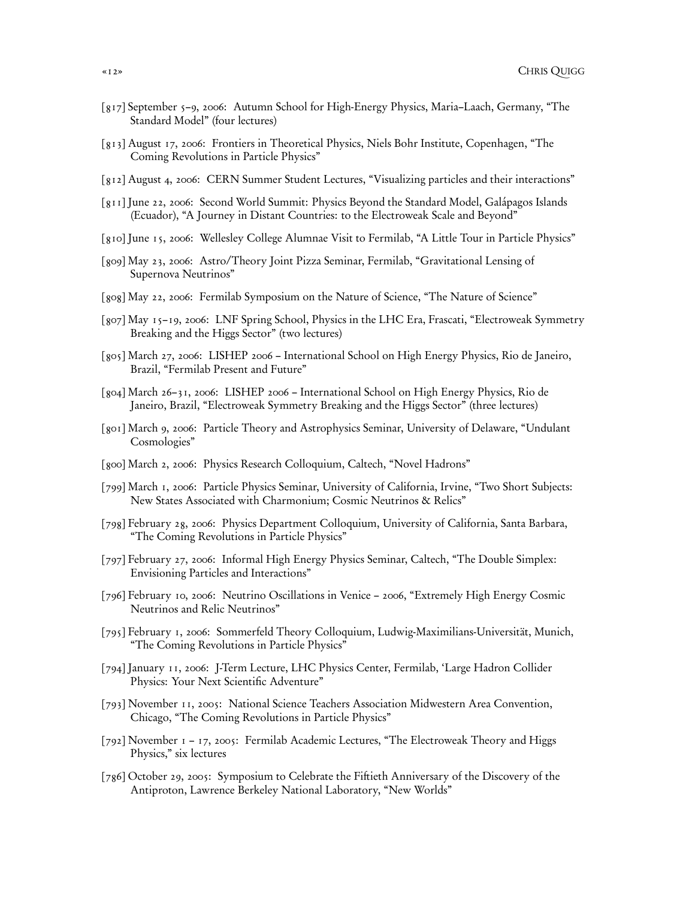[817] September 5–9, 2006: Autumn School for High-Energy Physics, Maria–Laach, Germany, "The Standard Model" (four lectures)

[813] August 17, 2006: Frontiers in Theoretical Physics, Niels Bohr Institute, Copenhagen, "The Coming Revolutions in Particle Physics"

[812] August 4, 2006: CERN Summer Student Lectures, "Visualizing particles and their interactions"

[811] June 22, 2006: Second World Summit: Physics Beyond the Standard Model, Galápagos Islands (Ecuador), "A Journey in Distant Countries: to the Electroweak Scale and Beyond"

[810] June 15, 2006: Wellesley College Alumnae Visit to Fermilab, "A Little Tour in Particle Physics"

[809] May 23, 2006: Astro/Theory Joint Pizza Seminar, Fermilab, "Gravitational Lensing of Supernova Neutrinos"

[808] May 22, 2006: Fermilab Symposium on the Nature of Science, "The Nature of Science"

[807] May 15–19, 2006: LNF Spring School, Physics in the LHC Era, Frascati, "Electroweak Symmetry Breaking and the Higgs Sector" (two lectures)

[805] March 27, 2006: LISHEP 2006 – International School on High Energy Physics, Rio de Janeiro, Brazil, "Fermilab Present and Future"

[804] March 26–31, 2006: LISHEP 2006 – International School on High Energy Physics, Rio de Janeiro, Brazil, "Electroweak Symmetry Breaking and the Higgs Sector" (three lectures)

[801] March 9, 2006: Particle Theory and Astrophysics Seminar, University of Delaware, "Undulant Cosmologies"

[800] March 2, 2006: Physics Research Colloquium, Caltech, "Novel Hadrons"

[799] March 1, 2006: Particle Physics Seminar, University of California, Irvine, "Two Short Subjects: New States Associated with Charmonium; Cosmic Neutrinos & Relics"

[798] February 28, 2006: Physics Department Colloquium, University of California, Santa Barbara, "The Coming Revolutions in Particle Physics"

[797] February 27, 2006: Informal High Energy Physics Seminar, Caltech, "The Double Simplex: Envisioning Particles and Interactions"

[796] February 10, 2006: Neutrino Oscillations in Venice – 2006, "Extremely High Energy Cosmic Neutrinos and Relic Neutrinos"

[795] February 1, 2006: Sommerfeld Theory Colloquium, Ludwig-Maximilians-Universität, Munich, "The Coming Revolutions in Particle Physics"

[794] January 11, 2006: J-Term Lecture, LHC Physics Center, Fermilab, 'Large Hadron Collider Physics: Your Next Scientific Adventure"

[793] November 11, 2005: National Science Teachers Association Midwestern Area Convention, Chicago, "The Coming Revolutions in Particle Physics"

[792] November 1 – 17, 2005: Fermilab Academic Lectures, "The Electroweak Theory and Higgs Physics," six lectures

[786] October 29, 2005: Symposium to Celebrate the Fiftieth Anniversary of the Discovery of the Antiproton, Lawrence Berkeley National Laboratory, "New Worlds"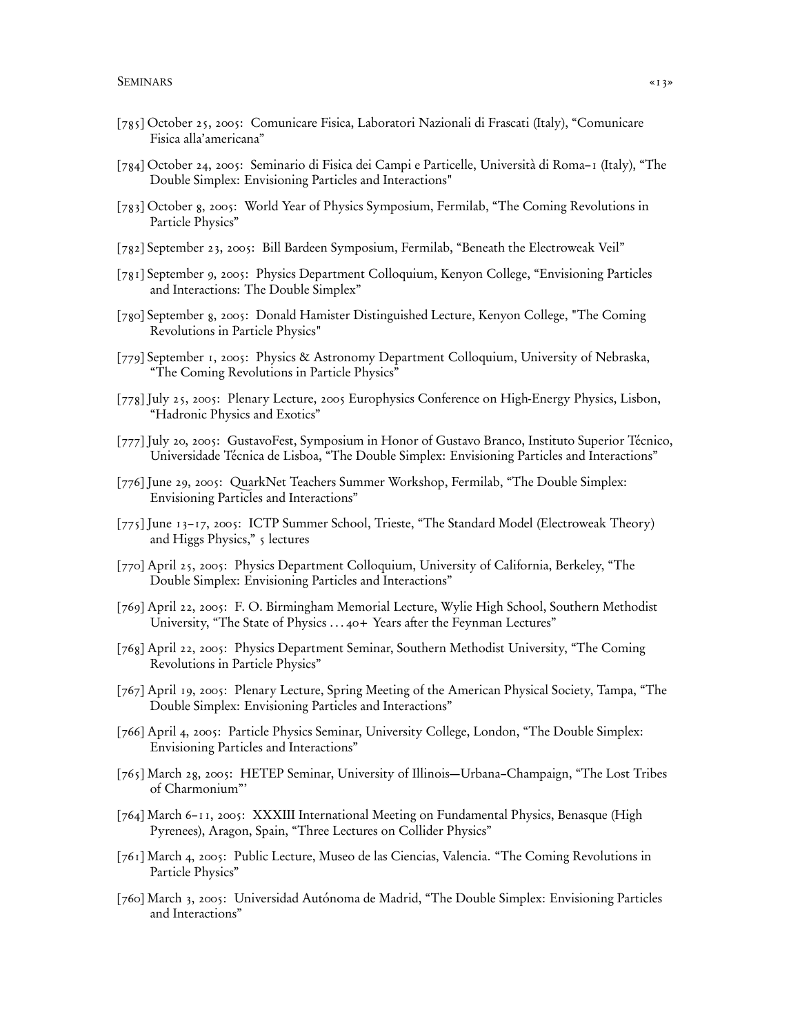[785] October 25, 2005: Comunicare Fisica, Laboratori Nazionali di Frascati (Italy), “Comunicare Fisica alla’americana”

[784] October 24, 2005: Seminario di Fisica dei Campi e Particelle, Università di Roma–1 (Italy), “The Double Simplex: Envisioning Particles and Interactions"

[783] October 8, 2005: World Year of Physics Symposium, Fermilab, “The Coming Revolutions in Particle Physics”

[782] September 23, 2005: Bill Bardeen Symposium, Fermilab, “Beneath the Electroweak Veil”

[781] September 9, 2005: Physics Department Colloquium, Kenyon College, “Envisioning Particles and Interactions: The Double Simplex”

[780] September 8, 2005: Donald Hamister Distinguished Lecture, Kenyon College, "The Coming Revolutions in Particle Physics"

[779] September 1, 2005: Physics & Astronomy Department Colloquium, University of Nebraska, “The Coming Revolutions in Particle Physics”

[778] July 25, 2005: Plenary Lecture, 2005 Europhysics Conference on High-Energy Physics, Lisbon, “Hadronic Physics and Exotics”

[777] July 20, 2005: GustavoFest, Symposium in Honor of Gustavo Branco, Instituto Superior Técnico, Universidade Técnica de Lisboa, “The Double Simplex: Envisioning Particles and Interactions”

[776] June 29, 2005: QuarkNet Teachers Summer Workshop, Fermilab, “The Double Simplex: Envisioning Particles and Interactions”

[775] June 13–17, 2005: ICTP Summer School, Trieste, “The Standard Model (Electroweak Theory) and Higgs Physics,” 5 lectures

[770] April 25, 2005: Physics Department Colloquium, University of California, Berkeley, “The Double Simplex: Envisioning Particles and Interactions”

[769] April 22, 2005: F. O. Birmingham Memorial Lecture, Wylie High School, Southern Methodist University, “The State of Physics . . . 40+ Years after the Feynman Lectures”

[768] April 22, 2005: Physics Department Seminar, Southern Methodist University, “The Coming Revolutions in Particle Physics”

[767] April 19, 2005: Plenary Lecture, Spring Meeting of the American Physical Society, Tampa, “The Double Simplex: Envisioning Particles and Interactions”

[766] April 4, 2005: Particle Physics Seminar, University College, London, “The Double Simplex: Envisioning Particles and Interactions”

[765] March 28, 2005: HETEP Seminar, University of Illinois—Urbana–Champaign, “The Lost Tribes of Charmonium”'

[764] March 6–11, 2005: XXXIII International Meeting on Fundamental Physics, Benasque (High Pyrenees), Aragon, Spain, “Three Lectures on Collider Physics”

[761] March 4, 2005: Public Lecture, Museo de las Ciencias, Valencia. “The Coming Revolutions in Particle Physics”

[760] March 3, 2005: Universidad Autónoma de Madrid, “The Double Simplex: Envisioning Particles and Interactions”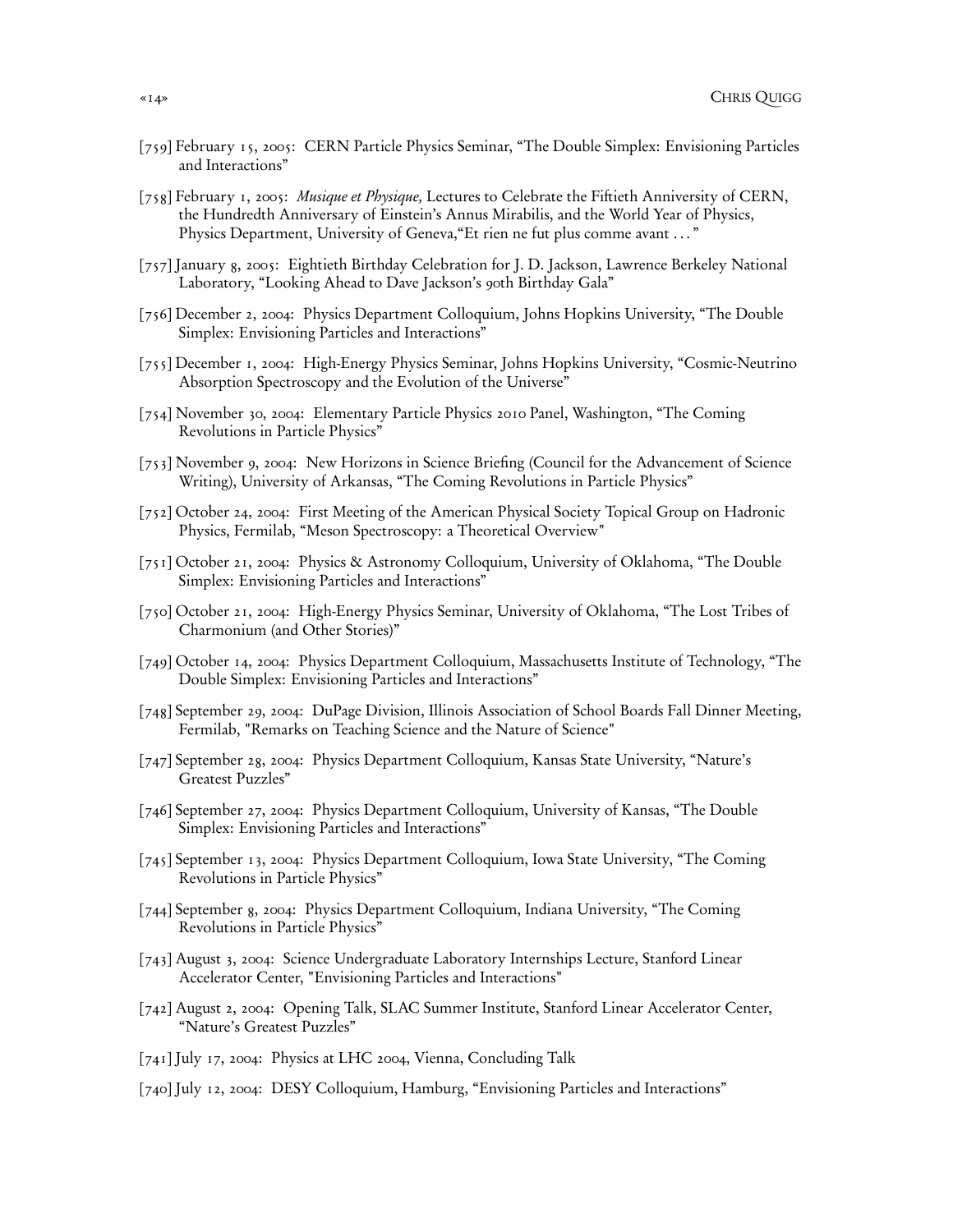[759] February 15, 2005: CERN Particle Physics Seminar, "The Double Simplex: Envisioning Particles and Interactions"

[758] February 1, 2005: *Musique et Physique,* Lectures to Celebrate the Fiftieth Anniversary of CERN, the Hundredth Anniversary of Einstein's Annus Mirabilis, and the World Year of Physics, Physics Department, University of Geneva,"Et rien ne fut plus comme avant . . . "

[757] January 8, 2005: Eightieth Birthday Celebration for J. D. Jackson, Lawrence Berkeley National Laboratory, "Looking Ahead to Dave Jackson's 90th Birthday Gala"

[756] December 2, 2004: Physics Department Colloquium, Johns Hopkins University, "The Double Simplex: Envisioning Particles and Interactions"

[755] December 1, 2004: High-Energy Physics Seminar, Johns Hopkins University, "Cosmic-Neutrino Absorption Spectroscopy and the Evolution of the Universe"

[754] November 30, 2004: Elementary Particle Physics 2010 Panel, Washington, "The Coming Revolutions in Particle Physics"

[753] November 9, 2004: New Horizons in Science Briefing (Council for the Advancement of Science Writing), University of Arkansas, "The Coming Revolutions in Particle Physics"

[752] October 24, 2004: First Meeting of the American Physical Society Topical Group on Hadronic Physics, Fermilab, "Meson Spectroscopy: a Theoretical Overview"

[751] October 21, 2004: Physics & Astronomy Colloquium, University of Oklahoma, "The Double Simplex: Envisioning Particles and Interactions"

[750] October 21, 2004: High-Energy Physics Seminar, University of Oklahoma, "The Lost Tribes of Charmonium (and Other Stories)"

[749] October 14, 2004: Physics Department Colloquium, Massachusetts Institute of Technology, "The Double Simplex: Envisioning Particles and Interactions"

[748] September 29, 2004: DuPage Division, Illinois Association of School Boards Fall Dinner Meeting, Fermilab, "Remarks on Teaching Science and the Nature of Science"

[747] September 28, 2004: Physics Department Colloquium, Kansas State University, "Nature's Greatest Puzzles"

[746] September 27, 2004: Physics Department Colloquium, University of Kansas, "The Double Simplex: Envisioning Particles and Interactions"

[745] September 13, 2004: Physics Department Colloquium, Iowa State University, "The Coming Revolutions in Particle Physics"

[744] September 8, 2004: Physics Department Colloquium, Indiana University, "The Coming Revolutions in Particle Physics"

[743] August 3, 2004: Science Undergraduate Laboratory Internships Lecture, Stanford Linear Accelerator Center, "Envisioning Particles and Interactions"

[742] August 2, 2004: Opening Talk, SLAC Summer Institute, Stanford Linear Accelerator Center, "Nature's Greatest Puzzles"

[741] July 17, 2004: Physics at LHC 2004, Vienna, Concluding Talk

[740] July 12, 2004: DESY Colloquium, Hamburg, "Envisioning Particles and Interactions"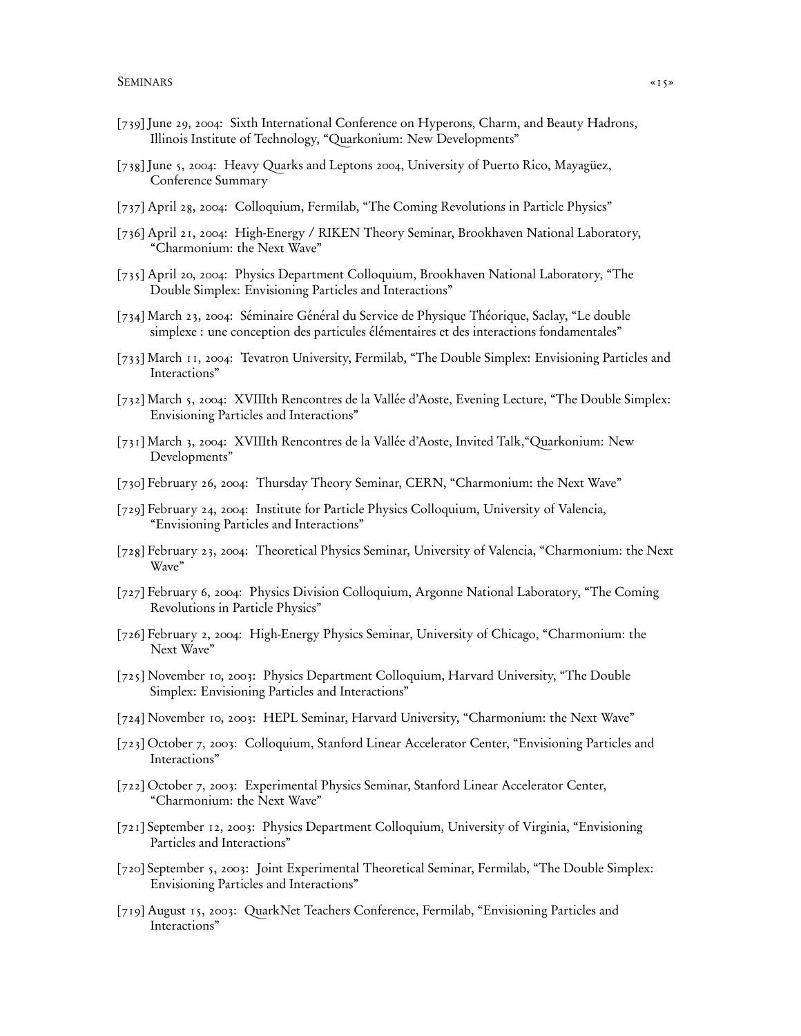[739] June 29, 2004: Sixth International Conference on Hyperons, Charm, and Beauty Hadrons, Illinois Institute of Technology, "Quarkonium: New Developments"

[738] June 5, 2004: Heavy Quarks and Leptons 2004, University of Puerto Rico, Mayagüez, Conference Summary

[737] April 28, 2004: Colloquium, Fermilab, "The Coming Revolutions in Particle Physics"

[736] April 21, 2004: High-Energy / RIKEN Theory Seminar, Brookhaven National Laboratory, "Charmonium: the Next Wave"

[735] April 20, 2004: Physics Department Colloquium, Brookhaven National Laboratory, "The Double Simplex: Envisioning Particles and Interactions"

[734] March 23, 2004: Séminaire Général du Service de Physique Théorique, Saclay, "Le double simplexe : une conception des particules élémentaires et des interactions fondamentales"

[733] March 11, 2004: Tevatron University, Fermilab, "The Double Simplex: Envisioning Particles and Interactions"

[732] March 5, 2004: XVIIIth Rencontres de la Vallée d'Aoste, Evening Lecture, "The Double Simplex: Envisioning Particles and Interactions"

[731] March 3, 2004: XVIIIth Rencontres de la Vallée d'Aoste, Invited Talk,"Quarkonium: New Developments"

[730] February 26, 2004: Thursday Theory Seminar, CERN, "Charmonium: the Next Wave"

[729] February 24, 2004: Institute for Particle Physics Colloquium, University of Valencia, "Envisioning Particles and Interactions"

[728] February 23, 2004: Theoretical Physics Seminar, University of Valencia, "Charmonium: the Next Wave"

[727] February 6, 2004: Physics Division Colloquium, Argonne National Laboratory, "The Coming Revolutions in Particle Physics"

[726] February 2, 2004: High-Energy Physics Seminar, University of Chicago, "Charmonium: the Next Wave"

[725] November 10, 2003: Physics Department Colloquium, Harvard University, "The Double Simplex: Envisioning Particles and Interactions"

[724] November 10, 2003: HEPL Seminar, Harvard University, "Charmonium: the Next Wave"

[723] October 7, 2003: Colloquium, Stanford Linear Accelerator Center, "Envisioning Particles and Interactions"

[722] October 7, 2003: Experimental Physics Seminar, Stanford Linear Accelerator Center, "Charmonium: the Next Wave"

[721] September 12, 2003: Physics Department Colloquium, University of Virginia, "Envisioning Particles and Interactions"

[720] September 5, 2003: Joint Experimental Theoretical Seminar, Fermilab, "The Double Simplex: Envisioning Particles and Interactions"

[719] August 15, 2003: QuarkNet Teachers Conference, Fermilab, "Envisioning Particles and Interactions"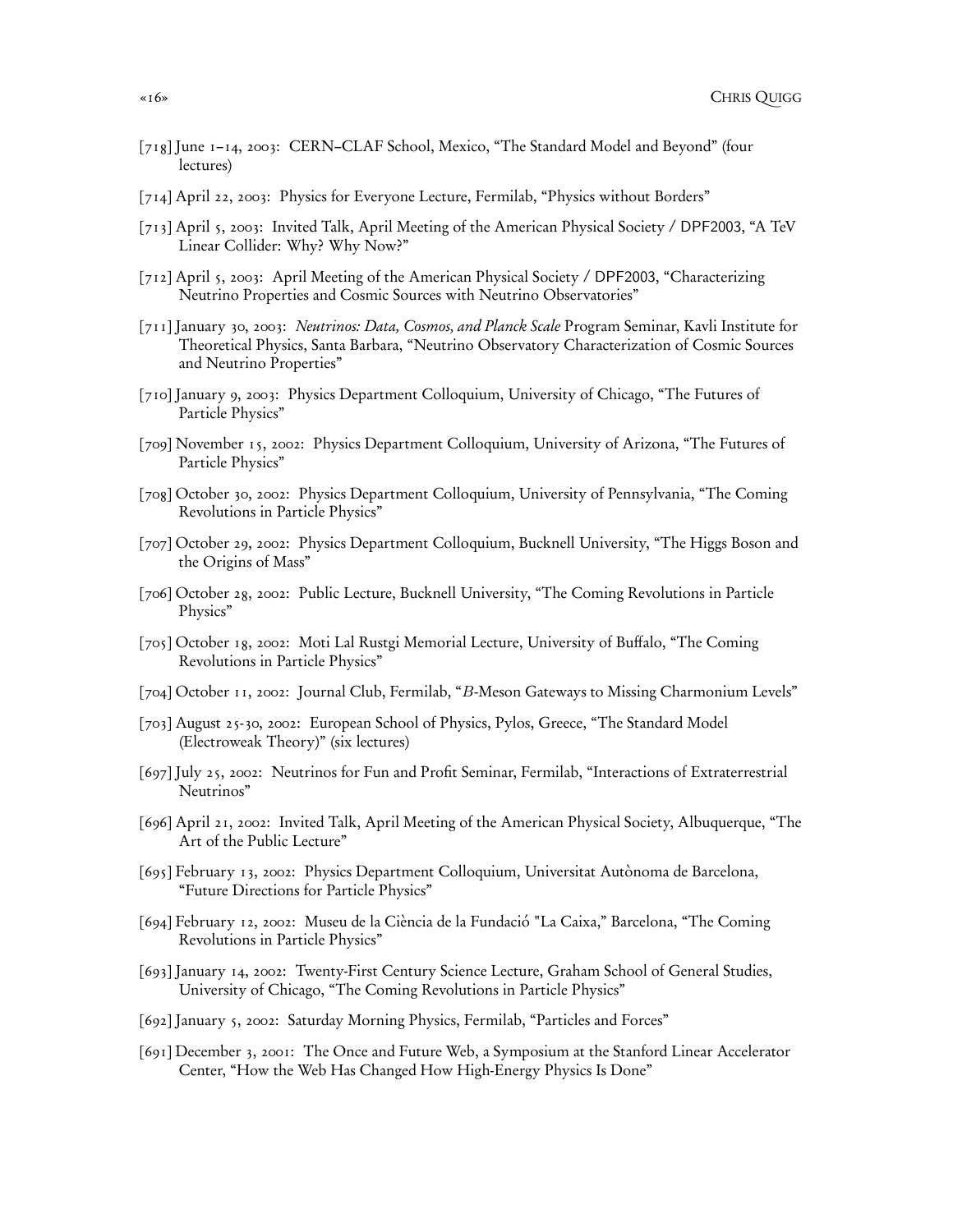[718] June 1–14, 2003: CERN–CLAF School, Mexico, “The Standard Model and Beyond” (four lectures)

[714] April 22, 2003: Physics for Everyone Lecture, Fermilab, “Physics without Borders”

[713] April 5, 2003: Invited Talk, April Meeting of the American Physical Society / DPF2003, “A TeV Linear Collider: Why? Why Now?”

[712] April 5, 2003: April Meeting of the American Physical Society / DPF2003, “Characterizing Neutrino Properties and Cosmic Sources with Neutrino Observatories”

[711] January 30, 2003: *Neutrinos: Data, Cosmos, and Planck Scale* Program Seminar, Kavli Institute for Theoretical Physics, Santa Barbara, “Neutrino Observatory Characterization of Cosmic Sources and Neutrino Properties”

[710] January 9, 2003: Physics Department Colloquium, University of Chicago, “The Futures of Particle Physics”

[709] November 15, 2002: Physics Department Colloquium, University of Arizona, “The Futures of Particle Physics”

[708] October 30, 2002: Physics Department Colloquium, University of Pennsylvania, “The Coming Revolutions in Particle Physics”

[707] October 29, 2002: Physics Department Colloquium, Bucknell University, “The Higgs Boson and the Origins of Mass”

[706] October 28, 2002: Public Lecture, Bucknell University, “The Coming Revolutions in Particle Physics”

[705] October 18, 2002: Moti Lal Rustgi Memorial Lecture, University of Buffalo, “The Coming Revolutions in Particle Physics”

[704] October 11, 2002: Journal Club, Fermilab, “*B*-Meson Gateways to Missing Charmonium Levels”

[703] August 25-30, 2002: European School of Physics, Pylos, Greece, “The Standard Model (Electroweak Theory)” (six lectures)

[697] July 25, 2002: Neutrinos for Fun and Profit Seminar, Fermilab, “Interactions of Extraterrestrial Neutrinos”

[696] April 21, 2002: Invited Talk, April Meeting of the American Physical Society, Albuquerque, “The Art of the Public Lecture”

[695] February 13, 2002: Physics Department Colloquium, Universitat Autònoma de Barcelona, “Future Directions for Particle Physics”

[694] February 12, 2002: Museu de la Ciència de la Fundació "La Caixa," Barcelona, “The Coming Revolutions in Particle Physics”

[693] January 14, 2002: Twenty-First Century Science Lecture, Graham School of General Studies, University of Chicago, “The Coming Revolutions in Particle Physics”

[692] January 5, 2002: Saturday Morning Physics, Fermilab, “Particles and Forces”

[691] December 3, 2001: The Once and Future Web, a Symposium at the Stanford Linear Accelerator Center, “How the Web Has Changed How High-Energy Physics Is Done”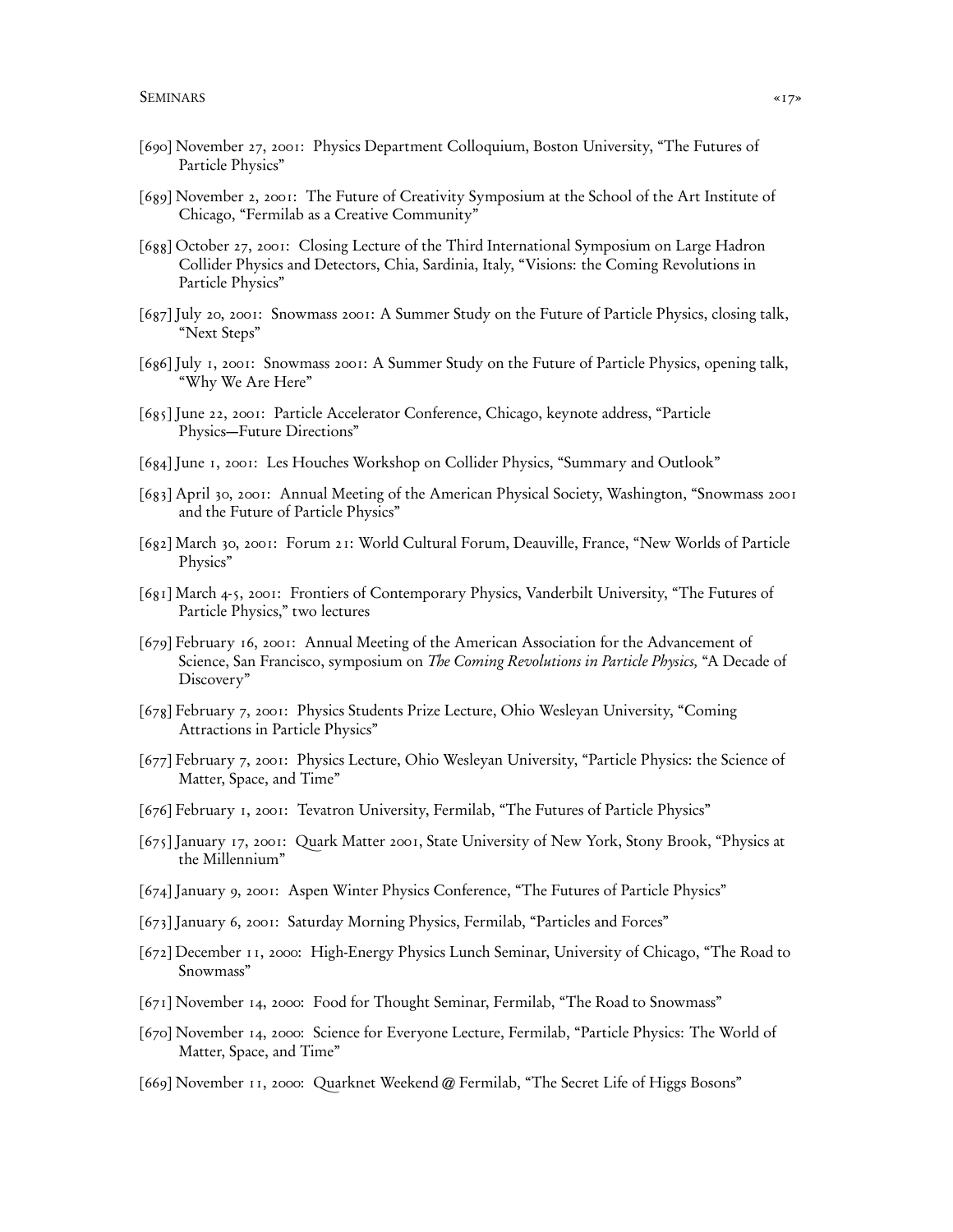[690] November 27, 2001: Physics Department Colloquium, Boston University, "The Futures of Particle Physics"

[689] November 2, 2001: The Future of Creativity Symposium at the School of the Art Institute of Chicago, "Fermilab as a Creative Community"

[688] October 27, 2001: Closing Lecture of the Third International Symposium on Large Hadron Collider Physics and Detectors, Chia, Sardinia, Italy, "Visions: the Coming Revolutions in Particle Physics"

[687] July 20, 2001: Snowmass 2001: A Summer Study on the Future of Particle Physics, closing talk, "Next Steps"

[686] July 1, 2001: Snowmass 2001: A Summer Study on the Future of Particle Physics, opening talk, "Why We Are Here"

[685] June 22, 2001: Particle Accelerator Conference, Chicago, keynote address, "Particle Physics—Future Directions"

[684] June 1, 2001: Les Houches Workshop on Collider Physics, "Summary and Outlook"

[683] April 30, 2001: Annual Meeting of the American Physical Society, Washington, "Snowmass 2001 and the Future of Particle Physics"

[682] March 30, 2001: Forum 21: World Cultural Forum, Deauville, France, "New Worlds of Particle Physics"

[681] March 4-5, 2001: Frontiers of Contemporary Physics, Vanderbilt University, "The Futures of Particle Physics," two lectures

[679] February 16, 2001: Annual Meeting of the American Association for the Advancement of Science, San Francisco, symposium on *The Coming Revolutions in Particle Physics,* "A Decade of Discovery"

[678] February 7, 2001: Physics Students Prize Lecture, Ohio Wesleyan University, "Coming Attractions in Particle Physics"

[677] February 7, 2001: Physics Lecture, Ohio Wesleyan University, "Particle Physics: the Science of Matter, Space, and Time"

[676] February 1, 2001: Tevatron University, Fermilab, "The Futures of Particle Physics"

[675] January 17, 2001: Quark Matter 2001, State University of New York, Stony Brook, "Physics at the Millennium"

[674] January 9, 2001: Aspen Winter Physics Conference, "The Futures of Particle Physics"

[673] January 6, 2001: Saturday Morning Physics, Fermilab, "Particles and Forces"

[672] December 11, 2000: High-Energy Physics Lunch Seminar, University of Chicago, "The Road to Snowmass"

[671] November 14, 2000: Food for Thought Seminar, Fermilab, "The Road to Snowmass"

[670] November 14, 2000: Science for Everyone Lecture, Fermilab, "Particle Physics: The World of Matter, Space, and Time"

[669] November 11, 2000: Quarknet Weekend @ Fermilab, "The Secret Life of Higgs Bosons"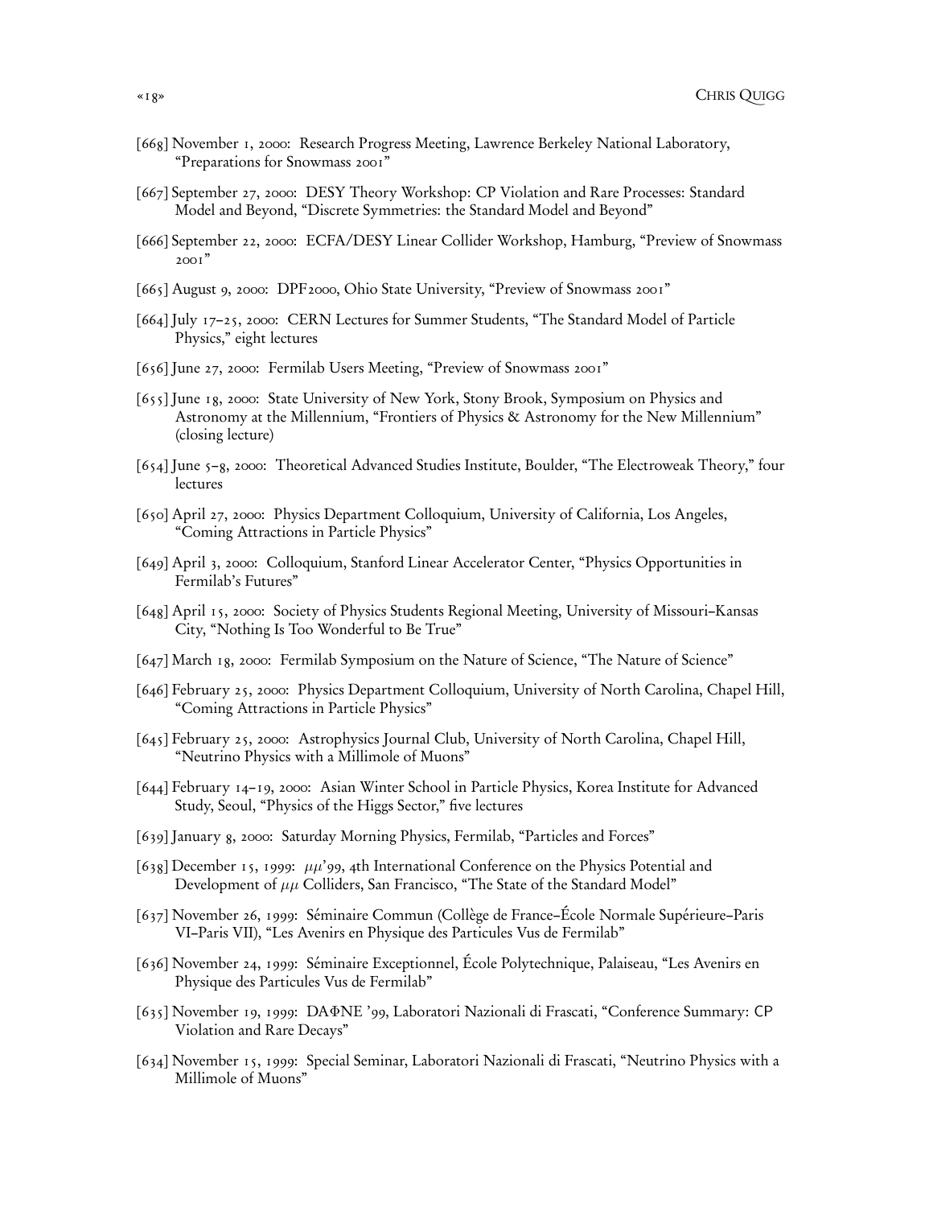[668] November 1, 2000: Research Progress Meeting, Lawrence Berkeley National Laboratory, "Preparations for Snowmass 2001"

[667] September 27, 2000: DESY Theory Workshop: CP Violation and Rare Processes: Standard Model and Beyond, "Discrete Symmetries: the Standard Model and Beyond"

[666] September 22, 2000: ECFA/DESY Linear Collider Workshop, Hamburg, "Preview of Snowmass 2001"

[665] August 9, 2000: DPF2000, Ohio State University, "Preview of Snowmass 2001"

[664] July 17–25, 2000: CERN Lectures for Summer Students, "The Standard Model of Particle Physics," eight lectures

[656] June 27, 2000: Fermilab Users Meeting, "Preview of Snowmass 2001"

[655] June 18, 2000: State University of New York, Stony Brook, Symposium on Physics and Astronomy at the Millennium, "Frontiers of Physics & Astronomy for the New Millennium" (closing lecture)

[654] June 5–8, 2000: Theoretical Advanced Studies Institute, Boulder, "The Electroweak Theory," four lectures

[650] April 27, 2000: Physics Department Colloquium, University of California, Los Angeles, "Coming Attractions in Particle Physics"

[649] April 3, 2000: Colloquium, Stanford Linear Accelerator Center, "Physics Opportunities in Fermilab's Futures"

[648] April 15, 2000: Society of Physics Students Regional Meeting, University of Missouri–Kansas City, "Nothing Is Too Wonderful to Be True"

[647] March 18, 2000: Fermilab Symposium on the Nature of Science, "The Nature of Science"

[646] February 25, 2000: Physics Department Colloquium, University of North Carolina, Chapel Hill, "Coming Attractions in Particle Physics"

[645] February 25, 2000: Astrophysics Journal Club, University of North Carolina, Chapel Hill, "Neutrino Physics with a Millimole of Muons"

[644] February 14–19, 2000: Asian Winter School in Particle Physics, Korea Institute for Advanced Study, Seoul, "Physics of the Higgs Sector," five lectures

[639] January 8, 2000: Saturday Morning Physics, Fermilab, "Particles and Forces"

[638] December 15, 1999: $\mu\mu$'99, 4th International Conference on the Physics Potential and Development of $\mu\mu$ Colliders, San Francisco, "The State of the Standard Model"

[637] November 26, 1999: Séminaire Commun (Collège de France–École Normale Supérieure–Paris VI–Paris VII), "Les Avenirs en Physique des Particules Vus de Fermilab"

[636] November 24, 1999: Séminaire Exceptionnel, École Polytechnique, Palaiseau, "Les Avenirs en Physique des Particules Vus de Fermilab"

[635] November 19, 1999: DAΦNE '99, Laboratori Nazionali di Frascati, "Conference Summary: CP Violation and Rare Decays"

[634] November 15, 1999: Special Seminar, Laboratori Nazionali di Frascati, "Neutrino Physics with a Millimole of Muons"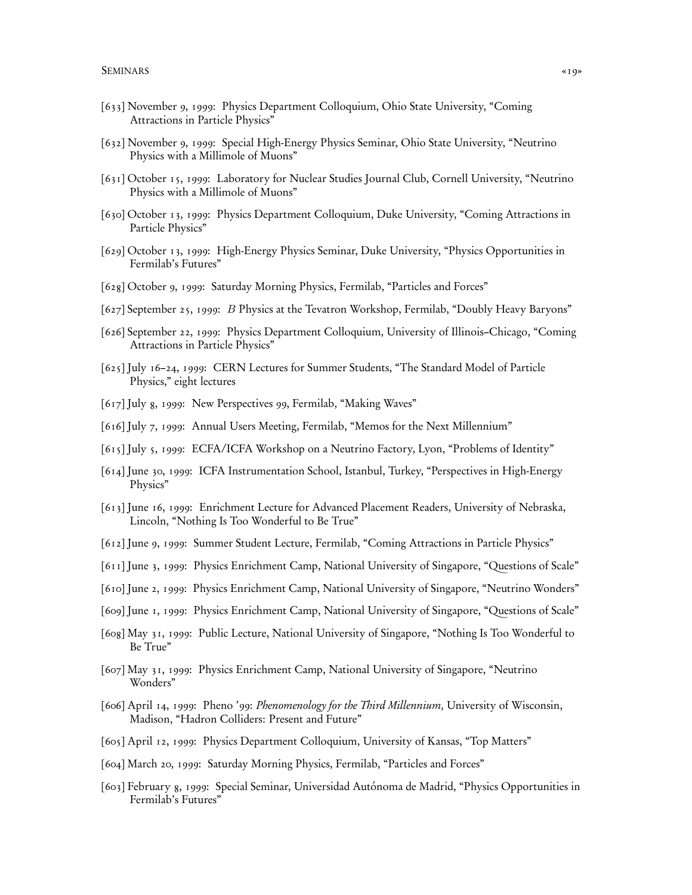[633] November 9, 1999: Physics Department Colloquium, Ohio State University, "Coming Attractions in Particle Physics"

[632] November 9, 1999: Special High-Energy Physics Seminar, Ohio State University, "Neutrino Physics with a Millimole of Muons"

[631] October 15, 1999: Laboratory for Nuclear Studies Journal Club, Cornell University, "Neutrino Physics with a Millimole of Muons"

[630] October 13, 1999: Physics Department Colloquium, Duke University, "Coming Attractions in Particle Physics"

[629] October 13, 1999: High-Energy Physics Seminar, Duke University, "Physics Opportunities in Fermilab's Futures"

[628] October 9, 1999: Saturday Morning Physics, Fermilab, "Particles and Forces"

[627] September 25, 1999: *B* Physics at the Tevatron Workshop, Fermilab, "Doubly Heavy Baryons"

[626] September 22, 1999: Physics Department Colloquium, University of Illinois–Chicago, "Coming Attractions in Particle Physics"

[625] July 16–24, 1999: CERN Lectures for Summer Students, "The Standard Model of Particle Physics," eight lectures

[617] July 8, 1999: New Perspectives 99, Fermilab, "Making Waves"

[616] July 7, 1999: Annual Users Meeting, Fermilab, "Memos for the Next Millennium"

[615] July 5, 1999: ECFA/ICFA Workshop on a Neutrino Factory, Lyon, "Problems of Identity"

[614] June 30, 1999: ICFA Instrumentation School, Istanbul, Turkey, "Perspectives in High-Energy Physics"

[613] June 16, 1999: Enrichment Lecture for Advanced Placement Readers, University of Nebraska, Lincoln, "Nothing Is Too Wonderful to Be True"

[612] June 9, 1999: Summer Student Lecture, Fermilab, "Coming Attractions in Particle Physics"

[611] June 3, 1999: Physics Enrichment Camp, National University of Singapore, "Questions of Scale"

[610] June 2, 1999: Physics Enrichment Camp, National University of Singapore, "Neutrino Wonders"

[609] June 1, 1999: Physics Enrichment Camp, National University of Singapore, "Questions of Scale"

[608] May 31, 1999: Public Lecture, National University of Singapore, "Nothing Is Too Wonderful to Be True"

[607] May 31, 1999: Physics Enrichment Camp, National University of Singapore, "Neutrino Wonders"

[606] April 14, 1999: Pheno '99: *Phenomenology for the Third Millennium,* University of Wisconsin, Madison, "Hadron Colliders: Present and Future"

[605] April 12, 1999: Physics Department Colloquium, University of Kansas, "Top Matters"

[604] March 20, 1999: Saturday Morning Physics, Fermilab, "Particles and Forces"

[603] February 8, 1999: Special Seminar, Universidad Autónoma de Madrid, "Physics Opportunities in Fermilab's Futures"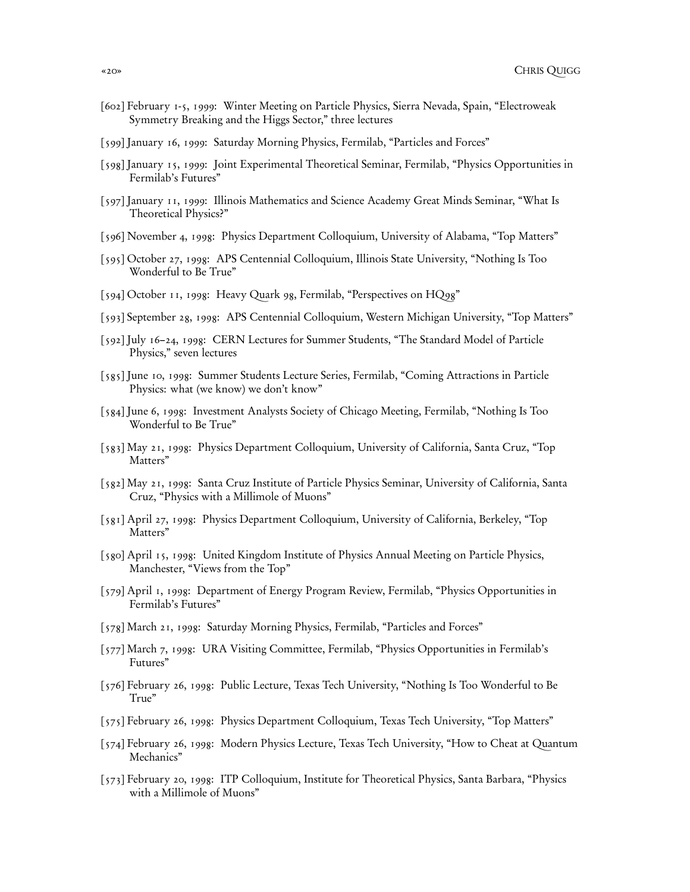[602] February 1-5, 1999: Winter Meeting on Particle Physics, Sierra Nevada, Spain, "Electroweak Symmetry Breaking and the Higgs Sector," three lectures

[599] January 16, 1999: Saturday Morning Physics, Fermilab, "Particles and Forces"

[598] January 15, 1999: Joint Experimental Theoretical Seminar, Fermilab, "Physics Opportunities in Fermilab's Futures"

[597] January 11, 1999: Illinois Mathematics and Science Academy Great Minds Seminar, "What Is Theoretical Physics?"

[596] November 4, 1998: Physics Department Colloquium, University of Alabama, "Top Matters"

[595] October 27, 1998: APS Centennial Colloquium, Illinois State University, "Nothing Is Too Wonderful to Be True"

[594] October 11, 1998: Heavy Quark 98, Fermilab, "Perspectives on HQ98"

[593] September 28, 1998: APS Centennial Colloquium, Western Michigan University, "Top Matters"

[592] July 16–24, 1998: CERN Lectures for Summer Students, "The Standard Model of Particle Physics," seven lectures

[585] June 10, 1998: Summer Students Lecture Series, Fermilab, "Coming Attractions in Particle Physics: what (we know) we don't know"

[584] June 6, 1998: Investment Analysts Society of Chicago Meeting, Fermilab, "Nothing Is Too Wonderful to Be True"

[583] May 21, 1998: Physics Department Colloquium, University of California, Santa Cruz, "Top Matters"

[582] May 21, 1998: Santa Cruz Institute of Particle Physics Seminar, University of California, Santa Cruz, "Physics with a Millimole of Muons"

[581] April 27, 1998: Physics Department Colloquium, University of California, Berkeley, "Top Matters"

[580] April 15, 1998: United Kingdom Institute of Physics Annual Meeting on Particle Physics, Manchester, "Views from the Top"

[579] April 1, 1998: Department of Energy Program Review, Fermilab, "Physics Opportunities in Fermilab's Futures"

[578] March 21, 1998: Saturday Morning Physics, Fermilab, "Particles and Forces"

[577] March 7, 1998: URA Visiting Committee, Fermilab, "Physics Opportunities in Fermilab's Futures"

[576] February 26, 1998: Public Lecture, Texas Tech University, "Nothing Is Too Wonderful to Be True"

[575] February 26, 1998: Physics Department Colloquium, Texas Tech University, "Top Matters"

[574] February 26, 1998: Modern Physics Lecture, Texas Tech University, "How to Cheat at Quantum Mechanics"

[573] February 20, 1998: ITP Colloquium, Institute for Theoretical Physics, Santa Barbara, "Physics with a Millimole of Muons"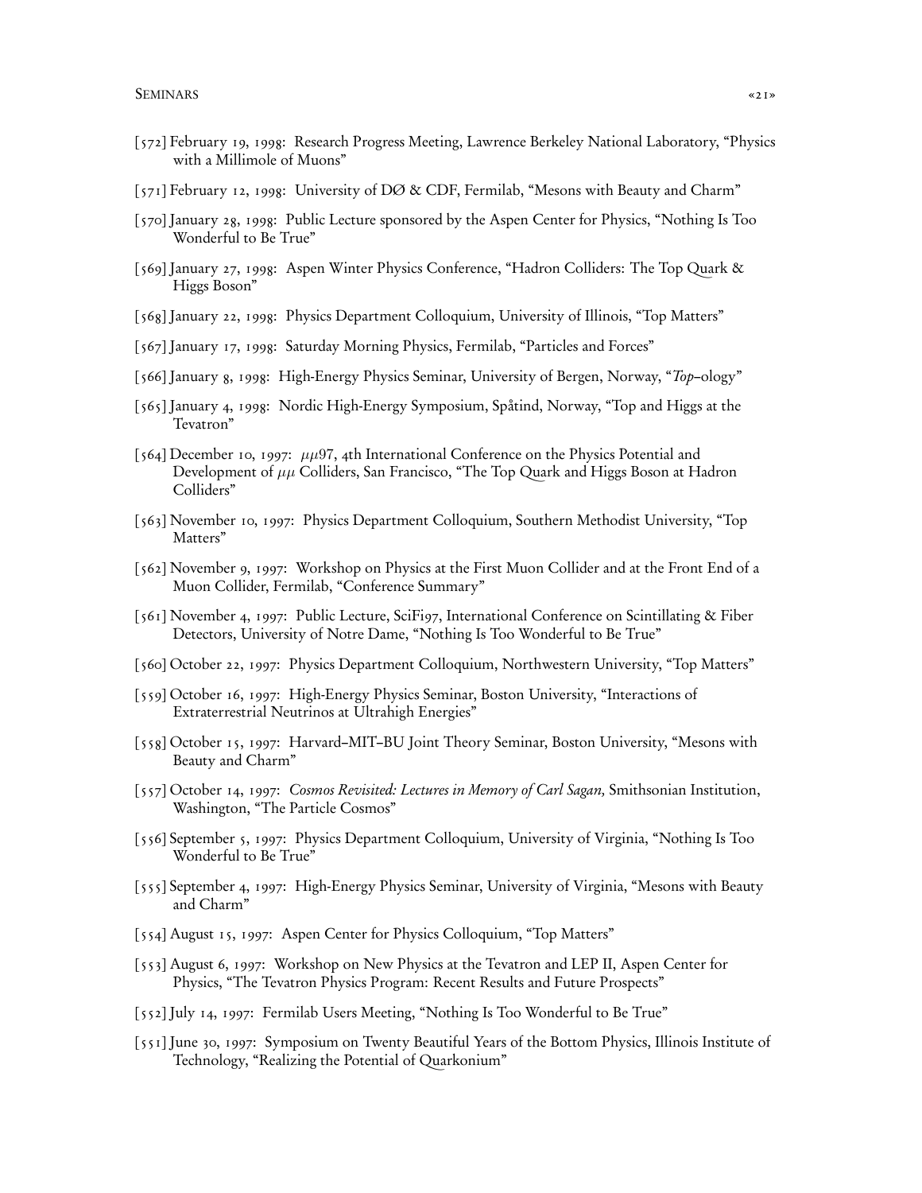[572] February 19, 1998: Research Progress Meeting, Lawrence Berkeley National Laboratory, "Physics with a Millimole of Muons"

[571] February 12, 1998: University of DØ & CDF, Fermilab, "Mesons with Beauty and Charm"

[570] January 28, 1998: Public Lecture sponsored by the Aspen Center for Physics, "Nothing Is Too Wonderful to Be True"

[569] January 27, 1998: Aspen Winter Physics Conference, "Hadron Colliders: The Top Quark & Higgs Boson"

[568] January 22, 1998: Physics Department Colloquium, University of Illinois, "Top Matters"

[567] January 17, 1998: Saturday Morning Physics, Fermilab, "Particles and Forces"

[566] January 8, 1998: High-Energy Physics Seminar, University of Bergen, Norway, "*Top*–ology"

[565] January 4, 1998: Nordic High-Energy Symposium, Spåtind, Norway, "Top and Higgs at the Tevatron"

[564] December 10, 1997: $\mu\mu$97, 4th International Conference on the Physics Potential and Development of $\mu\mu$ Colliders, San Francisco, "The Top Quark and Higgs Boson at Hadron Colliders"

[563] November 10, 1997: Physics Department Colloquium, Southern Methodist University, "Top Matters"

[562] November 9, 1997: Workshop on Physics at the First Muon Collider and at the Front End of a Muon Collider, Fermilab, "Conference Summary"

[561] November 4, 1997: Public Lecture, SciFi97, International Conference on Scintillating & Fiber Detectors, University of Notre Dame, "Nothing Is Too Wonderful to Be True"

[560] October 22, 1997: Physics Department Colloquium, Northwestern University, "Top Matters"

[559] October 16, 1997: High-Energy Physics Seminar, Boston University, "Interactions of Extraterrestrial Neutrinos at Ultrahigh Energies"

[558] October 15, 1997: Harvard–MIT–BU Joint Theory Seminar, Boston University, "Mesons with Beauty and Charm"

[557] October 14, 1997: *Cosmos Revisited: Lectures in Memory of Carl Sagan,* Smithsonian Institution, Washington, "The Particle Cosmos"

[556] September 5, 1997: Physics Department Colloquium, University of Virginia, "Nothing Is Too Wonderful to Be True"

[555] September 4, 1997: High-Energy Physics Seminar, University of Virginia, "Mesons with Beauty and Charm"

[554] August 15, 1997: Aspen Center for Physics Colloquium, "Top Matters"

[553] August 6, 1997: Workshop on New Physics at the Tevatron and LEP II, Aspen Center for Physics, "The Tevatron Physics Program: Recent Results and Future Prospects"

[552] July 14, 1997: Fermilab Users Meeting, "Nothing Is Too Wonderful to Be True"

[551] June 30, 1997: Symposium on Twenty Beautiful Years of the Bottom Physics, Illinois Institute of Technology, "Realizing the Potential of Quarkonium"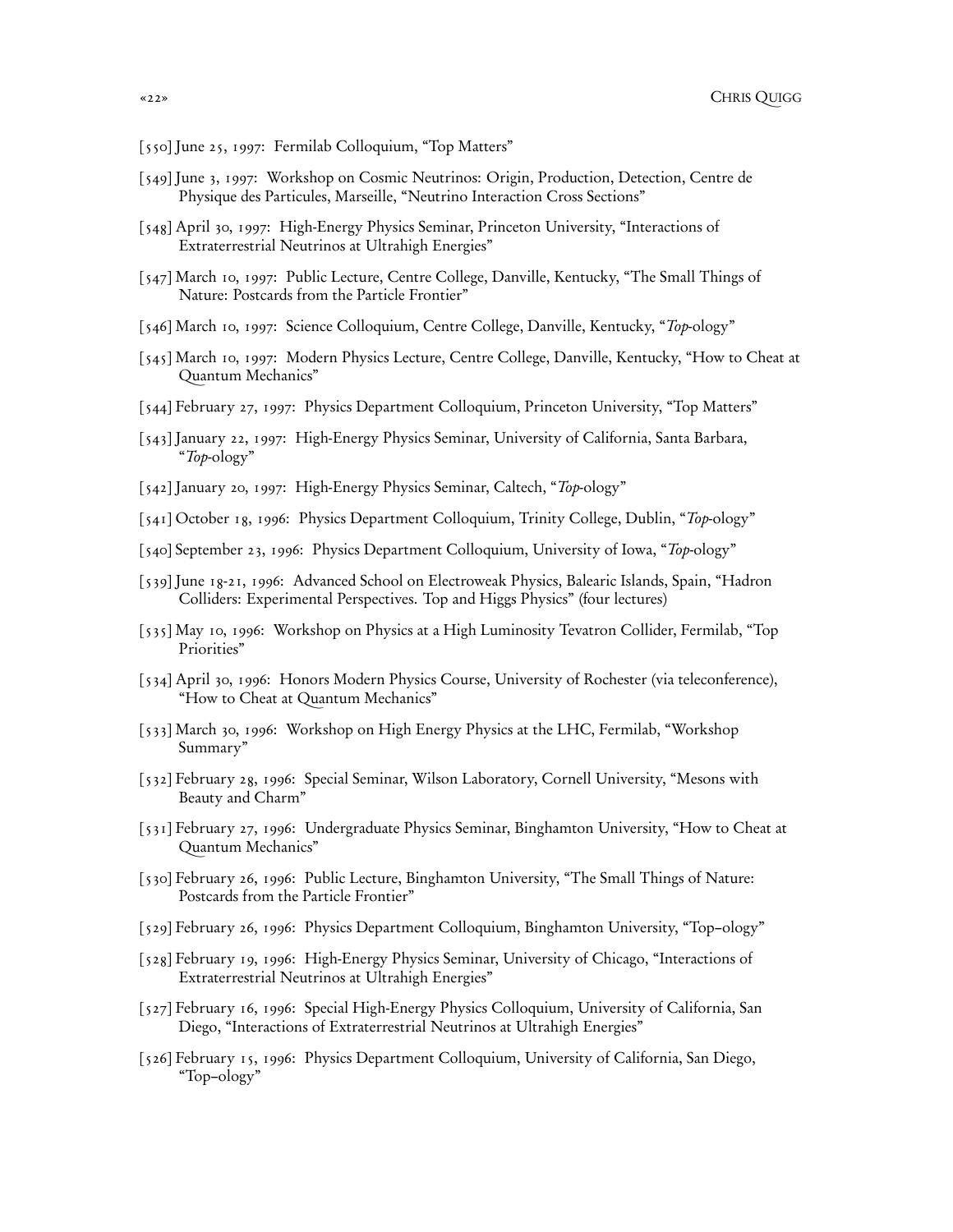[550] June 25, 1997: Fermilab Colloquium, "Top Matters"

[549] June 3, 1997: Workshop on Cosmic Neutrinos: Origin, Production, Detection, Centre de Physique des Particules, Marseille, "Neutrino Interaction Cross Sections"

[548] April 30, 1997: High-Energy Physics Seminar, Princeton University, "Interactions of Extraterrestrial Neutrinos at Ultrahigh Energies"

[547] March 10, 1997: Public Lecture, Centre College, Danville, Kentucky, "The Small Things of Nature: Postcards from the Particle Frontier"

[546] March 10, 1997: Science Colloquium, Centre College, Danville, Kentucky, "*Top*-ology"

[545] March 10, 1997: Modern Physics Lecture, Centre College, Danville, Kentucky, "How to Cheat at Quantum Mechanics"

[544] February 27, 1997: Physics Department Colloquium, Princeton University, "Top Matters"

[543] January 22, 1997: High-Energy Physics Seminar, University of California, Santa Barbara, "*Top*-ology"

[542] January 20, 1997: High-Energy Physics Seminar, Caltech, "*Top*-ology"

[541] October 18, 1996: Physics Department Colloquium, Trinity College, Dublin, "*Top*-ology"

[540] September 23, 1996: Physics Department Colloquium, University of Iowa, "*Top*-ology"

[539] June 18-21, 1996: Advanced School on Electroweak Physics, Balearic Islands, Spain, "Hadron Colliders: Experimental Perspectives. Top and Higgs Physics" (four lectures)

[535] May 10, 1996: Workshop on Physics at a High Luminosity Tevatron Collider, Fermilab, "Top Priorities"

[534] April 30, 1996: Honors Modern Physics Course, University of Rochester (via teleconference), "How to Cheat at Quantum Mechanics"

[533] March 30, 1996: Workshop on High Energy Physics at the LHC, Fermilab, "Workshop Summary"

[532] February 28, 1996: Special Seminar, Wilson Laboratory, Cornell University, "Mesons with Beauty and Charm"

[531] February 27, 1996: Undergraduate Physics Seminar, Binghamton University, "How to Cheat at Quantum Mechanics"

[530] February 26, 1996: Public Lecture, Binghamton University, "The Small Things of Nature: Postcards from the Particle Frontier"

[529] February 26, 1996: Physics Department Colloquium, Binghamton University, "Top–ology"

[528] February 19, 1996: High-Energy Physics Seminar, University of Chicago, "Interactions of Extraterrestrial Neutrinos at Ultrahigh Energies"

[527] February 16, 1996: Special High-Energy Physics Colloquium, University of California, San Diego, "Interactions of Extraterrestrial Neutrinos at Ultrahigh Energies"

[526] February 15, 1996: Physics Department Colloquium, University of California, San Diego, "Top–ology"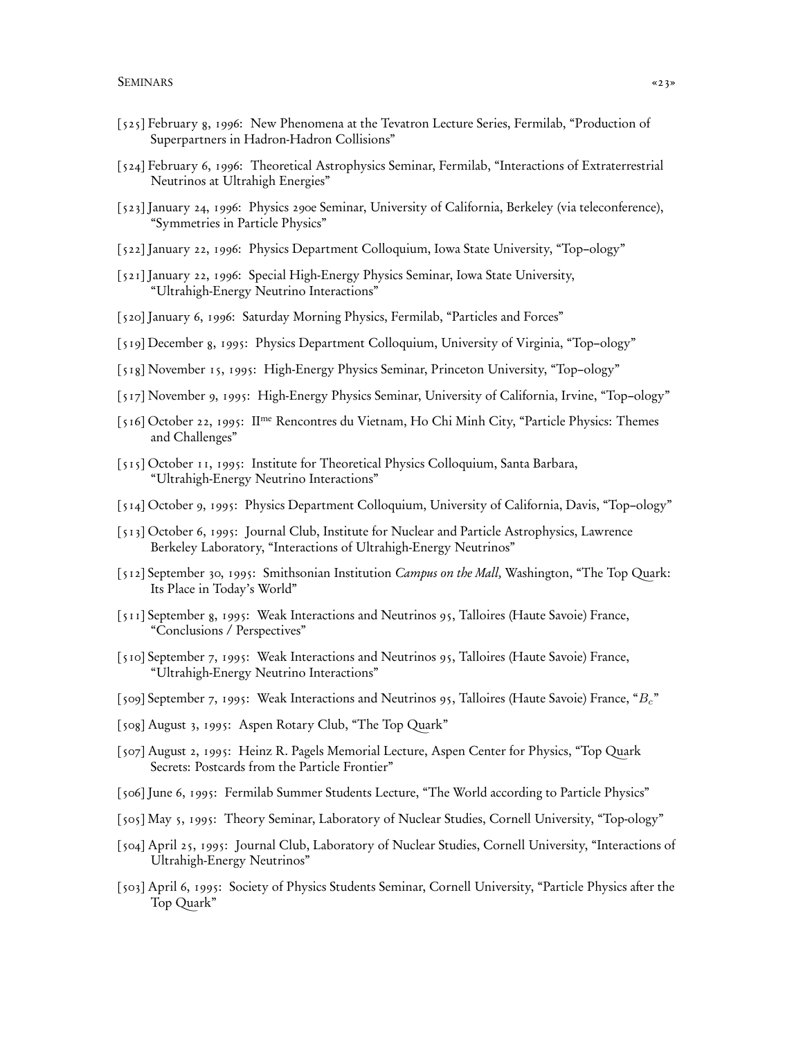[525] February 8, 1996: New Phenomena at the Tevatron Lecture Series, Fermilab, "Production of Superpartners in Hadron-Hadron Collisions"

[524] February 6, 1996: Theoretical Astrophysics Seminar, Fermilab, "Interactions of Extraterrestrial Neutrinos at Ultrahigh Energies"

[523] January 24, 1996: Physics 290e Seminar, University of California, Berkeley (via teleconference), "Symmetries in Particle Physics"

[522] January 22, 1996: Physics Department Colloquium, Iowa State University, "Top–ology"

[521] January 22, 1996: Special High-Energy Physics Seminar, Iowa State University, "Ultrahigh-Energy Neutrino Interactions"

[520] January 6, 1996: Saturday Morning Physics, Fermilab, "Particles and Forces"

[519] December 8, 1995: Physics Department Colloquium, University of Virginia, "Top–ology"

[518] November 15, 1995: High-Energy Physics Seminar, Princeton University, "Top–ology"

[517] November 9, 1995: High-Energy Physics Seminar, University of California, Irvine, "Top–ology"

[516] October 22, 1995: IIme Rencontres du Vietnam, Ho Chi Minh City, "Particle Physics: Themes and Challenges"

[515] October 11, 1995: Institute for Theoretical Physics Colloquium, Santa Barbara, "Ultrahigh-Energy Neutrino Interactions"

[514] October 9, 1995: Physics Department Colloquium, University of California, Davis, "Top–ology"

[513] October 6, 1995: Journal Club, Institute for Nuclear and Particle Astrophysics, Lawrence Berkeley Laboratory, "Interactions of Ultrahigh-Energy Neutrinos"

[512] September 30, 1995: Smithsonian Institution *Campus on the Mall,* Washington, "The Top Quark: Its Place in Today's World"

[511] September 8, 1995: Weak Interactions and Neutrinos 95, Talloires (Haute Savoie) France, "Conclusions / Perspectives"

[510] September 7, 1995: Weak Interactions and Neutrinos 95, Talloires (Haute Savoie) France, "Ultrahigh-Energy Neutrino Interactions"

[509] September 7, 1995: Weak Interactions and Neutrinos 95, Talloires (Haute Savoie) France, "$B_c$"

[508] August 3, 1995: Aspen Rotary Club, "The Top Quark"

[507] August 2, 1995: Heinz R. Pagels Memorial Lecture, Aspen Center for Physics, "Top Quark Secrets: Postcards from the Particle Frontier"

[506] June 6, 1995: Fermilab Summer Students Lecture, "The World according to Particle Physics"

[505] May 5, 1995: Theory Seminar, Laboratory of Nuclear Studies, Cornell University, "Top-ology"

[504] April 25, 1995: Journal Club, Laboratory of Nuclear Studies, Cornell University, "Interactions of Ultrahigh-Energy Neutrinos"

[503] April 6, 1995: Society of Physics Students Seminar, Cornell University, "Particle Physics after the Top Quark"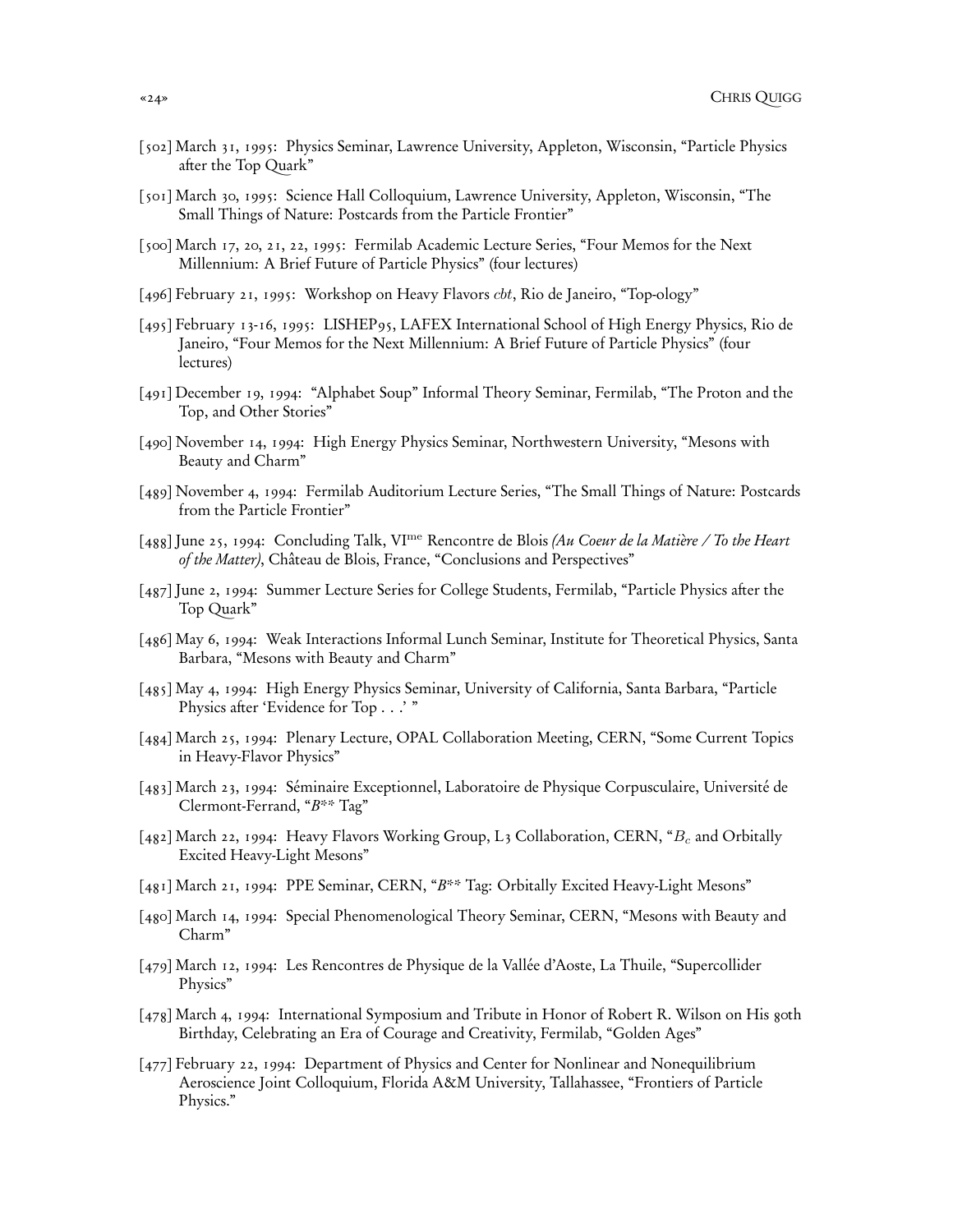[502] March 31, 1995: Physics Seminar, Lawrence University, Appleton, Wisconsin, “Particle Physics after the Top Quark”

[501] March 30, 1995: Science Hall Colloquium, Lawrence University, Appleton, Wisconsin, “The Small Things of Nature: Postcards from the Particle Frontier”

[500] March 17, 20, 21, 22, 1995: Fermilab Academic Lecture Series, “Four Memos for the Next Millennium: A Brief Future of Particle Physics” (four lectures)

[496] February 21, 1995: Workshop on Heavy Flavors *cbt*, Rio de Janeiro, “Top-ology”

[495] February 13-16, 1995: LISHEP95, LAFEX International School of High Energy Physics, Rio de Janeiro, “Four Memos for the Next Millennium: A Brief Future of Particle Physics” (four lectures)

[491] December 19, 1994: “Alphabet Soup” Informal Theory Seminar, Fermilab, “The Proton and the Top, and Other Stories”

[490] November 14, 1994: High Energy Physics Seminar, Northwestern University, “Mesons with Beauty and Charm”

[489] November 4, 1994: Fermilab Auditorium Lecture Series, “The Small Things of Nature: Postcards from the Particle Frontier”

[488] June 25, 1994: Concluding Talk, VI[me] Rencontre de Blois *(Au Coeur de la Matière / To the Heart of the Matter)*, Château de Blois, France, “Conclusions and Perspectives”

[487] June 2, 1994: Summer Lecture Series for College Students, Fermilab, “Particle Physics after the Top Quark”

[486] May 6, 1994: Weak Interactions Informal Lunch Seminar, Institute for Theoretical Physics, Santa Barbara, “Mesons with Beauty and Charm”

[485] May 4, 1994: High Energy Physics Seminar, University of California, Santa Barbara, “Particle Physics after ‘Evidence for Top . . .’ ”

[484] March 25, 1994: Plenary Lecture, OPAL Collaboration Meeting, CERN, “Some Current Topics in Heavy-Flavor Physics”

[483] March 23, 1994: Séminaire Exceptionnel, Laboratoire de Physique Corpusculaire, Université de Clermont-Ferrand, “*B*** Tag”

[482] March 22, 1994: Heavy Flavors Working Group, L3 Collaboration, CERN, “$B_c$ and Orbitally Excited Heavy-Light Mesons”

[481] March 21, 1994: PPE Seminar, CERN, “*B*** Tag: Orbitally Excited Heavy-Light Mesons”

[480] March 14, 1994: Special Phenomenological Theory Seminar, CERN, “Mesons with Beauty and Charm”

[479] March 12, 1994: Les Rencontres de Physique de la Vallée d’Aoste, La Thuile, “Supercollider Physics”

[478] March 4, 1994: International Symposium and Tribute in Honor of Robert R. Wilson on His 80th Birthday, Celebrating an Era of Courage and Creativity, Fermilab, “Golden Ages”

[477] February 22, 1994: Department of Physics and Center for Nonlinear and Nonequilibrium Aeroscience Joint Colloquium, Florida A&M University, Tallahassee, “Frontiers of Particle Physics.”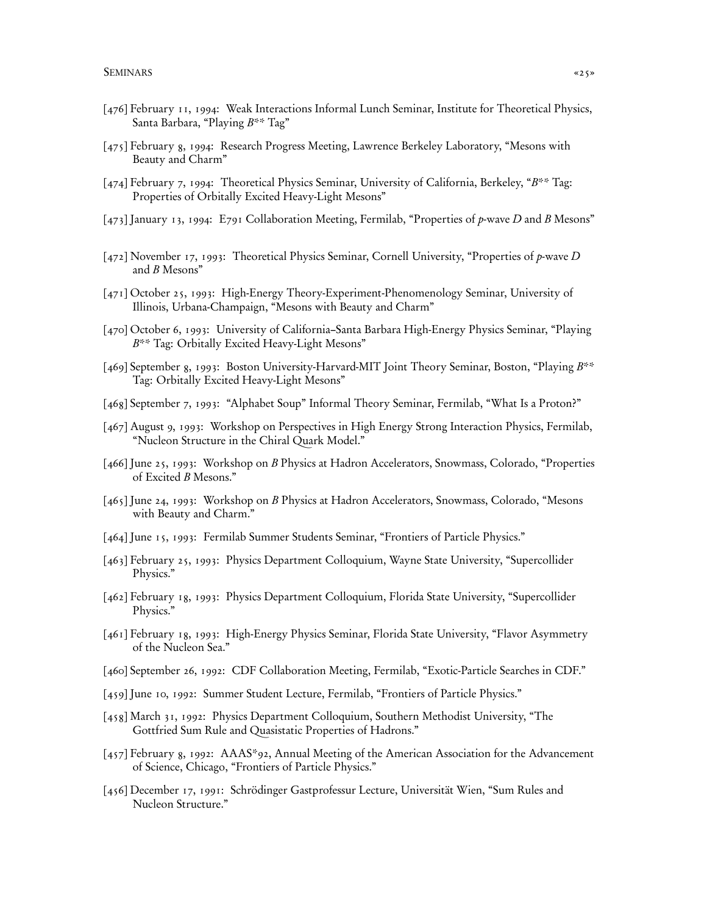- [476] February 11, 1994: Weak Interactions Informal Lunch Seminar, Institute for Theoretical Physics, Santa Barbara, "Playing $B^{**}$ Tag"
- [475] February 8, 1994: Research Progress Meeting, Lawrence Berkeley Laboratory, "Mesons with Beauty and Charm"
- [474] February 7, 1994: Theoretical Physics Seminar, University of California, Berkeley, "$B^{**}$ Tag: Properties of Orbitally Excited Heavy-Light Mesons"
- [473] January 13, 1994: E791 Collaboration Meeting, Fermilab, "Properties of $p$-wave $D$ and $B$ Mesons"
- [472] November 17, 1993: Theoretical Physics Seminar, Cornell University, "Properties of $p$-wave $D$ and $B$ Mesons"
- [471] October 25, 1993: High-Energy Theory-Experiment-Phenomenology Seminar, University of Illinois, Urbana-Champaign, "Mesons with Beauty and Charm"
- [470] October 6, 1993: University of California–Santa Barbara High-Energy Physics Seminar, "Playing $B^{**}$ Tag: Orbitally Excited Heavy-Light Mesons"
- [469] September 8, 1993: Boston University-Harvard-MIT Joint Theory Seminar, Boston, "Playing $B^{**}$ Tag: Orbitally Excited Heavy-Light Mesons"
- [468] September 7, 1993: "Alphabet Soup" Informal Theory Seminar, Fermilab, "What Is a Proton?"
- [467] August 9, 1993: Workshop on Perspectives in High Energy Strong Interaction Physics, Fermilab, "Nucleon Structure in the Chiral Quark Model."
- [466] June 25, 1993: Workshop on $B$ Physics at Hadron Accelerators, Snowmass, Colorado, "Properties of Excited $B$ Mesons."
- [465] June 24, 1993: Workshop on $B$ Physics at Hadron Accelerators, Snowmass, Colorado, "Mesons with Beauty and Charm."
- [464] June 15, 1993: Fermilab Summer Students Seminar, "Frontiers of Particle Physics."
- [463] February 25, 1993: Physics Department Colloquium, Wayne State University, "Supercollider Physics."
- [462] February 18, 1993: Physics Department Colloquium, Florida State University, "Supercollider Physics."
- [461] February 18, 1993: High-Energy Physics Seminar, Florida State University, "Flavor Asymmetry of the Nucleon Sea."
- [460] September 26, 1992: CDF Collaboration Meeting, Fermilab, "Exotic-Particle Searches in CDF."
- [459] June 10, 1992: Summer Student Lecture, Fermilab, "Frontiers of Particle Physics."
- [458] March 31, 1992: Physics Department Colloquium, Southern Methodist University, "The Gottfried Sum Rule and Quasistatic Properties of Hadrons."
- [457] February 8, 1992: AAAS*92, Annual Meeting of the American Association for the Advancement of Science, Chicago, "Frontiers of Particle Physics."
- [456] December 17, 1991: Schrödinger Gastprofessur Lecture, Universität Wien, "Sum Rules and Nucleon Structure."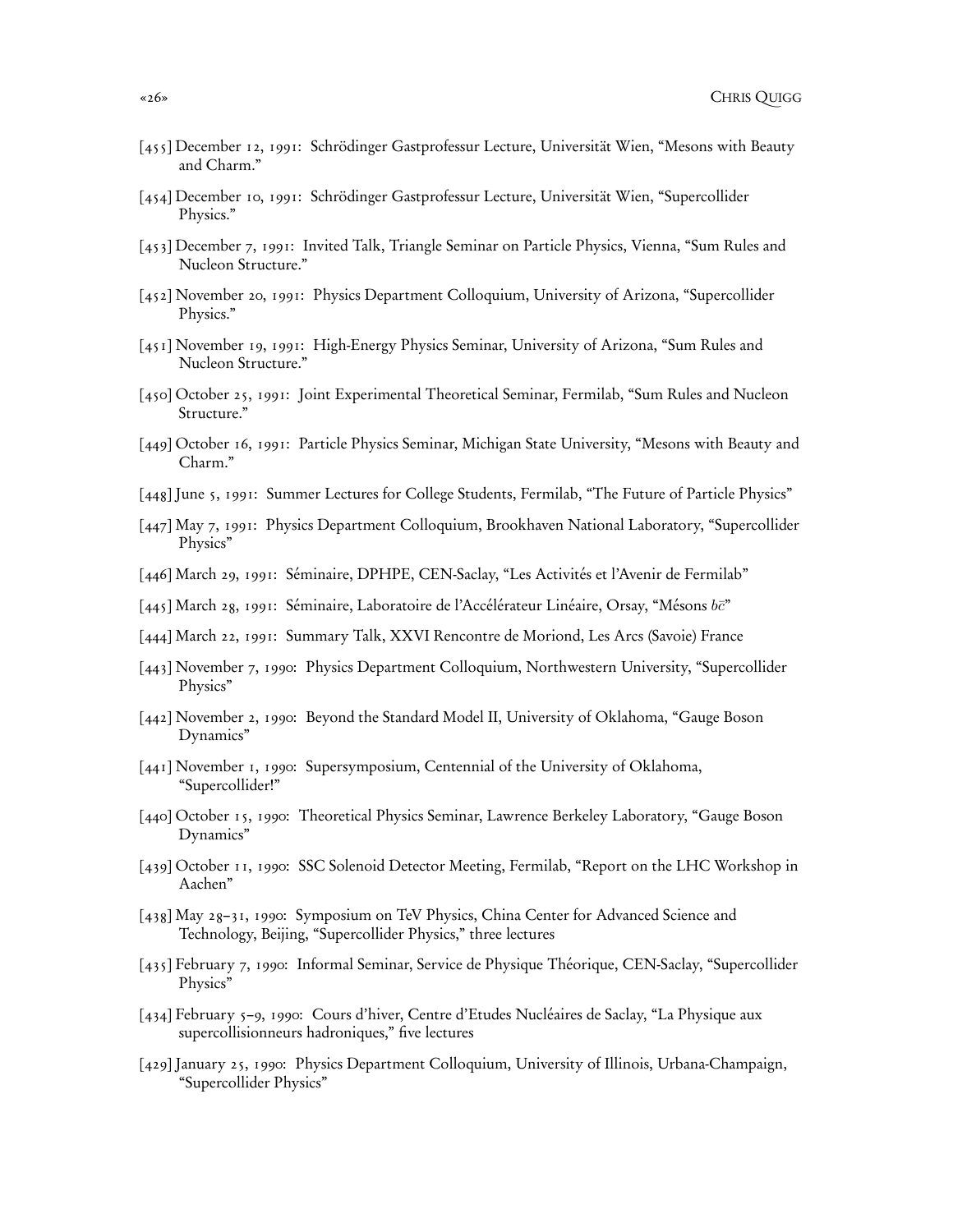[455] December 12, 1991: Schrödinger Gastprofessur Lecture, Universität Wien, "Mesons with Beauty and Charm."

[454] December 10, 1991: Schrödinger Gastprofessur Lecture, Universität Wien, "Supercollider Physics."

[453] December 7, 1991: Invited Talk, Triangle Seminar on Particle Physics, Vienna, "Sum Rules and Nucleon Structure."

[452] November 20, 1991: Physics Department Colloquium, University of Arizona, "Supercollider Physics."

[451] November 19, 1991: High-Energy Physics Seminar, University of Arizona, "Sum Rules and Nucleon Structure."

[450] October 25, 1991: Joint Experimental Theoretical Seminar, Fermilab, "Sum Rules and Nucleon Structure."

[449] October 16, 1991: Particle Physics Seminar, Michigan State University, "Mesons with Beauty and Charm."

[448] June 5, 1991: Summer Lectures for College Students, Fermilab, "The Future of Particle Physics"

[447] May 7, 1991: Physics Department Colloquium, Brookhaven National Laboratory, "Supercollider Physics"

[446] March 29, 1991: Séminaire, DPHPE, CEN-Saclay, "Les Activités et l'Avenir de Fermilab"

[445] March 28, 1991: Séminaire, Laboratoire de l'Accélérateur Linéaire, Orsay, "Mésons $b\bar{c}$"

[444] March 22, 1991: Summary Talk, XXVI Rencontre de Moriond, Les Arcs (Savoie) France

[443] November 7, 1990: Physics Department Colloquium, Northwestern University, "Supercollider Physics"

[442] November 2, 1990: Beyond the Standard Model II, University of Oklahoma, "Gauge Boson Dynamics"

[441] November 1, 1990: Supersymposium, Centennial of the University of Oklahoma, "Supercollider!"

[440] October 15, 1990: Theoretical Physics Seminar, Lawrence Berkeley Laboratory, "Gauge Boson Dynamics"

[439] October 11, 1990: SSC Solenoid Detector Meeting, Fermilab, "Report on the LHC Workshop in Aachen"

[438] May 28–31, 1990: Symposium on TeV Physics, China Center for Advanced Science and Technology, Beijing, "Supercollider Physics," three lectures

[435] February 7, 1990: Informal Seminar, Service de Physique Théorique, CEN-Saclay, "Supercollider Physics"

[434] February 5–9, 1990: Cours d'hiver, Centre d'Etudes Nucléaires de Saclay, "La Physique aux supercollisionneurs hadroniques," five lectures

[429] January 25, 1990: Physics Department Colloquium, University of Illinois, Urbana-Champaign, "Supercollider Physics"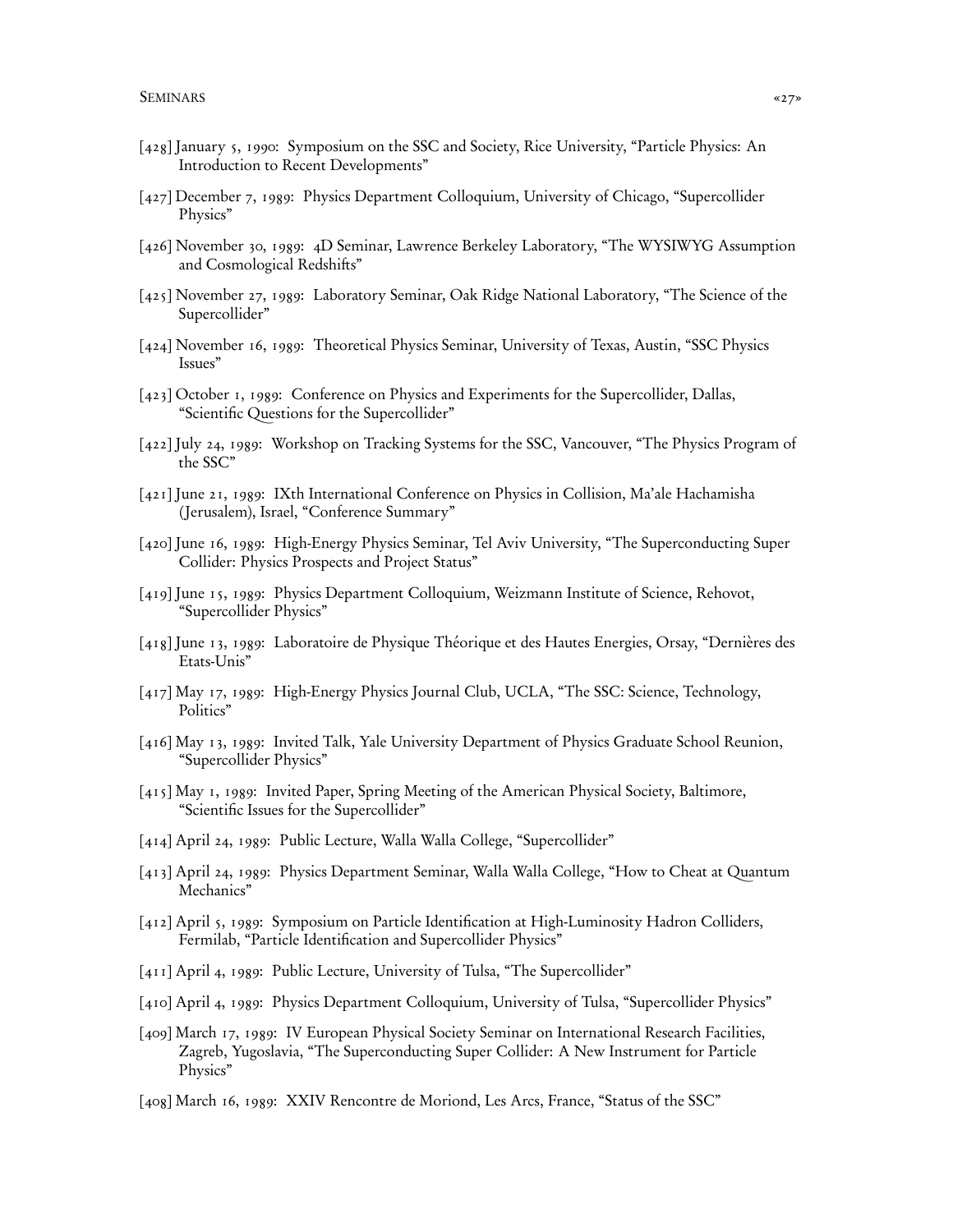[428] January 5, 1990: Symposium on the SSC and Society, Rice University, "Particle Physics: An Introduction to Recent Developments"

[427] December 7, 1989: Physics Department Colloquium, University of Chicago, "Supercollider Physics"

[426] November 30, 1989: 4D Seminar, Lawrence Berkeley Laboratory, "The WYSIWYG Assumption and Cosmological Redshifts"

[425] November 27, 1989: Laboratory Seminar, Oak Ridge National Laboratory, "The Science of the Supercollider"

[424] November 16, 1989: Theoretical Physics Seminar, University of Texas, Austin, "SSC Physics Issues"

[423] October 1, 1989: Conference on Physics and Experiments for the Supercollider, Dallas, "Scientific Questions for the Supercollider"

[422] July 24, 1989: Workshop on Tracking Systems for the SSC, Vancouver, "The Physics Program of the SSC"

[421] June 21, 1989: IXth International Conference on Physics in Collision, Ma'ale Hachamisha (Jerusalem), Israel, "Conference Summary"

[420] June 16, 1989: High-Energy Physics Seminar, Tel Aviv University, "The Superconducting Super Collider: Physics Prospects and Project Status"

[419] June 15, 1989: Physics Department Colloquium, Weizmann Institute of Science, Rehovot, "Supercollider Physics"

[418] June 13, 1989: Laboratoire de Physique Théorique et des Hautes Energies, Orsay, "Dernières des Etats-Unis"

[417] May 17, 1989: High-Energy Physics Journal Club, UCLA, "The SSC: Science, Technology, Politics"

[416] May 13, 1989: Invited Talk, Yale University Department of Physics Graduate School Reunion, "Supercollider Physics"

[415] May 1, 1989: Invited Paper, Spring Meeting of the American Physical Society, Baltimore, "Scientific Issues for the Supercollider"

[414] April 24, 1989: Public Lecture, Walla Walla College, "Supercollider"

[413] April 24, 1989: Physics Department Seminar, Walla Walla College, "How to Cheat at Quantum Mechanics"

[412] April 5, 1989: Symposium on Particle Identification at High-Luminosity Hadron Colliders, Fermilab, "Particle Identification and Supercollider Physics"

[411] April 4, 1989: Public Lecture, University of Tulsa, "The Supercollider"

[410] April 4, 1989: Physics Department Colloquium, University of Tulsa, "Supercollider Physics"

[409] March 17, 1989: IV European Physical Society Seminar on International Research Facilities, Zagreb, Yugoslavia, "The Superconducting Super Collider: A New Instrument for Particle Physics"

[408] March 16, 1989: XXIV Rencontre de Moriond, Les Arcs, France, "Status of the SSC"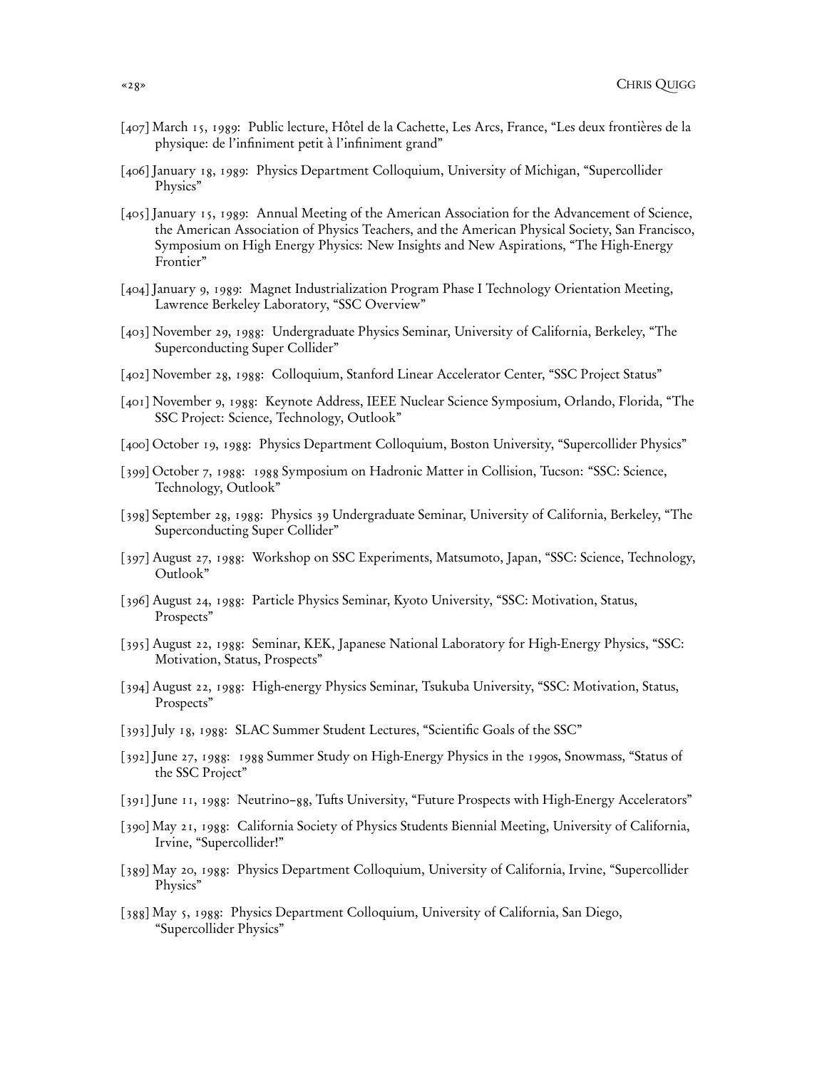[407] March 15, 1989: Public lecture, Hôtel de la Cachette, Les Arcs, France, "Les deux frontières de la physique: de l'infiniment petit à l'infiniment grand"

[406] January 18, 1989: Physics Department Colloquium, University of Michigan, "Supercollider Physics"

[405] January 15, 1989: Annual Meeting of the American Association for the Advancement of Science, the American Association of Physics Teachers, and the American Physical Society, San Francisco, Symposium on High Energy Physics: New Insights and New Aspirations, "The High-Energy Frontier"

[404] January 9, 1989: Magnet Industrialization Program Phase I Technology Orientation Meeting, Lawrence Berkeley Laboratory, "SSC Overview"

[403] November 29, 1988: Undergraduate Physics Seminar, University of California, Berkeley, "The Superconducting Super Collider"

[402] November 28, 1988: Colloquium, Stanford Linear Accelerator Center, "SSC Project Status"

[401] November 9, 1988: Keynote Address, IEEE Nuclear Science Symposium, Orlando, Florida, "The SSC Project: Science, Technology, Outlook"

[400] October 19, 1988: Physics Department Colloquium, Boston University, "Supercollider Physics"

[399] October 7, 1988: 1988 Symposium on Hadronic Matter in Collision, Tucson: "SSC: Science, Technology, Outlook"

[398] September 28, 1988: Physics 39 Undergraduate Seminar, University of California, Berkeley, "The Superconducting Super Collider"

[397] August 27, 1988: Workshop on SSC Experiments, Matsumoto, Japan, "SSC: Science, Technology, Outlook"

[396] August 24, 1988: Particle Physics Seminar, Kyoto University, "SSC: Motivation, Status, Prospects"

[395] August 22, 1988: Seminar, KEK, Japanese National Laboratory for High-Energy Physics, "SSC: Motivation, Status, Prospects"

[394] August 22, 1988: High-energy Physics Seminar, Tsukuba University, "SSC: Motivation, Status, Prospects"

[393] July 18, 1988: SLAC Summer Student Lectures, "Scientific Goals of the SSC"

[392] June 27, 1988: 1988 Summer Study on High-Energy Physics in the 1990s, Snowmass, "Status of the SSC Project"

[391] June 11, 1988: Neutrino–88, Tufts University, "Future Prospects with High-Energy Accelerators"

[390] May 21, 1988: California Society of Physics Students Biennial Meeting, University of California, Irvine, "Supercollider!"

[389] May 20, 1988: Physics Department Colloquium, University of California, Irvine, "Supercollider Physics"

[388] May 5, 1988: Physics Department Colloquium, University of California, San Diego, "Supercollider Physics"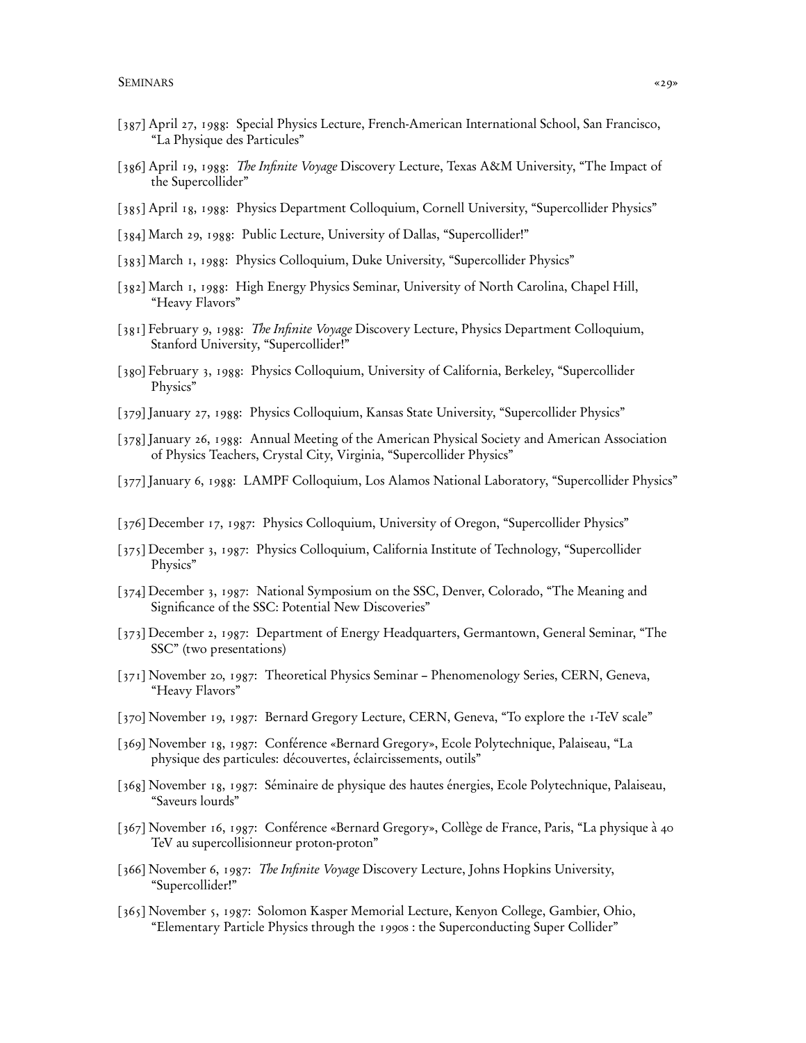[387] April 27, 1988: Special Physics Lecture, French-American International School, San Francisco, "La Physique des Particules"

[386] April 19, 1988: *The Infinite Voyage* Discovery Lecture, Texas A&M University, "The Impact of the Supercollider"

[385] April 18, 1988: Physics Department Colloquium, Cornell University, "Supercollider Physics"

[384] March 29, 1988: Public Lecture, University of Dallas, "Supercollider!"

[383] March 1, 1988: Physics Colloquium, Duke University, "Supercollider Physics"

[382] March 1, 1988: High Energy Physics Seminar, University of North Carolina, Chapel Hill, "Heavy Flavors"

[381] February 9, 1988: *The Infinite Voyage* Discovery Lecture, Physics Department Colloquium, Stanford University, "Supercollider!"

[380] February 3, 1988: Physics Colloquium, University of California, Berkeley, "Supercollider Physics"

[379] January 27, 1988: Physics Colloquium, Kansas State University, "Supercollider Physics"

[378] January 26, 1988: Annual Meeting of the American Physical Society and American Association of Physics Teachers, Crystal City, Virginia, "Supercollider Physics"

[377] January 6, 1988: LAMPF Colloquium, Los Alamos National Laboratory, "Supercollider Physics"

[376] December 17, 1987: Physics Colloquium, University of Oregon, "Supercollider Physics"

[375] December 3, 1987: Physics Colloquium, California Institute of Technology, "Supercollider Physics"

[374] December 3, 1987: National Symposium on the SSC, Denver, Colorado, "The Meaning and Significance of the SSC: Potential New Discoveries"

[373] December 2, 1987: Department of Energy Headquarters, Germantown, General Seminar, "The SSC" (two presentations)

[371] November 20, 1987: Theoretical Physics Seminar – Phenomenology Series, CERN, Geneva, "Heavy Flavors"

[370] November 19, 1987: Bernard Gregory Lecture, CERN, Geneva, "To explore the 1-TeV scale"

[369] November 18, 1987: Conférence «Bernard Gregory», Ecole Polytechnique, Palaiseau, "La physique des particules: découvertes, éclaircissements, outils"

[368] November 18, 1987: Séminaire de physique des hautes énergies, Ecole Polytechnique, Palaiseau, "Saveurs lourds"

[367] November 16, 1987: Conférence «Bernard Gregory», Collège de France, Paris, "La physique à 40 TeV au supercollisionneur proton-proton"

[366] November 6, 1987: *The Infinite Voyage* Discovery Lecture, Johns Hopkins University, "Supercollider!"

[365] November 5, 1987: Solomon Kasper Memorial Lecture, Kenyon College, Gambier, Ohio, "Elementary Particle Physics through the 1990s : the Superconducting Super Collider"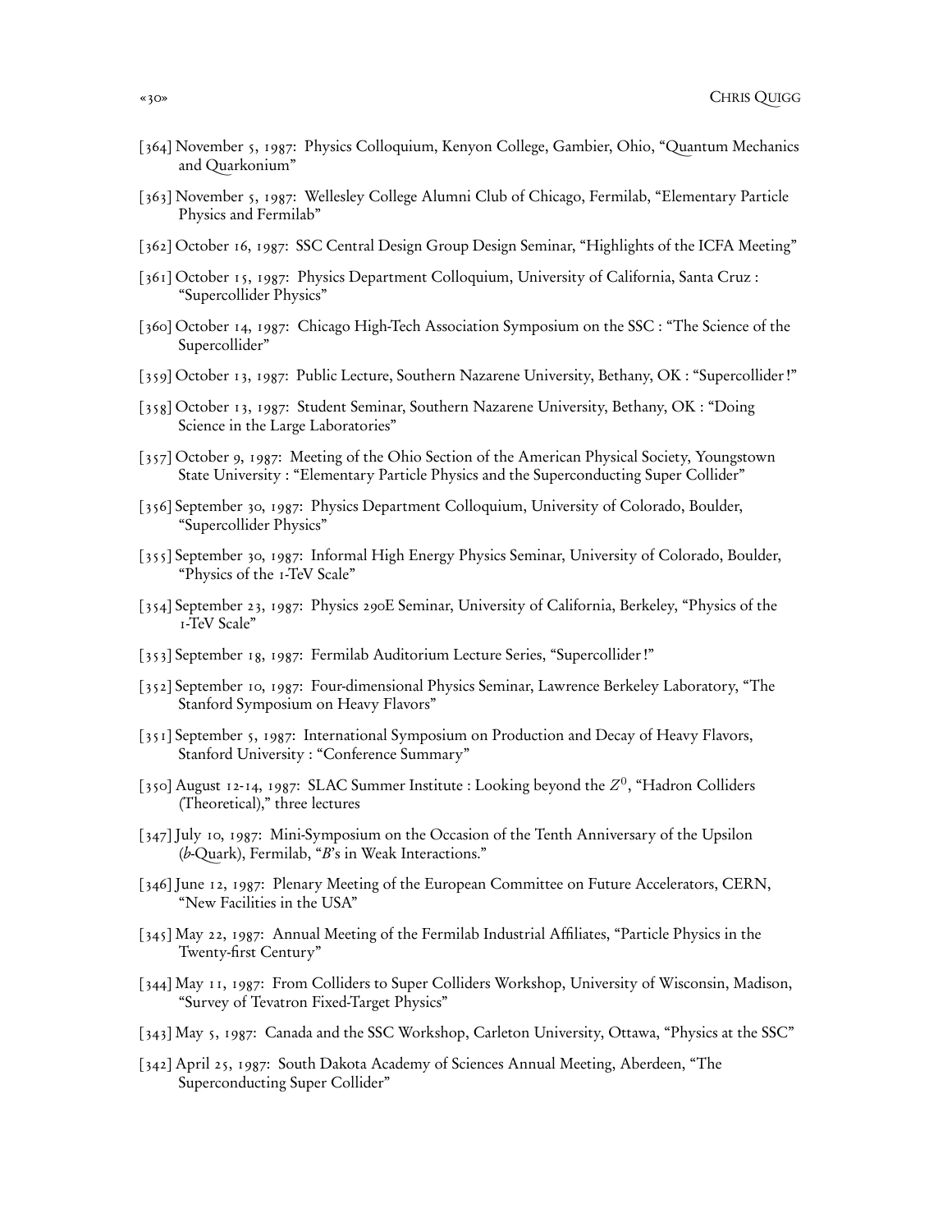[364] November 5, 1987: Physics Colloquium, Kenyon College, Gambier, Ohio, "Quantum Mechanics and Quarkonium"

[363] November 5, 1987: Wellesley College Alumni Club of Chicago, Fermilab, "Elementary Particle Physics and Fermilab"

[362] October 16, 1987: SSC Central Design Group Design Seminar, "Highlights of the ICFA Meeting"

[361] October 15, 1987: Physics Department Colloquium, University of California, Santa Cruz : "Supercollider Physics"

[360] October 14, 1987: Chicago High-Tech Association Symposium on the SSC : "The Science of the Supercollider"

[359] October 13, 1987: Public Lecture, Southern Nazarene University, Bethany, OK : "Supercollider !"

[358] October 13, 1987: Student Seminar, Southern Nazarene University, Bethany, OK : "Doing Science in the Large Laboratories"

[357] October 9, 1987: Meeting of the Ohio Section of the American Physical Society, Youngstown State University : "Elementary Particle Physics and the Superconducting Super Collider"

[356] September 30, 1987: Physics Department Colloquium, University of Colorado, Boulder, "Supercollider Physics"

[355] September 30, 1987: Informal High Energy Physics Seminar, University of Colorado, Boulder, "Physics of the 1-TeV Scale"

[354] September 23, 1987: Physics 290E Seminar, University of California, Berkeley, "Physics of the 1-TeV Scale"

[353] September 18, 1987: Fermilab Auditorium Lecture Series, "Supercollider !"

[352] September 10, 1987: Four-dimensional Physics Seminar, Lawrence Berkeley Laboratory, "The Stanford Symposium on Heavy Flavors"

[351] September 5, 1987: International Symposium on Production and Decay of Heavy Flavors, Stanford University : "Conference Summary"

[350] August 12-14, 1987: SLAC Summer Institute : Looking beyond the $Z^0$, "Hadron Colliders (Theoretical)," three lectures

[347] July 10, 1987: Mini-Symposium on the Occasion of the Tenth Anniversary of the Upsilon (*b*-Quark), Fermilab, "*B*'s in Weak Interactions."

[346] June 12, 1987: Plenary Meeting of the European Committee on Future Accelerators, CERN, "New Facilities in the USA"

[345] May 22, 1987: Annual Meeting of the Fermilab Industrial Affiliates, "Particle Physics in the Twenty-first Century"

[344] May 11, 1987: From Colliders to Super Colliders Workshop, University of Wisconsin, Madison, "Survey of Tevatron Fixed-Target Physics"

[343] May 5, 1987: Canada and the SSC Workshop, Carleton University, Ottawa, "Physics at the SSC"

[342] April 25, 1987: South Dakota Academy of Sciences Annual Meeting, Aberdeen, "The Superconducting Super Collider"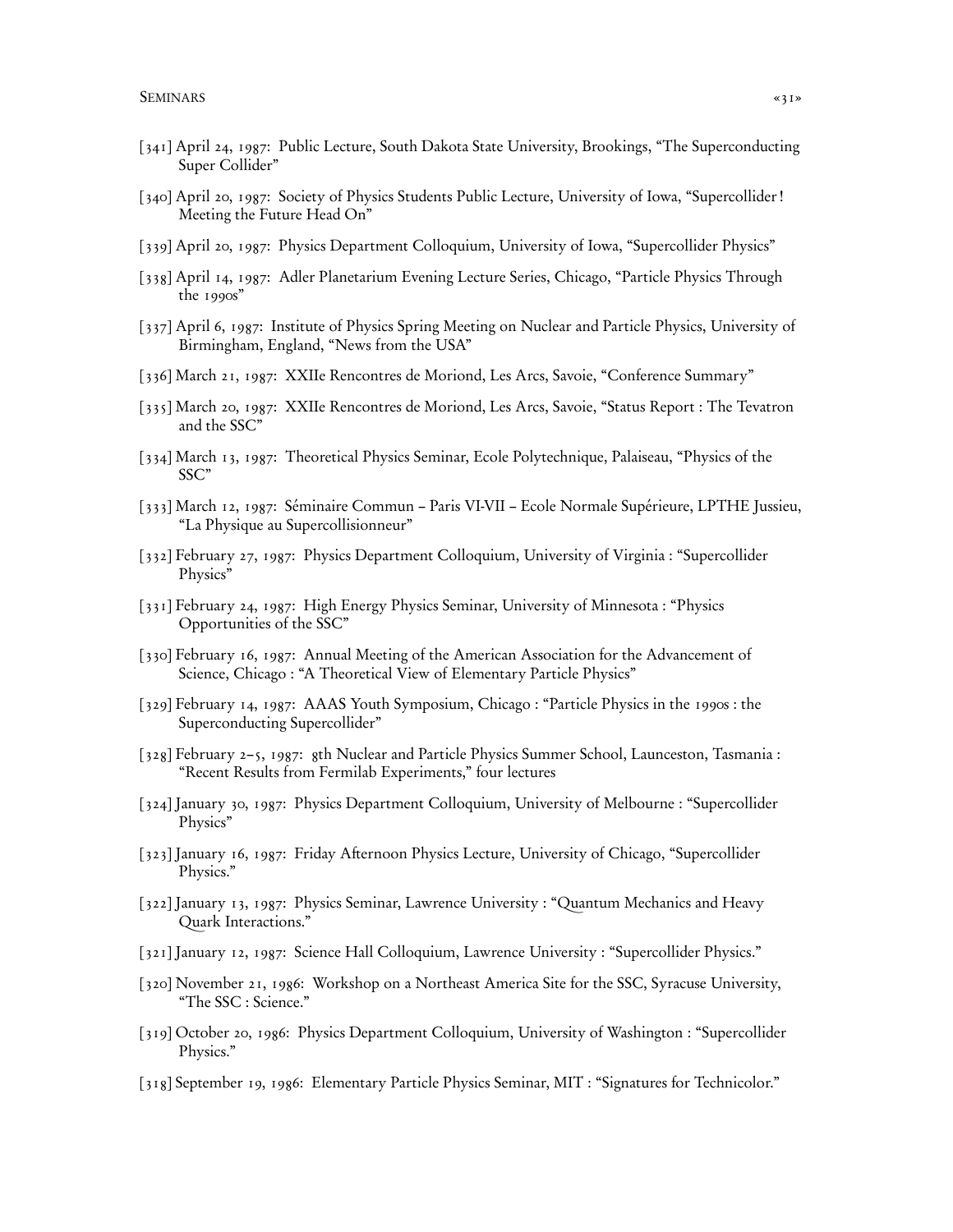[341] April 24, 1987: Public Lecture, South Dakota State University, Brookings, "The Superconducting Super Collider"

[340] April 20, 1987: Society of Physics Students Public Lecture, University of Iowa, "Supercollider! Meeting the Future Head On"

[339] April 20, 1987: Physics Department Colloquium, University of Iowa, "Supercollider Physics"

[338] April 14, 1987: Adler Planetarium Evening Lecture Series, Chicago, "Particle Physics Through the 1990s"

[337] April 6, 1987: Institute of Physics Spring Meeting on Nuclear and Particle Physics, University of Birmingham, England, "News from the USA"

[336] March 21, 1987: XXIIe Rencontres de Moriond, Les Arcs, Savoie, "Conference Summary"

[335] March 20, 1987: XXIIe Rencontres de Moriond, Les Arcs, Savoie, "Status Report : The Tevatron and the SSC"

[334] March 13, 1987: Theoretical Physics Seminar, Ecole Polytechnique, Palaiseau, "Physics of the SSC"

[333] March 12, 1987: Séminaire Commun – Paris VI-VII – Ecole Normale Supérieure, LPTHE Jussieu, "La Physique au Supercollisionneur"

[332] February 27, 1987: Physics Department Colloquium, University of Virginia : "Supercollider Physics"

[331] February 24, 1987: High Energy Physics Seminar, University of Minnesota : "Physics Opportunities of the SSC"

[330] February 16, 1987: Annual Meeting of the American Association for the Advancement of Science, Chicago : "A Theoretical View of Elementary Particle Physics"

[329] February 14, 1987: AAAS Youth Symposium, Chicago : "Particle Physics in the 1990s : the Superconducting Supercollider"

[328] February 2–5, 1987: 8th Nuclear and Particle Physics Summer School, Launceston, Tasmania : "Recent Results from Fermilab Experiments," four lectures

[324] January 30, 1987: Physics Department Colloquium, University of Melbourne : "Supercollider Physics"

[323] January 16, 1987: Friday Afternoon Physics Lecture, University of Chicago, "Supercollider Physics."

[322] January 13, 1987: Physics Seminar, Lawrence University : "Quantum Mechanics and Heavy Quark Interactions."

[321] January 12, 1987: Science Hall Colloquium, Lawrence University : "Supercollider Physics."

[320] November 21, 1986: Workshop on a Northeast America Site for the SSC, Syracuse University, "The SSC : Science."

[319] October 20, 1986: Physics Department Colloquium, University of Washington : "Supercollider Physics."

[318] September 19, 1986: Elementary Particle Physics Seminar, MIT : "Signatures for Technicolor."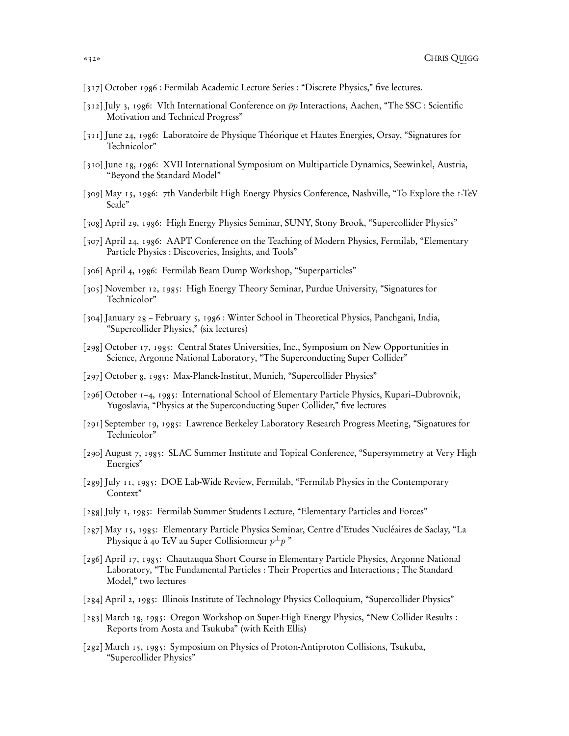[317] October 1986 : Fermilab Academic Lecture Series : "Discrete Physics," five lectures.

[312] July 3, 1986: VIth International Conference on $\bar{p}p$ Interactions, Aachen, "The SSC : Scientific Motivation and Technical Progress"

[311] June 24, 1986: Laboratoire de Physique Théorique et Hautes Energies, Orsay, "Signatures for Technicolor"

[310] June 18, 1986: XVII International Symposium on Multiparticle Dynamics, Seewinkel, Austria, "Beyond the Standard Model"

[309] May 15, 1986: 7th Vanderbilt High Energy Physics Conference, Nashville, "To Explore the 1-TeV Scale"

[308] April 29, 1986: High Energy Physics Seminar, SUNY, Stony Brook, "Supercollider Physics"

[307] April 24, 1986: AAPT Conference on the Teaching of Modern Physics, Fermilab, "Elementary Particle Physics : Discoveries, Insights, and Tools"

[306] April 4, 1986: Fermilab Beam Dump Workshop, "Superparticles"

[305] November 12, 1985: High Energy Theory Seminar, Purdue University, "Signatures for Technicolor"

[304] January 28 – February 5, 1986 : Winter School in Theoretical Physics, Panchgani, India, "Supercollider Physics," (six lectures)

[298] October 17, 1985: Central States Universities, Inc., Symposium on New Opportunities in Science, Argonne National Laboratory, "The Superconducting Super Collider"

[297] October 8, 1985: Max-Planck-Institut, Munich, "Supercollider Physics"

[296] October 1–4, 1985: International School of Elementary Particle Physics, Kupari–Dubrovnik, Yugoslavia, "Physics at the Superconducting Super Collider," five lectures

[291] September 19, 1985: Lawrence Berkeley Laboratory Research Progress Meeting, "Signatures for Technicolor"

[290] August 7, 1985: SLAC Summer Institute and Topical Conference, "Supersymmetry at Very High Energies"

[289] July 11, 1985: DOE Lab-Wide Review, Fermilab, "Fermilab Physics in the Contemporary Context"

[288] July 1, 1985: Fermilab Summer Students Lecture, "Elementary Particles and Forces"

[287] May 15, 1985: Elementary Particle Physics Seminar, Centre d'Etudes Nucléaires de Saclay, "La Physique à 40 TeV au Super Collisionneur $p^{\pm}p$ "

[286] April 17, 1985: Chautauqua Short Course in Elementary Particle Physics, Argonne National Laboratory, "The Fundamental Particles : Their Properties and Interactions ; The Standard Model," two lectures

[284] April 2, 1985: Illinois Institute of Technology Physics Colloquium, "Supercollider Physics"

[283] March 18, 1985: Oregon Workshop on Super-High Energy Physics, "New Collider Results : Reports from Aosta and Tsukuba" (with Keith Ellis)

[282] March 15, 1985: Symposium on Physics of Proton-Antiproton Collisions, Tsukuba, "Supercollider Physics"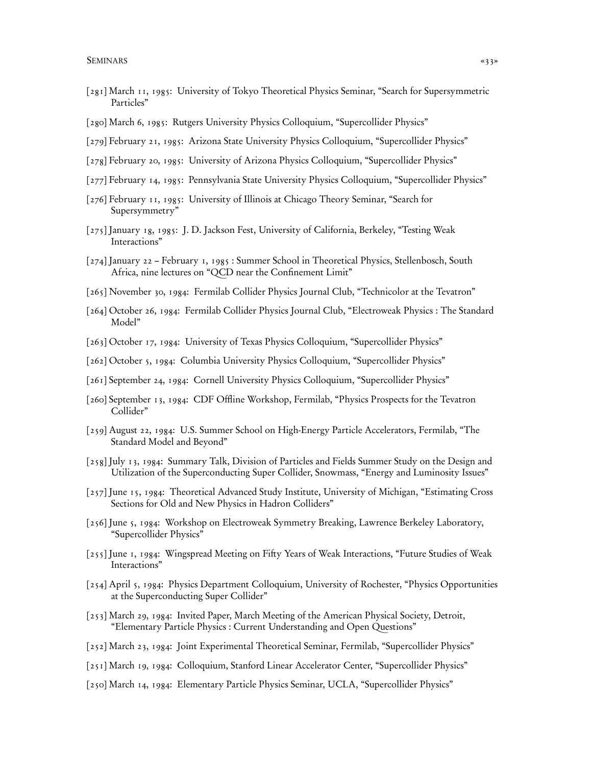[281] March 11, 1985: University of Tokyo Theoretical Physics Seminar, "Search for Supersymmetric Particles"

[280] March 6, 1985: Rutgers University Physics Colloquium, "Supercollider Physics"

[279] February 21, 1985: Arizona State University Physics Colloquium, "Supercollider Physics"

[278] February 20, 1985: University of Arizona Physics Colloquium, "Supercollider Physics"

[277] February 14, 1985: Pennsylvania State University Physics Colloquium, "Supercollider Physics"

[276] February 11, 1985: University of Illinois at Chicago Theory Seminar, "Search for Supersymmetry"

[275] January 18, 1985: J. D. Jackson Fest, University of California, Berkeley, "Testing Weak Interactions"

[274] January 22 – February 1, 1985 : Summer School in Theoretical Physics, Stellenbosch, South Africa, nine lectures on "QCD near the Confinement Limit"

[265] November 30, 1984: Fermilab Collider Physics Journal Club, "Technicolor at the Tevatron"

[264] October 26, 1984: Fermilab Collider Physics Journal Club, "Electroweak Physics : The Standard Model"

[263] October 17, 1984: University of Texas Physics Colloquium, "Supercollider Physics"

[262] October 5, 1984: Columbia University Physics Colloquium, "Supercollider Physics"

[261] September 24, 1984: Cornell University Physics Colloquium, "Supercollider Physics"

[260] September 13, 1984: CDF Offline Workshop, Fermilab, "Physics Prospects for the Tevatron Collider"

[259] August 22, 1984: U.S. Summer School on High-Energy Particle Accelerators, Fermilab, "The Standard Model and Beyond"

[258] July 13, 1984: Summary Talk, Division of Particles and Fields Summer Study on the Design and Utilization of the Superconducting Super Collider, Snowmass, "Energy and Luminosity Issues"

[257] June 15, 1984: Theoretical Advanced Study Institute, University of Michigan, "Estimating Cross Sections for Old and New Physics in Hadron Colliders"

[256] June 5, 1984: Workshop on Electroweak Symmetry Breaking, Lawrence Berkeley Laboratory, "Supercollider Physics"

[255] June 1, 1984: Wingspread Meeting on Fifty Years of Weak Interactions, "Future Studies of Weak Interactions"

[254] April 5, 1984: Physics Department Colloquium, University of Rochester, "Physics Opportunities at the Superconducting Super Collider"

[253] March 29, 1984: Invited Paper, March Meeting of the American Physical Society, Detroit, "Elementary Particle Physics : Current Understanding and Open Questions"

[252] March 23, 1984: Joint Experimental Theoretical Seminar, Fermilab, "Supercollider Physics"

[251] March 19, 1984: Colloquium, Stanford Linear Accelerator Center, "Supercollider Physics"

[250] March 14, 1984: Elementary Particle Physics Seminar, UCLA, "Supercollider Physics"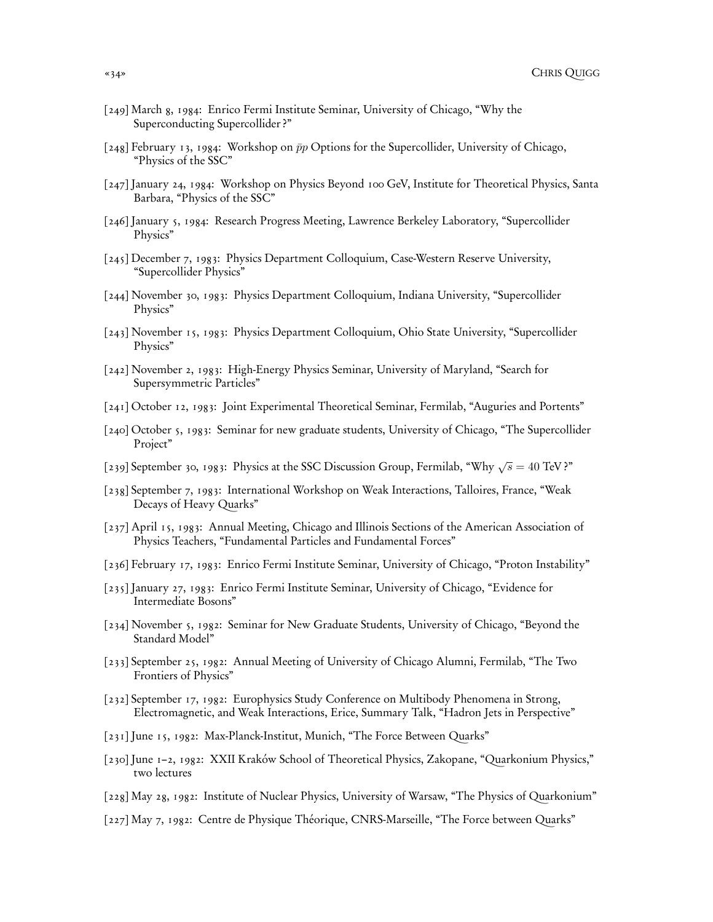[249] March 8, 1984: Enrico Fermi Institute Seminar, University of Chicago, "Why the Superconducting Supercollider?"

[248] February 13, 1984: Workshop on $\bar{p}p$ Options for the Supercollider, University of Chicago, "Physics of the SSC"

[247] January 24, 1984: Workshop on Physics Beyond 100 GeV, Institute for Theoretical Physics, Santa Barbara, "Physics of the SSC"

[246] January 5, 1984: Research Progress Meeting, Lawrence Berkeley Laboratory, "Supercollider Physics"

[245] December 7, 1983: Physics Department Colloquium, Case-Western Reserve University, "Supercollider Physics"

[244] November 30, 1983: Physics Department Colloquium, Indiana University, "Supercollider Physics"

[243] November 15, 1983: Physics Department Colloquium, Ohio State University, "Supercollider Physics"

[242] November 2, 1983: High-Energy Physics Seminar, University of Maryland, "Search for Supersymmetric Particles"

[241] October 12, 1983: Joint Experimental Theoretical Seminar, Fermilab, "Auguries and Portents"

[240] October 5, 1983: Seminar for new graduate students, University of Chicago, "The Supercollider Project"

[239] September 30, 1983: Physics at the SSC Discussion Group, Fermilab, "Why $\sqrt{s} = 40$ TeV?"

[238] September 7, 1983: International Workshop on Weak Interactions, Talloires, France, "Weak Decays of Heavy Quarks"

[237] April 15, 1983: Annual Meeting, Chicago and Illinois Sections of the American Association of Physics Teachers, "Fundamental Particles and Fundamental Forces"

[236] February 17, 1983: Enrico Fermi Institute Seminar, University of Chicago, "Proton Instability"

[235] January 27, 1983: Enrico Fermi Institute Seminar, University of Chicago, "Evidence for Intermediate Bosons"

[234] November 5, 1982: Seminar for New Graduate Students, University of Chicago, "Beyond the Standard Model"

[233] September 25, 1982: Annual Meeting of University of Chicago Alumni, Fermilab, "The Two Frontiers of Physics"

[232] September 17, 1982: Europhysics Study Conference on Multibody Phenomena in Strong, Electromagnetic, and Weak Interactions, Erice, Summary Talk, "Hadron Jets in Perspective"

[231] June 15, 1982: Max-Planck-Institut, Munich, "The Force Between Quarks"

[230] June 1–2, 1982: XXII Kraków School of Theoretical Physics, Zakopane, "Quarkonium Physics," two lectures

[228] May 28, 1982: Institute of Nuclear Physics, University of Warsaw, "The Physics of Quarkonium"

[227] May 7, 1982: Centre de Physique Théorique, CNRS-Marseille, "The Force between Quarks"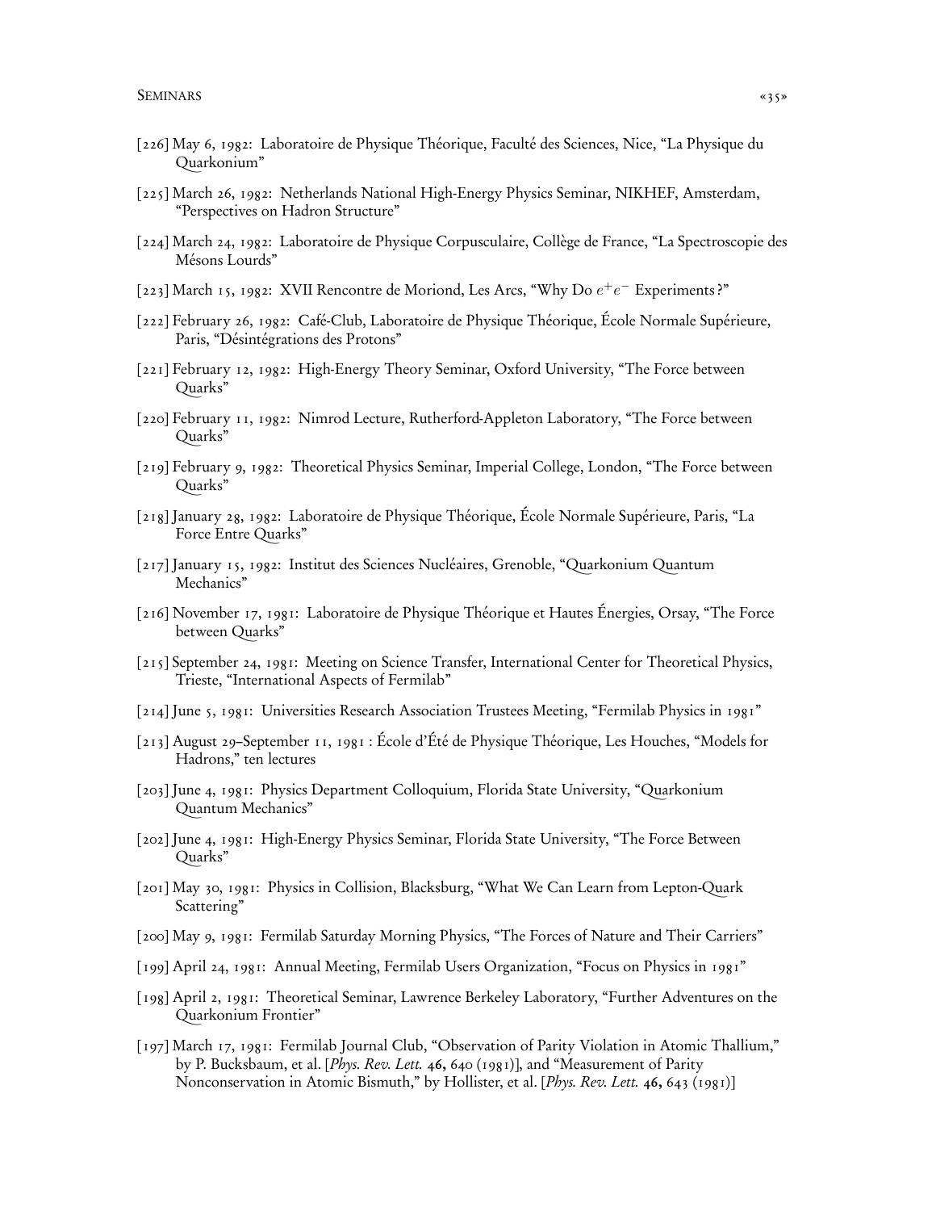[226] May 6, 1982: Laboratoire de Physique Théorique, Faculté des Sciences, Nice, “La Physique du Quarkonium”

[225] March 26, 1982: Netherlands National High-Energy Physics Seminar, NIKHEF, Amsterdam, “Perspectives on Hadron Structure”

[224] March 24, 1982: Laboratoire de Physique Corpusculaire, Collège de France, “La Spectroscopie des Mésons Lourds”

[223] March 15, 1982: XVII Rencontre de Moriond, Les Arcs, “Why Do $e^+e^-$ Experiments?”

[222] February 26, 1982: Café-Club, Laboratoire de Physique Théorique, École Normale Supérieure, Paris, “Désintégrations des Protons”

[221] February 12, 1982: High-Energy Theory Seminar, Oxford University, “The Force between Quarks”

[220] February 11, 1982: Nimrod Lecture, Rutherford-Appleton Laboratory, “The Force between Quarks”

[219] February 9, 1982: Theoretical Physics Seminar, Imperial College, London, “The Force between Quarks”

[218] January 28, 1982: Laboratoire de Physique Théorique, École Normale Supérieure, Paris, “La Force Entre Quarks”

[217] January 15, 1982: Institut des Sciences Nucléaires, Grenoble, “Quarkonium Quantum Mechanics”

[216] November 17, 1981: Laboratoire de Physique Théorique et Hautes Énergies, Orsay, “The Force between Quarks”

[215] September 24, 1981: Meeting on Science Transfer, International Center for Theoretical Physics, Trieste, “International Aspects of Fermilab”

[214] June 5, 1981: Universities Research Association Trustees Meeting, “Fermilab Physics in 1981”

[213] August 29–September 11, 1981 : École d’Été de Physique Théorique, Les Houches, “Models for Hadrons,” ten lectures

[203] June 4, 1981: Physics Department Colloquium, Florida State University, “Quarkonium Quantum Mechanics”

[202] June 4, 1981: High-Energy Physics Seminar, Florida State University, “The Force Between Quarks”

[201] May 30, 1981: Physics in Collision, Blacksburg, “What We Can Learn from Lepton-Quark Scattering”

[200] May 9, 1981: Fermilab Saturday Morning Physics, “The Forces of Nature and Their Carriers”

[199] April 24, 1981: Annual Meeting, Fermilab Users Organization, “Focus on Physics in 1981”

[198] April 2, 1981: Theoretical Seminar, Lawrence Berkeley Laboratory, “Further Adventures on the Quarkonium Frontier”

[197] March 17, 1981: Fermilab Journal Club, “Observation of Parity Violation in Atomic Thallium,” by P. Bucksbaum, et al. [*Phys. Rev. Lett.* **46,** 640 (1981)], and “Measurement of Parity Nonconservation in Atomic Bismuth,” by Hollister, et al. [*Phys. Rev. Lett.* **46,** 643 (1981)]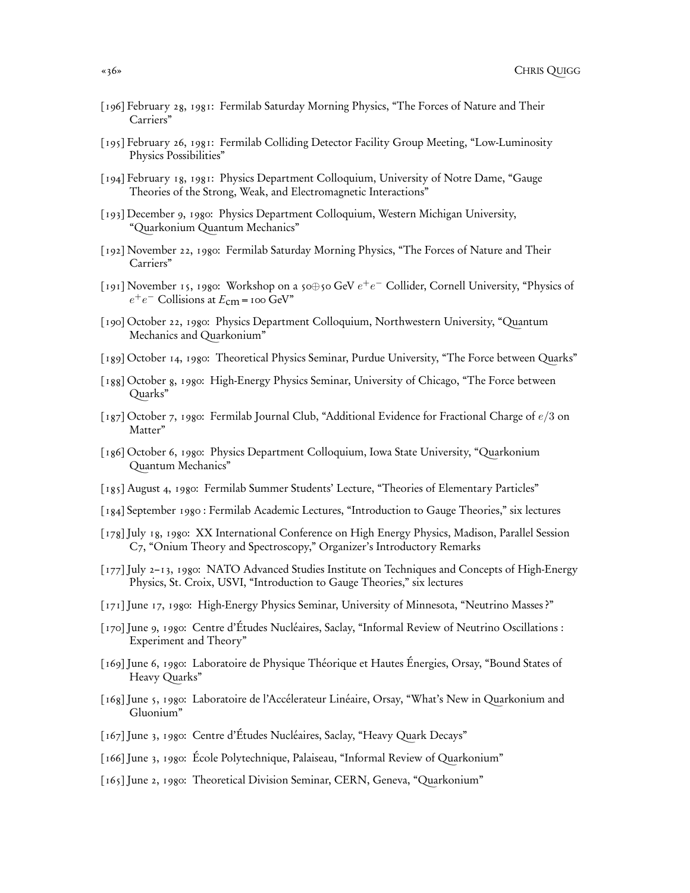[196] February 28, 1981: Fermilab Saturday Morning Physics, "The Forces of Nature and Their Carriers"

[195] February 26, 1981: Fermilab Colliding Detector Facility Group Meeting, "Low-Luminosity Physics Possibilities"

[194] February 18, 1981: Physics Department Colloquium, University of Notre Dame, "Gauge Theories of the Strong, Weak, and Electromagnetic Interactions"

[193] December 9, 1980: Physics Department Colloquium, Western Michigan University, "Quarkonium Quantum Mechanics"

[192] November 22, 1980: Fermilab Saturday Morning Physics, "The Forces of Nature and Their Carriers"

[191] November 15, 1980: Workshop on a 50⊕50 GeV $e^+e^-$ Collider, Cornell University, "Physics of $e^+e^-$ Collisions at $E_{\text{cm}} = 100$ GeV"

[190] October 22, 1980: Physics Department Colloquium, Northwestern University, "Quantum Mechanics and Quarkonium"

[189] October 14, 1980: Theoretical Physics Seminar, Purdue University, "The Force between Quarks"

[188] October 8, 1980: High-Energy Physics Seminar, University of Chicago, "The Force between Quarks"

[187] October 7, 1980: Fermilab Journal Club, "Additional Evidence for Fractional Charge of $e/3$ on Matter"

[186] October 6, 1980: Physics Department Colloquium, Iowa State University, "Quarkonium Quantum Mechanics"

[185] August 4, 1980: Fermilab Summer Students' Lecture, "Theories of Elementary Particles"

[184] September 1980 : Fermilab Academic Lectures, "Introduction to Gauge Theories," six lectures

[178] July 18, 1980: XX International Conference on High Energy Physics, Madison, Parallel Session C7, "Onium Theory and Spectroscopy," Organizer's Introductory Remarks

[177] July 2–13, 1980: NATO Advanced Studies Institute on Techniques and Concepts of High-Energy Physics, St. Croix, USVI, "Introduction to Gauge Theories," six lectures

[171] June 17, 1980: High-Energy Physics Seminar, University of Minnesota, "Neutrino Masses?"

[170] June 9, 1980: Centre d'Études Nucléaires, Saclay, "Informal Review of Neutrino Oscillations : Experiment and Theory"

[169] June 6, 1980: Laboratoire de Physique Théorique et Hautes Énergies, Orsay, "Bound States of Heavy Quarks"

[168] June 5, 1980: Laboratoire de l'Accélerateur Linéaire, Orsay, "What's New in Quarkonium and Gluonium"

[167] June 3, 1980: Centre d'Études Nucléaires, Saclay, "Heavy Quark Decays"

[166] June 3, 1980: École Polytechnique, Palaiseau, "Informal Review of Quarkonium"

[165] June 2, 1980: Theoretical Division Seminar, CERN, Geneva, "Quarkonium"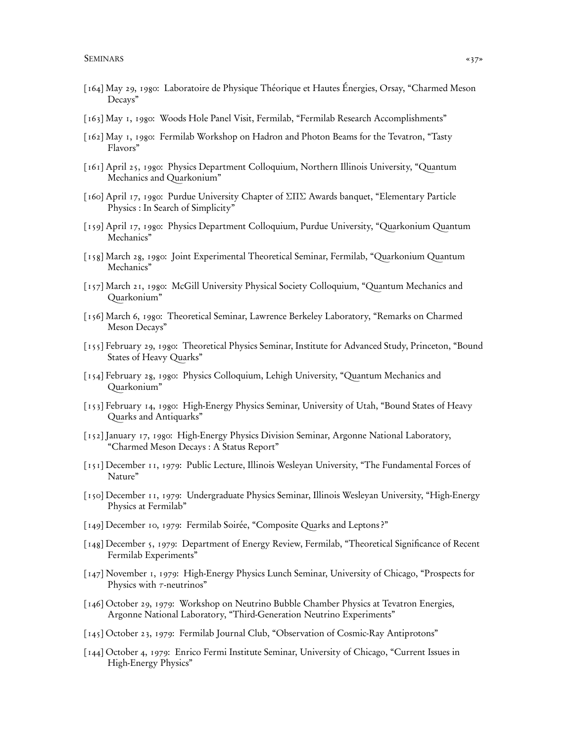[164] May 29, 1980: Laboratoire de Physique Théorique et Hautes Énergies, Orsay, "Charmed Meson Decays"

[163] May 1, 1980: Woods Hole Panel Visit, Fermilab, "Fermilab Research Accomplishments"

[162] May 1, 1980: Fermilab Workshop on Hadron and Photon Beams for the Tevatron, "Tasty Flavors"

[161] April 25, 1980: Physics Department Colloquium, Northern Illinois University, "Quantum Mechanics and Quarkonium"

[160] April 17, 1980: Purdue University Chapter of ΣΠΣ Awards banquet, "Elementary Particle Physics : In Search of Simplicity"

[159] April 17, 1980: Physics Department Colloquium, Purdue University, "Quarkonium Quantum Mechanics"

[158] March 28, 1980: Joint Experimental Theoretical Seminar, Fermilab, "Quarkonium Quantum Mechanics"

[157] March 21, 1980: McGill University Physical Society Colloquium, "Quantum Mechanics and Quarkonium"

[156] March 6, 1980: Theoretical Seminar, Lawrence Berkeley Laboratory, "Remarks on Charmed Meson Decays"

[155] February 29, 1980: Theoretical Physics Seminar, Institute for Advanced Study, Princeton, "Bound States of Heavy Quarks"

[154] February 28, 1980: Physics Colloquium, Lehigh University, "Quantum Mechanics and Quarkonium"

[153] February 14, 1980: High-Energy Physics Seminar, University of Utah, "Bound States of Heavy Quarks and Antiquarks"

[152] January 17, 1980: High-Energy Physics Division Seminar, Argonne National Laboratory, "Charmed Meson Decays : A Status Report"

[151] December 11, 1979: Public Lecture, Illinois Wesleyan University, "The Fundamental Forces of Nature"

[150] December 11, 1979: Undergraduate Physics Seminar, Illinois Wesleyan University, "High-Energy Physics at Fermilab"

[149] December 10, 1979: Fermilab Soirée, "Composite Quarks and Leptons ?"

[148] December 5, 1979: Department of Energy Review, Fermilab, "Theoretical Significance of Recent Fermilab Experiments"

[147] November 1, 1979: High-Energy Physics Lunch Seminar, University of Chicago, "Prospects for Physics with $\tau$-neutrinos"

[146] October 29, 1979: Workshop on Neutrino Bubble Chamber Physics at Tevatron Energies, Argonne National Laboratory, "Third-Generation Neutrino Experiments"

[145] October 23, 1979: Fermilab Journal Club, "Observation of Cosmic-Ray Antiprotons"

[144] October 4, 1979: Enrico Fermi Institute Seminar, University of Chicago, "Current Issues in High-Energy Physics"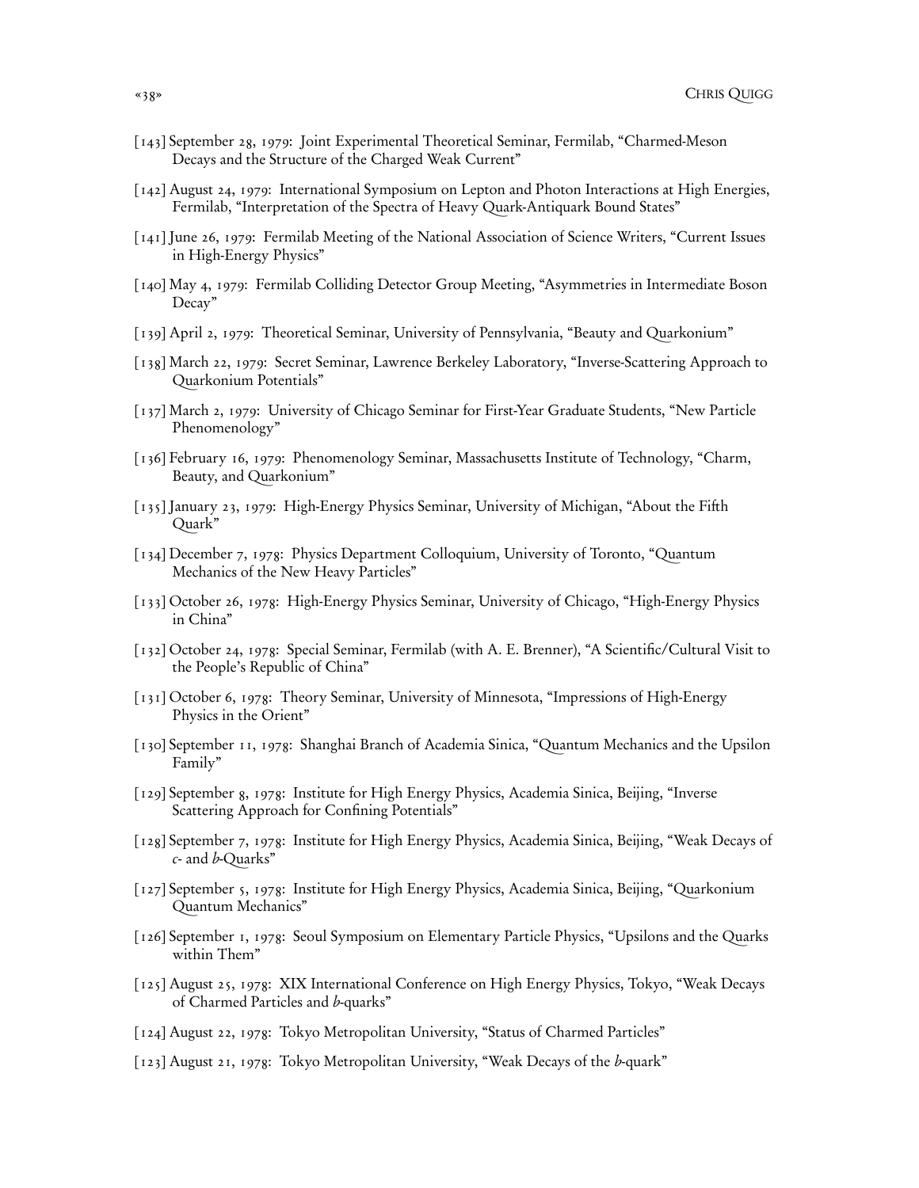[143] September 28, 1979: Joint Experimental Theoretical Seminar, Fermilab, "Charmed-Meson Decays and the Structure of the Charged Weak Current"

[142] August 24, 1979: International Symposium on Lepton and Photon Interactions at High Energies, Fermilab, "Interpretation of the Spectra of Heavy Quark-Antiquark Bound States"

[141] June 26, 1979: Fermilab Meeting of the National Association of Science Writers, "Current Issues in High-Energy Physics"

[140] May 4, 1979: Fermilab Colliding Detector Group Meeting, "Asymmetries in Intermediate Boson Decay"

[139] April 2, 1979: Theoretical Seminar, University of Pennsylvania, "Beauty and Quarkonium"

[138] March 22, 1979: Secret Seminar, Lawrence Berkeley Laboratory, "Inverse-Scattering Approach to Quarkonium Potentials"

[137] March 2, 1979: University of Chicago Seminar for First-Year Graduate Students, "New Particle Phenomenology"

[136] February 16, 1979: Phenomenology Seminar, Massachusetts Institute of Technology, "Charm, Beauty, and Quarkonium"

[135] January 23, 1979: High-Energy Physics Seminar, University of Michigan, "About the Fifth Quark"

[134] December 7, 1978: Physics Department Colloquium, University of Toronto, "Quantum Mechanics of the New Heavy Particles"

[133] October 26, 1978: High-Energy Physics Seminar, University of Chicago, "High-Energy Physics in China"

[132] October 24, 1978: Special Seminar, Fermilab (with A. E. Brenner), "A Scientific/Cultural Visit to the People's Republic of China"

[131] October 6, 1978: Theory Seminar, University of Minnesota, "Impressions of High-Energy Physics in the Orient"

[130] September 11, 1978: Shanghai Branch of Academia Sinica, "Quantum Mechanics and the Upsilon Family"

[129] September 8, 1978: Institute for High Energy Physics, Academia Sinica, Beijing, "Inverse Scattering Approach for Confining Potentials"

[128] September 7, 1978: Institute for High Energy Physics, Academia Sinica, Beijing, "Weak Decays of *c*- and *b*-Quarks"

[127] September 5, 1978: Institute for High Energy Physics, Academia Sinica, Beijing, "Quarkonium Quantum Mechanics"

[126] September 1, 1978: Seoul Symposium on Elementary Particle Physics, "Upsilons and the Quarks within Them"

[125] August 25, 1978: XIX International Conference on High Energy Physics, Tokyo, "Weak Decays of Charmed Particles and *b*-quarks"

[124] August 22, 1978: Tokyo Metropolitan University, "Status of Charmed Particles"

[123] August 21, 1978: Tokyo Metropolitan University, "Weak Decays of the *b*-quark"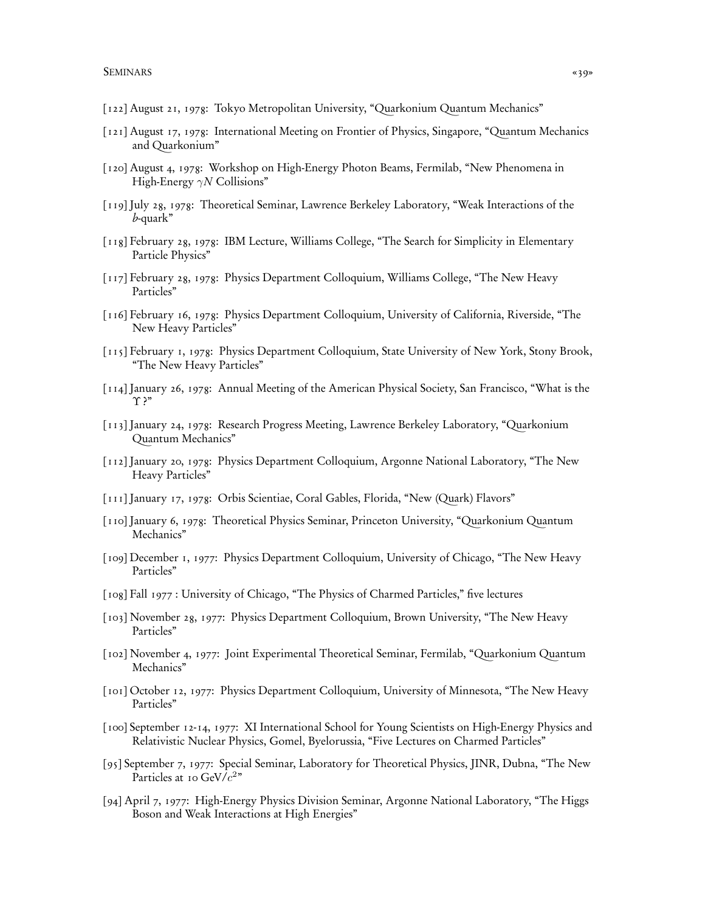[122] August 21, 1978: Tokyo Metropolitan University, "Quarkonium Quantum Mechanics"

[121] August 17, 1978: International Meeting on Frontier of Physics, Singapore, "Quantum Mechanics and Quarkonium"

[120] August 4, 1978: Workshop on High-Energy Photon Beams, Fermilab, "New Phenomena in High-Energy $\gamma N$ Collisions"

[119] July 28, 1978: Theoretical Seminar, Lawrence Berkeley Laboratory, "Weak Interactions of the *b*-quark"

[118] February 28, 1978: IBM Lecture, Williams College, "The Search for Simplicity in Elementary Particle Physics"

[117] February 28, 1978: Physics Department Colloquium, Williams College, "The New Heavy Particles"

[116] February 16, 1978: Physics Department Colloquium, University of California, Riverside, "The New Heavy Particles"

[115] February 1, 1978: Physics Department Colloquium, State University of New York, Stony Brook, "The New Heavy Particles"

[114] January 26, 1978: Annual Meeting of the American Physical Society, San Francisco, "What is the $\Upsilon$?"

[113] January 24, 1978: Research Progress Meeting, Lawrence Berkeley Laboratory, "Quarkonium Quantum Mechanics"

[112] January 20, 1978: Physics Department Colloquium, Argonne National Laboratory, "The New Heavy Particles"

[111] January 17, 1978: Orbis Scientiae, Coral Gables, Florida, "New (Quark) Flavors"

[110] January 6, 1978: Theoretical Physics Seminar, Princeton University, "Quarkonium Quantum Mechanics"

[109] December 1, 1977: Physics Department Colloquium, University of Chicago, "The New Heavy Particles"

[108] Fall 1977 : University of Chicago, "The Physics of Charmed Particles," five lectures

[103] November 28, 1977: Physics Department Colloquium, Brown University, "The New Heavy Particles"

[102] November 4, 1977: Joint Experimental Theoretical Seminar, Fermilab, "Quarkonium Quantum Mechanics"

[101] October 12, 1977: Physics Department Colloquium, University of Minnesota, "The New Heavy Particles"

[100] September 12-14, 1977: XI International School for Young Scientists on High-Energy Physics and Relativistic Nuclear Physics, Gomel, Byelorussia, "Five Lectures on Charmed Particles"

[95] September 7, 1977: Special Seminar, Laboratory for Theoretical Physics, JINR, Dubna, "The New Particles at 10 GeV/$c^2$"

[94] April 7, 1977: High-Energy Physics Division Seminar, Argonne National Laboratory, "The Higgs Boson and Weak Interactions at High Energies"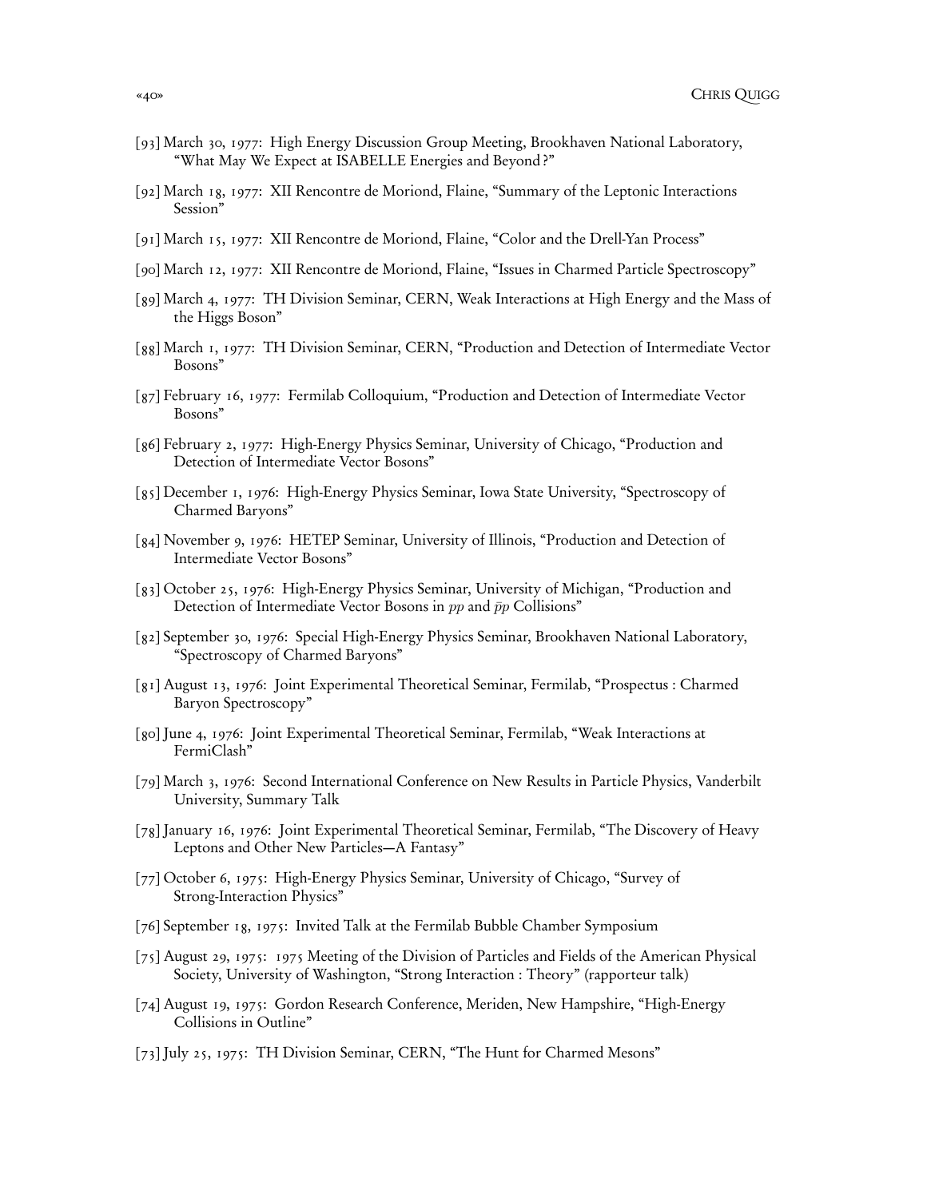[93] March 30, 1977: High Energy Discussion Group Meeting, Brookhaven National Laboratory, "What May We Expect at ISABELLE Energies and Beyond?"

[92] March 18, 1977: XII Rencontre de Moriond, Flaine, "Summary of the Leptonic Interactions Session"

[91] March 15, 1977: XII Rencontre de Moriond, Flaine, "Color and the Drell-Yan Process"

[90] March 12, 1977: XII Rencontre de Moriond, Flaine, "Issues in Charmed Particle Spectroscopy"

[89] March 4, 1977: TH Division Seminar, CERN, Weak Interactions at High Energy and the Mass of the Higgs Boson"

[88] March 1, 1977: TH Division Seminar, CERN, "Production and Detection of Intermediate Vector Bosons"

[87] February 16, 1977: Fermilab Colloquium, "Production and Detection of Intermediate Vector Bosons"

[86] February 2, 1977: High-Energy Physics Seminar, University of Chicago, "Production and Detection of Intermediate Vector Bosons"

[85] December 1, 1976: High-Energy Physics Seminar, Iowa State University, "Spectroscopy of Charmed Baryons"

[84] November 9, 1976: HETEP Seminar, University of Illinois, "Production and Detection of Intermediate Vector Bosons"

[83] October 25, 1976: High-Energy Physics Seminar, University of Michigan, "Production and Detection of Intermediate Vector Bosons in $pp$ and $\bar{p}p$ Collisions"

[82] September 30, 1976: Special High-Energy Physics Seminar, Brookhaven National Laboratory, "Spectroscopy of Charmed Baryons"

[81] August 13, 1976: Joint Experimental Theoretical Seminar, Fermilab, "Prospectus : Charmed Baryon Spectroscopy"

[80] June 4, 1976: Joint Experimental Theoretical Seminar, Fermilab, "Weak Interactions at FermiClash"

[79] March 3, 1976: Second International Conference on New Results in Particle Physics, Vanderbilt University, Summary Talk

[78] January 16, 1976: Joint Experimental Theoretical Seminar, Fermilab, "The Discovery of Heavy Leptons and Other New Particles—A Fantasy"

[77] October 6, 1975: High-Energy Physics Seminar, University of Chicago, "Survey of Strong-Interaction Physics"

[76] September 18, 1975: Invited Talk at the Fermilab Bubble Chamber Symposium

[75] August 29, 1975: 1975 Meeting of the Division of Particles and Fields of the American Physical Society, University of Washington, "Strong Interaction : Theory" (rapporteur talk)

[74] August 19, 1975: Gordon Research Conference, Meriden, New Hampshire, "High-Energy Collisions in Outline"

[73] July 25, 1975: TH Division Seminar, CERN, "The Hunt for Charmed Mesons"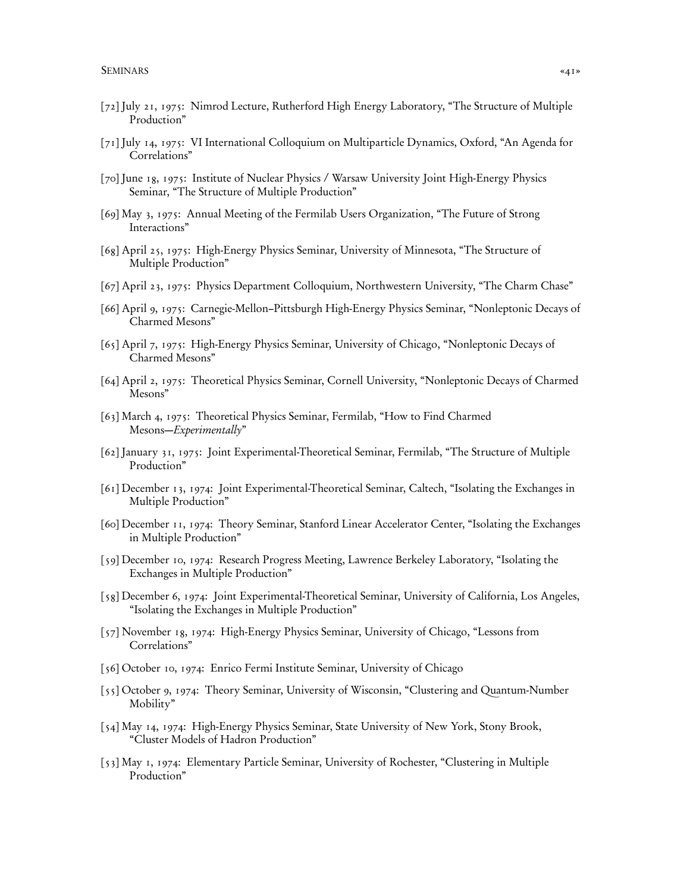[72] July 21, 1975: Nimrod Lecture, Rutherford High Energy Laboratory, “The Structure of Multiple Production”

[71] July 14, 1975: VI International Colloquium on Multiparticle Dynamics, Oxford, “An Agenda for Correlations”

[70] June 18, 1975: Institute of Nuclear Physics / Warsaw University Joint High-Energy Physics Seminar, “The Structure of Multiple Production”

[69] May 3, 1975: Annual Meeting of the Fermilab Users Organization, “The Future of Strong Interactions”

[68] April 25, 1975: High-Energy Physics Seminar, University of Minnesota, “The Structure of Multiple Production”

[67] April 23, 1975: Physics Department Colloquium, Northwestern University, “The Charm Chase”

[66] April 9, 1975: Carnegie-Mellon–Pittsburgh High-Energy Physics Seminar, “Nonleptonic Decays of Charmed Mesons”

[65] April 7, 1975: High-Energy Physics Seminar, University of Chicago, “Nonleptonic Decays of Charmed Mesons”

[64] April 2, 1975: Theoretical Physics Seminar, Cornell University, “Nonleptonic Decays of Charmed Mesons”

[63] March 4, 1975: Theoretical Physics Seminar, Fermilab, “How to Find Charmed Mesons—*Experimentally*”

[62] January 31, 1975: Joint Experimental-Theoretical Seminar, Fermilab, “The Structure of Multiple Production”

[61] December 13, 1974: Joint Experimental-Theoretical Seminar, Caltech, “Isolating the Exchanges in Multiple Production”

[60] December 11, 1974: Theory Seminar, Stanford Linear Accelerator Center, “Isolating the Exchanges in Multiple Production”

[59] December 10, 1974: Research Progress Meeting, Lawrence Berkeley Laboratory, “Isolating the Exchanges in Multiple Production”

[58] December 6, 1974: Joint Experimental-Theoretical Seminar, University of California, Los Angeles, “Isolating the Exchanges in Multiple Production”

[57] November 18, 1974: High-Energy Physics Seminar, University of Chicago, “Lessons from Correlations”

[56] October 10, 1974: Enrico Fermi Institute Seminar, University of Chicago

[55] October 9, 1974: Theory Seminar, University of Wisconsin, “Clustering and Quantum-Number Mobility”

[54] May 14, 1974: High-Energy Physics Seminar, State University of New York, Stony Brook, “Cluster Models of Hadron Production”

[53] May 1, 1974: Elementary Particle Seminar, University of Rochester, “Clustering in Multiple Production”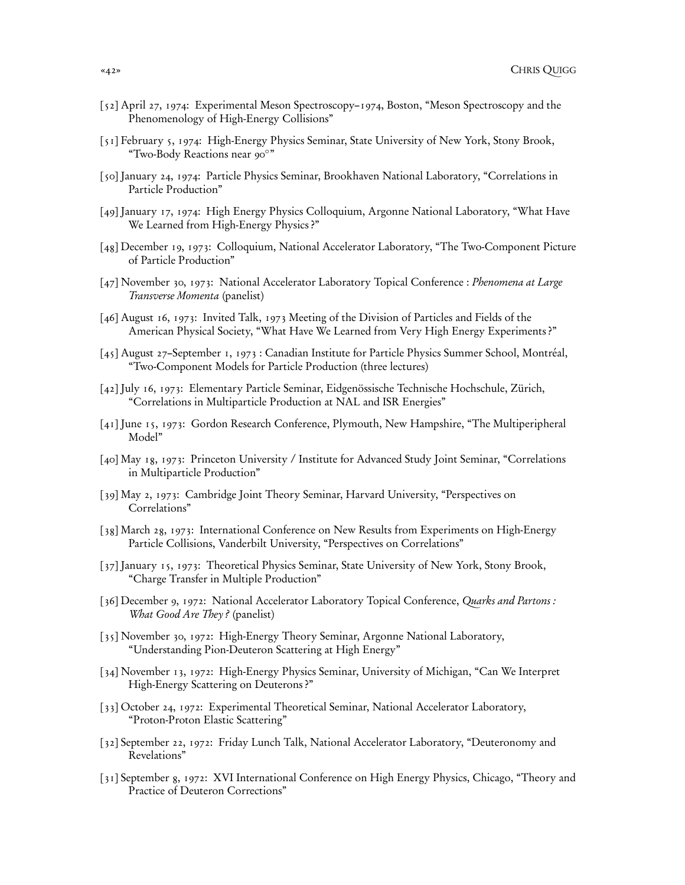[52] April 27, 1974: Experimental Meson Spectroscopy–1974, Boston, “Meson Spectroscopy and the Phenomenology of High-Energy Collisions”

[51] February 5, 1974: High-Energy Physics Seminar, State University of New York, Stony Brook, “Two-Body Reactions near 90°”

[50] January 24, 1974: Particle Physics Seminar, Brookhaven National Laboratory, “Correlations in Particle Production”

[49] January 17, 1974: High Energy Physics Colloquium, Argonne National Laboratory, “What Have We Learned from High-Energy Physics?”

[48] December 19, 1973: Colloquium, National Accelerator Laboratory, “The Two-Component Picture of Particle Production”

[47] November 30, 1973: National Accelerator Laboratory Topical Conference : *Phenomena at Large Transverse Momenta* (panelist)

[46] August 16, 1973: Invited Talk, 1973 Meeting of the Division of Particles and Fields of the American Physical Society, “What Have We Learned from Very High Energy Experiments?”

[45] August 27–September 1, 1973 : Canadian Institute for Particle Physics Summer School, Montréal, “Two-Component Models for Particle Production (three lectures)

[42] July 16, 1973: Elementary Particle Seminar, Eidgenössische Technische Hochschule, Zürich, “Correlations in Multiparticle Production at NAL and ISR Energies”

[41] June 15, 1973: Gordon Research Conference, Plymouth, New Hampshire, “The Multiperipheral Model”

[40] May 18, 1973: Princeton University / Institute for Advanced Study Joint Seminar, “Correlations in Multiparticle Production”

[39] May 2, 1973: Cambridge Joint Theory Seminar, Harvard University, “Perspectives on Correlations”

[38] March 28, 1973: International Conference on New Results from Experiments on High-Energy Particle Collisions, Vanderbilt University, “Perspectives on Correlations”

[37] January 15, 1973: Theoretical Physics Seminar, State University of New York, Stony Brook, “Charge Transfer in Multiple Production”

[36] December 9, 1972: National Accelerator Laboratory Topical Conference, *Quarks and Partons : What Good Are They?* (panelist)

[35] November 30, 1972: High-Energy Theory Seminar, Argonne National Laboratory, “Understanding Pion-Deuteron Scattering at High Energy”

[34] November 13, 1972: High-Energy Physics Seminar, University of Michigan, “Can We Interpret High-Energy Scattering on Deuterons?”

[33] October 24, 1972: Experimental Theoretical Seminar, National Accelerator Laboratory, “Proton-Proton Elastic Scattering”

[32] September 22, 1972: Friday Lunch Talk, National Accelerator Laboratory, “Deuteronomy and Revelations”

[31] September 8, 1972: XVI International Conference on High Energy Physics, Chicago, “Theory and Practice of Deuteron Corrections”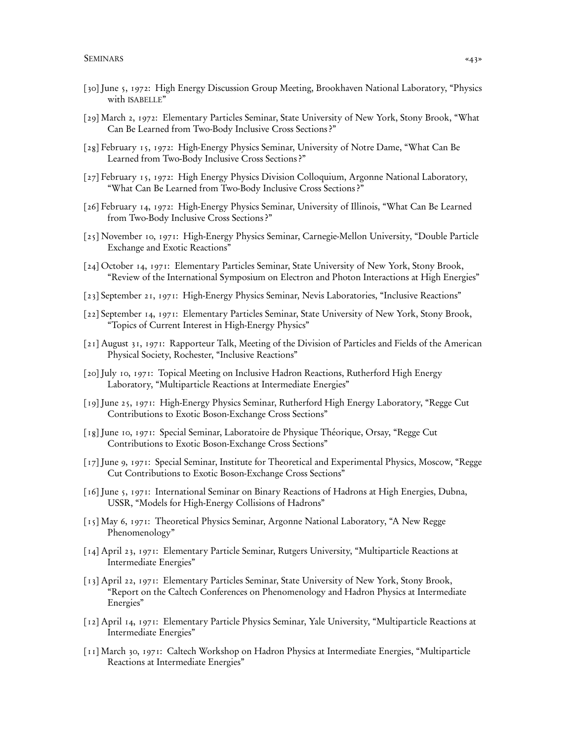[30] June 5, 1972: High Energy Discussion Group Meeting, Brookhaven National Laboratory, "Physics with ISABELLE"

[29] March 2, 1972: Elementary Particles Seminar, State University of New York, Stony Brook, "What Can Be Learned from Two-Body Inclusive Cross Sections?"

[28] February 15, 1972: High-Energy Physics Seminar, University of Notre Dame, "What Can Be Learned from Two-Body Inclusive Cross Sections?"

[27] February 15, 1972: High Energy Physics Division Colloquium, Argonne National Laboratory, "What Can Be Learned from Two-Body Inclusive Cross Sections?"

[26] February 14, 1972: High-Energy Physics Seminar, University of Illinois, "What Can Be Learned from Two-Body Inclusive Cross Sections?"

[25] November 10, 1971: High-Energy Physics Seminar, Carnegie-Mellon University, "Double Particle Exchange and Exotic Reactions"

[24] October 14, 1971: Elementary Particles Seminar, State University of New York, Stony Brook, "Review of the International Symposium on Electron and Photon Interactions at High Energies"

[23] September 21, 1971: High-Energy Physics Seminar, Nevis Laboratories, "Inclusive Reactions"

[22] September 14, 1971: Elementary Particles Seminar, State University of New York, Stony Brook, "Topics of Current Interest in High-Energy Physics"

[21] August 31, 1971: Rapporteur Talk, Meeting of the Division of Particles and Fields of the American Physical Society, Rochester, "Inclusive Reactions"

[20] July 10, 1971: Topical Meeting on Inclusive Hadron Reactions, Rutherford High Energy Laboratory, "Multiparticle Reactions at Intermediate Energies"

[19] June 25, 1971: High-Energy Physics Seminar, Rutherford High Energy Laboratory, "Regge Cut Contributions to Exotic Boson-Exchange Cross Sections"

[18] June 10, 1971: Special Seminar, Laboratoire de Physique Théorique, Orsay, "Regge Cut Contributions to Exotic Boson-Exchange Cross Sections"

[17] June 9, 1971: Special Seminar, Institute for Theoretical and Experimental Physics, Moscow, "Regge Cut Contributions to Exotic Boson-Exchange Cross Sections"

[16] June 5, 1971: International Seminar on Binary Reactions of Hadrons at High Energies, Dubna, USSR, "Models for High-Energy Collisions of Hadrons"

[15] May 6, 1971: Theoretical Physics Seminar, Argonne National Laboratory, "A New Regge Phenomenology"

[14] April 23, 1971: Elementary Particle Seminar, Rutgers University, "Multiparticle Reactions at Intermediate Energies"

[13] April 22, 1971: Elementary Particles Seminar, State University of New York, Stony Brook, "Report on the Caltech Conferences on Phenomenology and Hadron Physics at Intermediate Energies"

[12] April 14, 1971: Elementary Particle Physics Seminar, Yale University, "Multiparticle Reactions at Intermediate Energies"

[11] March 30, 1971: Caltech Workshop on Hadron Physics at Intermediate Energies, "Multiparticle Reactions at Intermediate Energies"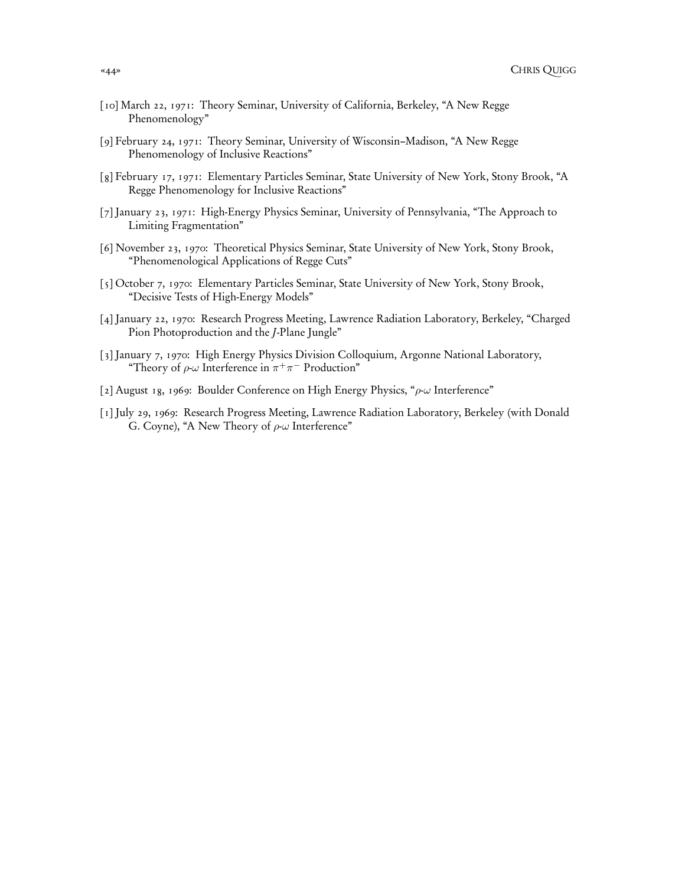[10] March 22, 1971: Theory Seminar, University of California, Berkeley, "A New Regge Phenomenology"

[9] February 24, 1971: Theory Seminar, University of Wisconsin–Madison, "A New Regge Phenomenology of Inclusive Reactions"

[8] February 17, 1971: Elementary Particles Seminar, State University of New York, Stony Brook, "A Regge Phenomenology for Inclusive Reactions"

[7] January 23, 1971: High-Energy Physics Seminar, University of Pennsylvania, "The Approach to Limiting Fragmentation"

[6] November 23, 1970: Theoretical Physics Seminar, State University of New York, Stony Brook, "Phenomenological Applications of Regge Cuts"

[5] October 7, 1970: Elementary Particles Seminar, State University of New York, Stony Brook, "Decisive Tests of High-Energy Models"

[4] January 22, 1970: Research Progress Meeting, Lawrence Radiation Laboratory, Berkeley, "Charged Pion Photoproduction and the $J$-Plane Jungle"

[3] January 7, 1970: High Energy Physics Division Colloquium, Argonne National Laboratory, "Theory of $\rho$-$\omega$ Interference in $\pi^+\pi^-$ Production"

[2] August 18, 1969: Boulder Conference on High Energy Physics, "$\rho$-$\omega$ Interference"

[1] July 29, 1969: Research Progress Meeting, Lawrence Radiation Laboratory, Berkeley (with Donald G. Coyne), "A New Theory of $\rho$-$\omega$ Interference"